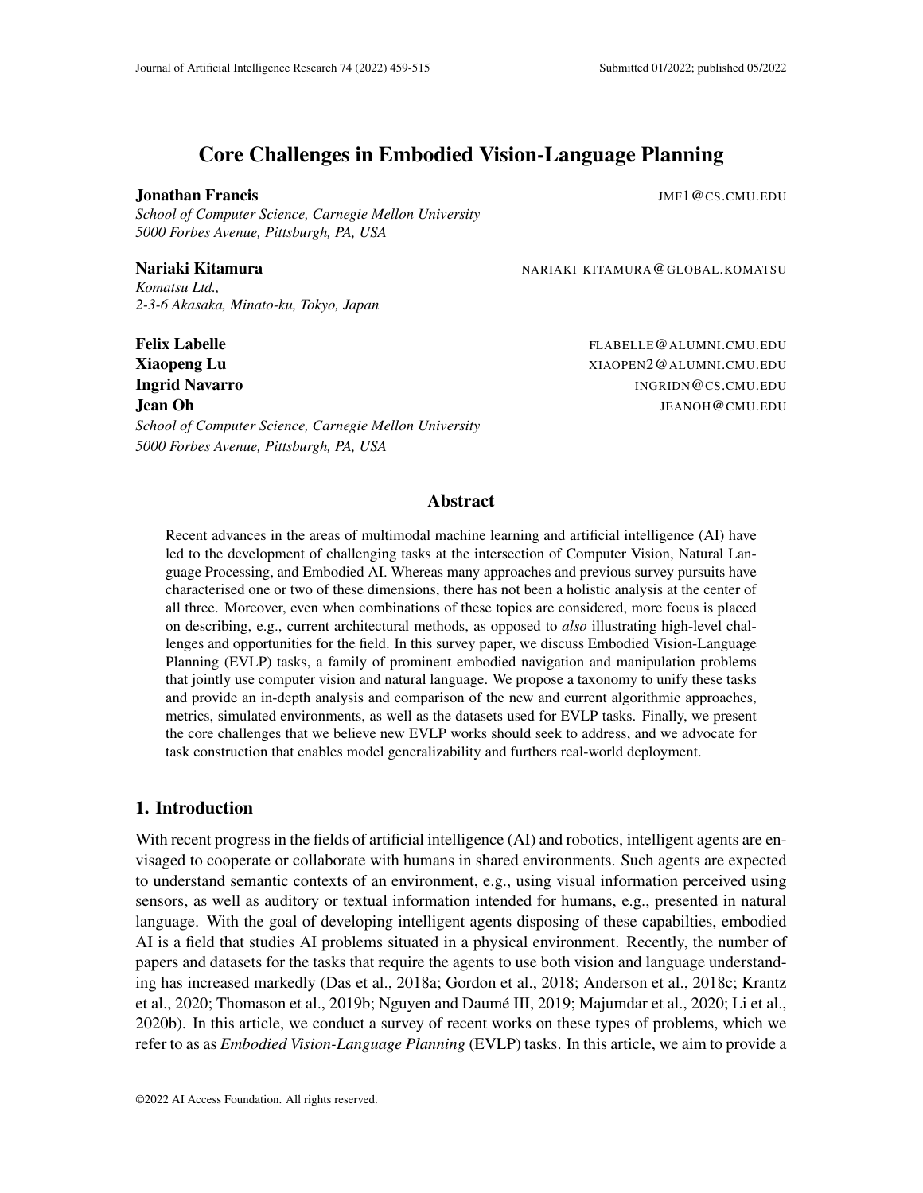# Core Challenges in Embodied Vision-Language Planning

**Jonathan Francis** JMF1@CS.CMU.EDU
*School of Computer Science, Carnegie Mellon University*
*5000 Forbes Avenue, Pittsburgh, PA, USA*

**Nariaki Kitamura** NARIAKI_KITAMURA@GLOBAL.KOMATSU
*Komatsu Ltd.,*
*2-3-6 Akasaka, Minato-ku, Tokyo, Japan*

**Felix Labelle** FLABELLE@ALUMNI.CMU.EDU
**Xiaopeng Lu** XIAOPEN2@ALUMNI.CMU.EDU
**Ingrid Navarro** INGRIDN@CS.CMU.EDU
**Jean Oh** JEANOH@CMU.EDU
*School of Computer Science, Carnegie Mellon University*
*5000 Forbes Avenue, Pittsburgh, PA, USA*

## Abstract

Recent advances in the areas of multimodal machine learning and artificial intelligence (AI) have led to the development of challenging tasks at the intersection of Computer Vision, Natural Language Processing, and Embodied AI. Whereas many approaches and previous survey pursuits have characterised one or two of these dimensions, there has not been a holistic analysis at the center of all three. Moreover, even when combinations of these topics are considered, more focus is placed on describing, e.g., current architectural methods, as opposed to *also* illustrating high-level challenges and opportunities for the field. In this survey paper, we discuss Embodied Vision-Language Planning (EVLP) tasks, a family of prominent embodied navigation and manipulation problems that jointly use computer vision and natural language. We propose a taxonomy to unify these tasks and provide an in-depth analysis and comparison of the new and current algorithmic approaches, metrics, simulated environments, as well as the datasets used for EVLP tasks. Finally, we present the core challenges that we believe new EVLP works should seek to address, and we advocate for task construction that enables model generalizability and furthers real-world deployment.

## 1. Introduction

With recent progress in the fields of artificial intelligence (AI) and robotics, intelligent agents are envisaged to cooperate or collaborate with humans in shared environments. Such agents are expected to understand semantic contexts of an environment, e.g., using visual information perceived using sensors, as well as auditory or textual information intended for humans, e.g., presented in natural language. With the goal of developing intelligent agents disposing of these capabilties, embodied AI is a field that studies AI problems situated in a physical environment. Recently, the number of papers and datasets for the tasks that require the agents to use both vision and language understanding has increased markedly (Das et al., 2018a; Gordon et al., 2018; Anderson et al., 2018c; Krantz et al., 2020; Thomason et al., 2019b; Nguyen and Daumé III, 2019; Majumdar et al., 2020; Li et al., 2020b). In this article, we conduct a survey of recent works on these types of problems, which we refer to as as *Embodied Vision-Language Planning* (EVLP) tasks. In this article, we aim to provide a

©2022 AI Access Foundation. All rights reserved.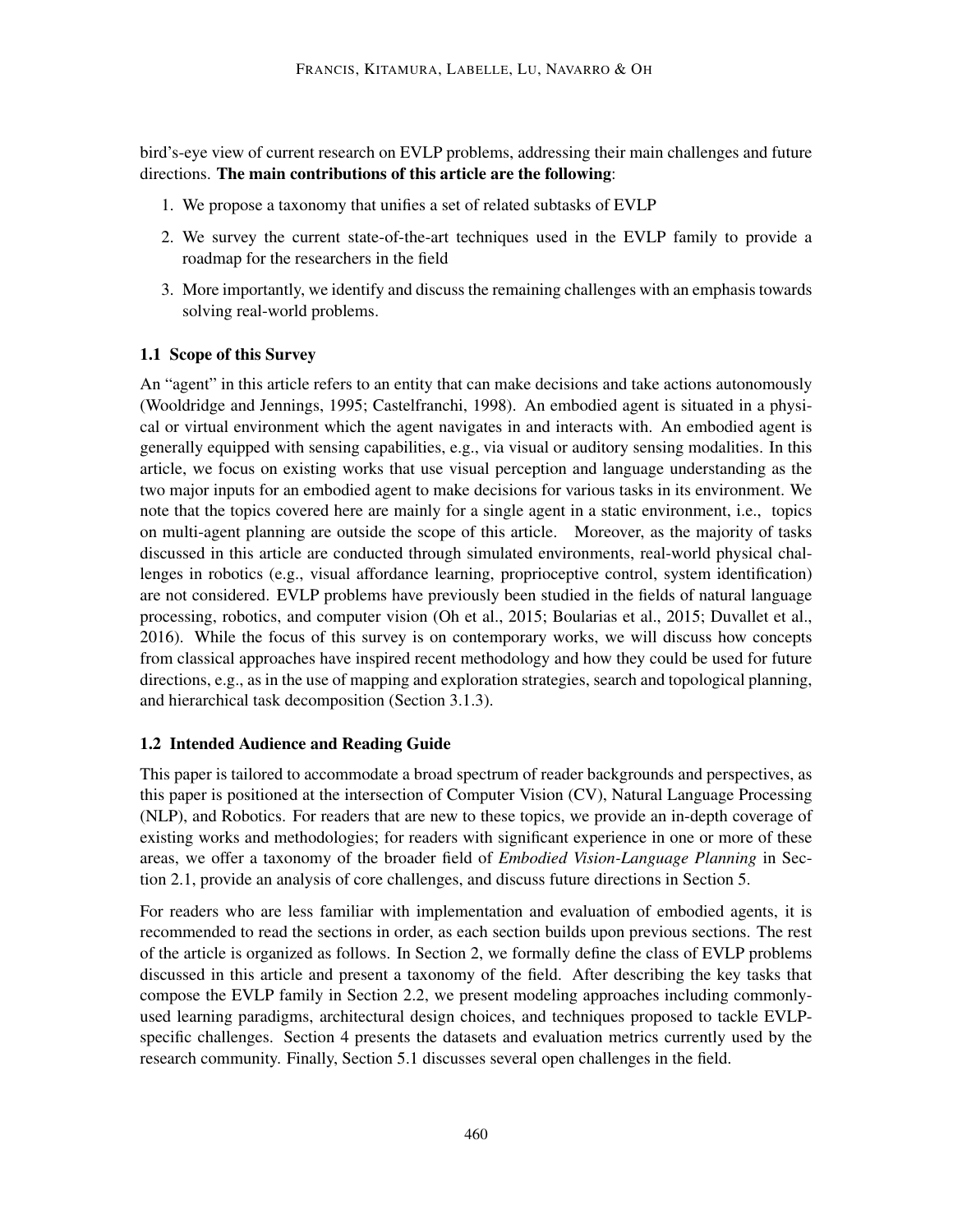bird's-eye view of current research on EVLP problems, addressing their main challenges and future directions. **The main contributions of this article are the following**:

1. We propose a taxonomy that unifies a set of related subtasks of EVLP
2. We survey the current state-of-the-art techniques used in the EVLP family to provide a roadmap for the researchers in the field
3. More importantly, we identify and discuss the remaining challenges with an emphasis towards solving real-world problems.

### 1.1 Scope of this Survey

An "agent" in this article refers to an entity that can make decisions and take actions autonomously (Wooldridge and Jennings, 1995; Castelfranchi, 1998). An embodied agent is situated in a physical or virtual environment which the agent navigates in and interacts with. An embodied agent is generally equipped with sensing capabilities, e.g., via visual or auditory sensing modalities. In this article, we focus on existing works that use visual perception and language understanding as the two major inputs for an embodied agent to make decisions for various tasks in its environment. We note that the topics covered here are mainly for a single agent in a static environment, i.e., topics on multi-agent planning are outside the scope of this article. Moreover, as the majority of tasks discussed in this article are conducted through simulated environments, real-world physical challenges in robotics (e.g., visual affordance learning, proprioceptive control, system identification) are not considered. EVLP problems have previously been studied in the fields of natural language processing, robotics, and computer vision (Oh et al., 2015; Boularias et al., 2015; Duvallet et al., 2016). While the focus of this survey is on contemporary works, we will discuss how concepts from classical approaches have inspired recent methodology and how they could be used for future directions, e.g., as in the use of mapping and exploration strategies, search and topological planning, and hierarchical task decomposition (Section 3.1.3).

### 1.2 Intended Audience and Reading Guide

This paper is tailored to accommodate a broad spectrum of reader backgrounds and perspectives, as this paper is positioned at the intersection of Computer Vision (CV), Natural Language Processing (NLP), and Robotics. For readers that are new to these topics, we provide an in-depth coverage of existing works and methodologies; for readers with significant experience in one or more of these areas, we offer a taxonomy of the broader field of *Embodied Vision-Language Planning* in Section 2.1, provide an analysis of core challenges, and discuss future directions in Section 5.

For readers who are less familiar with implementation and evaluation of embodied agents, it is recommended to read the sections in order, as each section builds upon previous sections. The rest of the article is organized as follows. In Section 2, we formally define the class of EVLP problems discussed in this article and present a taxonomy of the field. After describing the key tasks that compose the EVLP family in Section 2.2, we present modeling approaches including commonly-used learning paradigms, architectural design choices, and techniques proposed to tackle EVLP-specific challenges. Section 4 presents the datasets and evaluation metrics currently used by the research community. Finally, Section 5.1 discusses several open challenges in the field.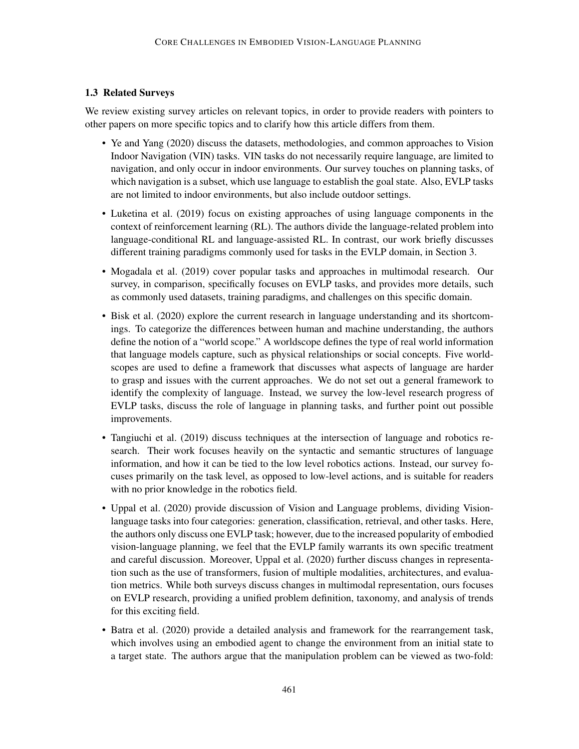### 1.3 Related Surveys

We review existing survey articles on relevant topics, in order to provide readers with pointers to other papers on more specific topics and to clarify how this article differs from them.

- Ye and Yang (2020) discuss the datasets, methodologies, and common approaches to Vision Indoor Navigation (VIN) tasks. VIN tasks do not necessarily require language, are limited to navigation, and only occur in indoor environments. Our survey touches on planning tasks, of which navigation is a subset, which use language to establish the goal state. Also, EVLP tasks are not limited to indoor environments, but also include outdoor settings.
- Luketina et al. (2019) focus on existing approaches of using language components in the context of reinforcement learning (RL). The authors divide the language-related problem into language-conditional RL and language-assisted RL. In contrast, our work briefly discusses different training paradigms commonly used for tasks in the EVLP domain, in Section 3.
- Mogadala et al. (2019) cover popular tasks and approaches in multimodal research. Our survey, in comparison, specifically focuses on EVLP tasks, and provides more details, such as commonly used datasets, training paradigms, and challenges on this specific domain.
- Bisk et al. (2020) explore the current research in language understanding and its shortcomings. To categorize the differences between human and machine understanding, the authors define the notion of a "world scope." A worldscope defines the type of real world information that language models capture, such as physical relationships or social concepts. Five worldscopes are used to define a framework that discusses what aspects of language are harder to grasp and issues with the current approaches. We do not set out a general framework to identify the complexity of language. Instead, we survey the low-level research progress of EVLP tasks, discuss the role of language in planning tasks, and further point out possible improvements.
- Tangiuchi et al. (2019) discuss techniques at the intersection of language and robotics research. Their work focuses heavily on the syntactic and semantic structures of language information, and how it can be tied to the low level robotics actions. Instead, our survey focuses primarily on the task level, as opposed to low-level actions, and is suitable for readers with no prior knowledge in the robotics field.
- Uppal et al. (2020) provide discussion of Vision and Language problems, dividing Vision-language tasks into four categories: generation, classification, retrieval, and other tasks. Here, the authors only discuss one EVLP task; however, due to the increased popularity of embodied vision-language planning, we feel that the EVLP family warrants its own specific treatment and careful discussion. Moreover, Uppal et al. (2020) further discuss changes in representation such as the use of transformers, fusion of multiple modalities, architectures, and evaluation metrics. While both surveys discuss changes in multimodal representation, ours focuses on EVLP research, providing a unified problem definition, taxonomy, and analysis of trends for this exciting field.
- Batra et al. (2020) provide a detailed analysis and framework for the rearrangement task, which involves using an embodied agent to change the environment from an initial state to a target state. The authors argue that the manipulation problem can be viewed as two-fold: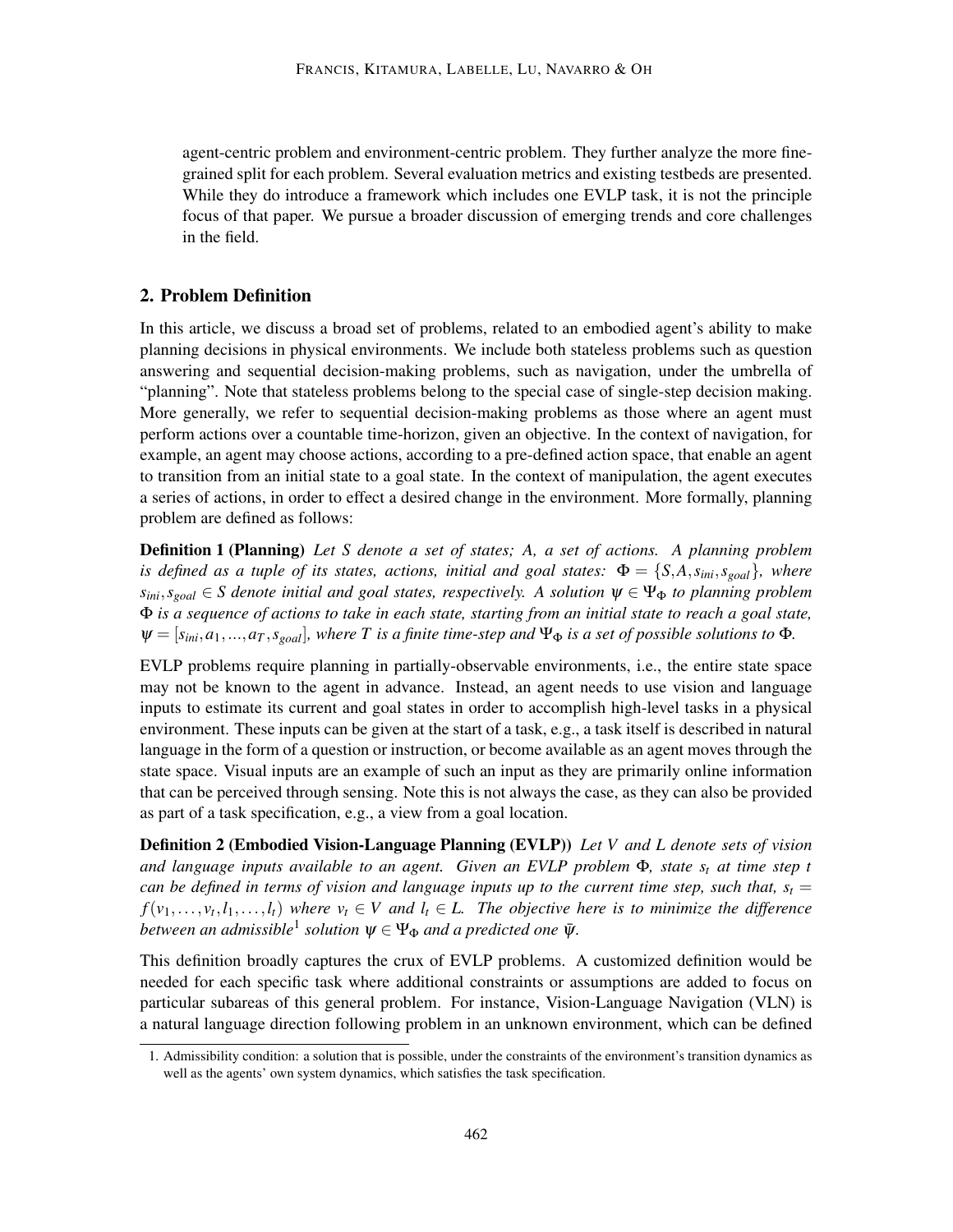agent-centric problem and environment-centric problem. They further analyze the more fine-grained split for each problem. Several evaluation metrics and existing testbeds are presented. While they do introduce a framework which includes one EVLP task, it is not the principle focus of that paper. We pursue a broader discussion of emerging trends and core challenges in the field.

## 2. Problem Definition

In this article, we discuss a broad set of problems, related to an embodied agent's ability to make planning decisions in physical environments. We include both stateless problems such as question answering and sequential decision-making problems, such as navigation, under the umbrella of "planning". Note that stateless problems belong to the special case of single-step decision making. More generally, we refer to sequential decision-making problems as those where an agent must perform actions over a countable time-horizon, given an objective. In the context of navigation, for example, an agent may choose actions, according to a pre-defined action space, that enable an agent to transition from an initial state to a goal state. In the context of manipulation, the agent executes a series of actions, in order to effect a desired change in the environment. More formally, planning problem are defined as follows:

**Definition 1 (Planning)** *Let $S$ denote a set of states; $A$, a set of actions. A planning problem is defined as a tuple of its states, actions, initial and goal states: $\Phi = \{S, A, s_{ini}, s_{goal}\}$, where $s_{ini}, s_{goal} \in S$ denote initial and goal states, respectively. A solution $\psi \in \Psi_\Phi$ to planning problem $\Phi$ is a sequence of actions to take in each state, starting from an initial state to reach a goal state, $\psi = [s_{ini}, a_1, ..., a_T, s_{goal}]$, where $T$ is a finite time-step and $\Psi_\Phi$ is a set of possible solutions to $\Phi$.*

EVLP problems require planning in partially-observable environments, i.e., the entire state space may not be known to the agent in advance. Instead, an agent needs to use vision and language inputs to estimate its current and goal states in order to accomplish high-level tasks in a physical environment. These inputs can be given at the start of a task, e.g., a task itself is described in natural language in the form of a question or instruction, or become available as an agent moves through the state space. Visual inputs are an example of such an input as they are primarily online information that can be perceived through sensing. Note this is not always the case, as they can also be provided as part of a task specification, e.g., a view from a goal location.

**Definition 2 (Embodied Vision-Language Planning (EVLP))** *Let $V$ and $L$ denote sets of vision and language inputs available to an agent. Given an EVLP problem $\Phi$, state $s_t$ at time step $t$ can be defined in terms of vision and language inputs up to the current time step, such that, $s_t = f(v_1, \ldots, v_t, l_1, \ldots, l_t)$ where $v_t \in V$ and $l_t \in L$. The objective here is to minimize the difference between an admissible[1] solution $\psi \in \Psi_\Phi$ and a predicted one $\bar{\psi}$.*

This definition broadly captures the crux of EVLP problems. A customized definition would be needed for each specific task where additional constraints or assumptions are added to focus on particular subareas of this general problem. For instance, Vision-Language Navigation (VLN) is a natural language direction following problem in an unknown environment, which can be defined

1. Admissibility condition: a solution that is possible, under the constraints of the environment's transition dynamics as well as the agents' own system dynamics, which satisfies the task specification.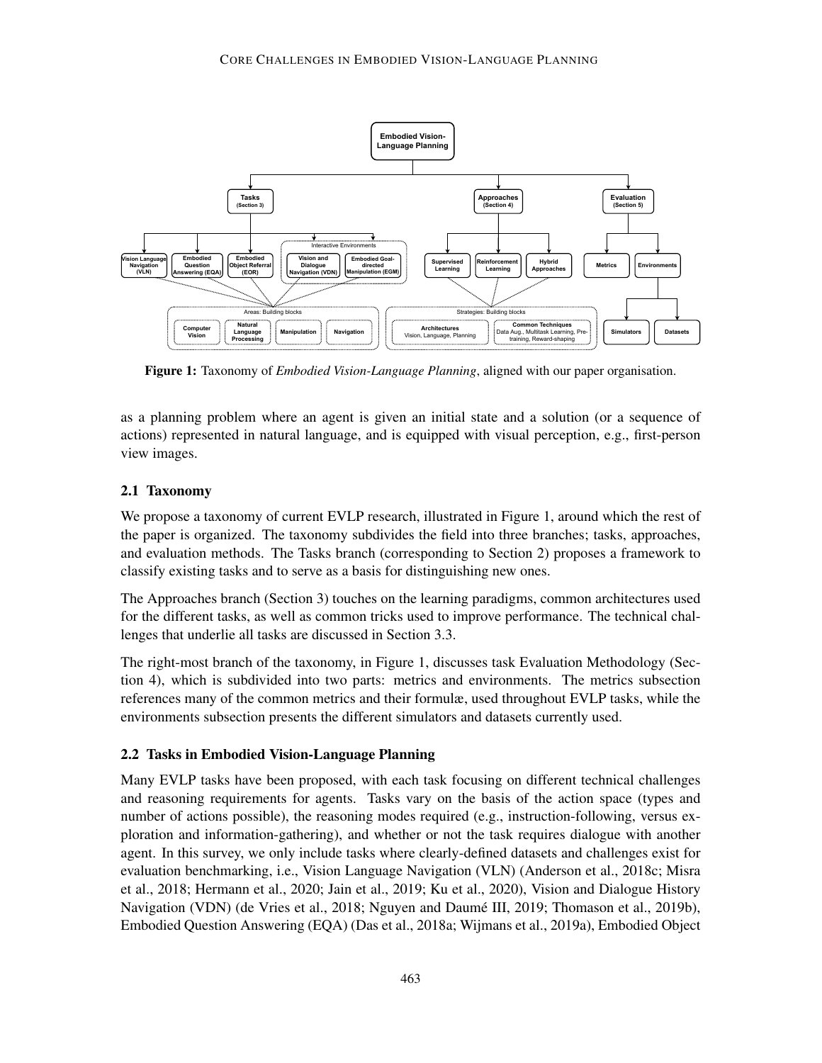Figure 1: Taxonomy of *Embodied Vision-Language Planning*, aligned with our paper organisation.

as a planning problem where an agent is given an initial state and a solution (or a sequence of actions) represented in natural language, and is equipped with visual perception, e.g., first-person view images.

## 2.1 Taxonomy

We propose a taxonomy of current EVLP research, illustrated in Figure 1, around which the rest of the paper is organized. The taxonomy subdivides the field into three branches; tasks, approaches, and evaluation methods. The Tasks branch (corresponding to Section 2) proposes a framework to classify existing tasks and to serve as a basis for distinguishing new ones.

The Approaches branch (Section 3) touches on the learning paradigms, common architectures used for the different tasks, as well as common tricks used to improve performance. The technical challenges that underlie all tasks are discussed in Section 3.3.

The right-most branch of the taxonomy, in Figure 1, discusses task Evaluation Methodology (Section 4), which is subdivided into two parts: metrics and environments. The metrics subsection references many of the common metrics and their formulæ, used throughout EVLP tasks, while the environments subsection presents the different simulators and datasets currently used.

## 2.2 Tasks in Embodied Vision-Language Planning

Many EVLP tasks have been proposed, with each task focusing on different technical challenges and reasoning requirements for agents. Tasks vary on the basis of the action space (types and number of actions possible), the reasoning modes required (e.g., instruction-following, versus exploration and information-gathering), and whether or not the task requires dialogue with another agent. In this survey, we only include tasks where clearly-defined datasets and challenges exist for evaluation benchmarking, i.e., Vision Language Navigation (VLN) (Anderson et al., 2018c; Misra et al., 2018; Hermann et al., 2020; Jain et al., 2019; Ku et al., 2020), Vision and Dialogue History Navigation (VDN) (de Vries et al., 2018; Nguyen and Daumé III, 2019; Thomason et al., 2019b), Embodied Question Answering (EQA) (Das et al., 2018a; Wijmans et al., 2019a), Embodied Object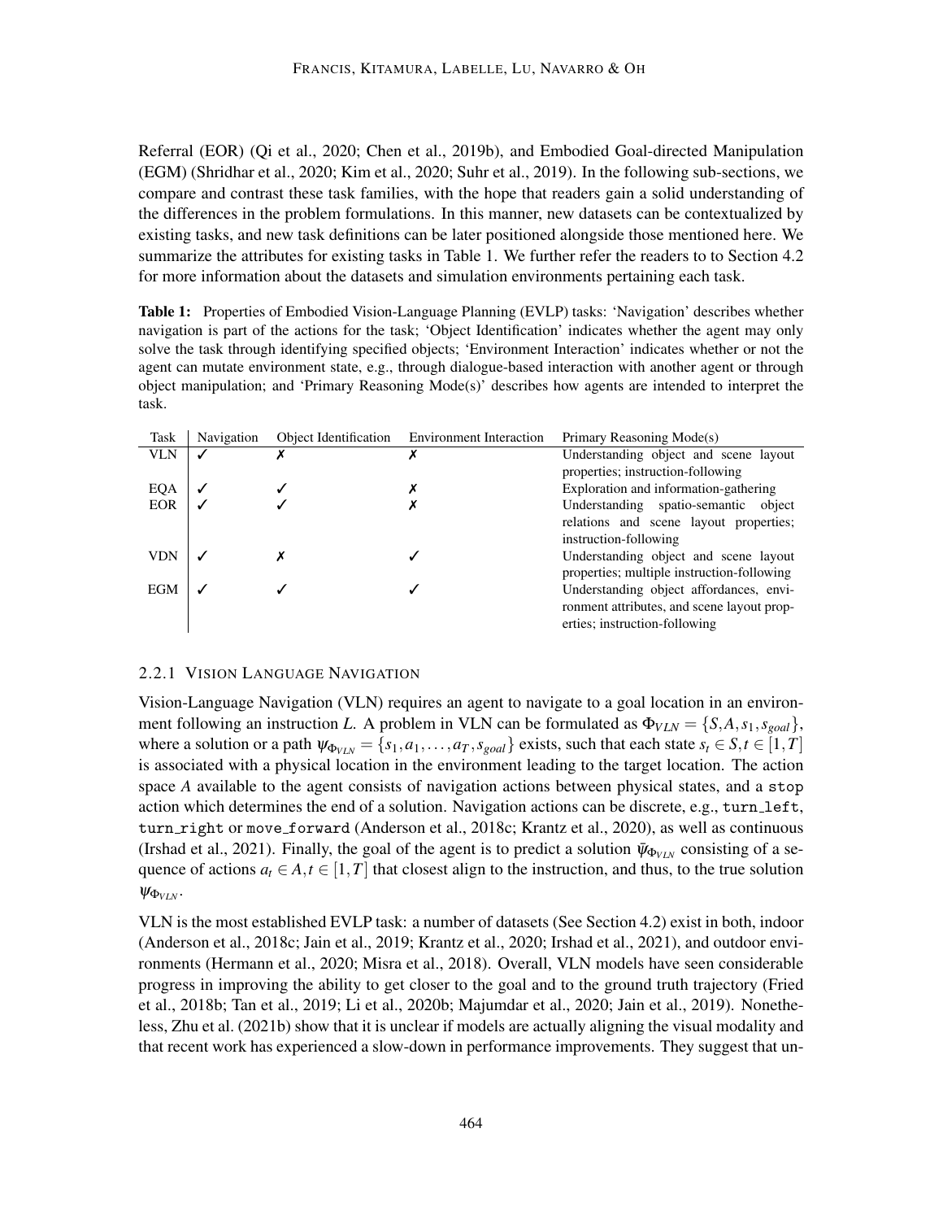Referral (EOR) (Qi et al., 2020; Chen et al., 2019b), and Embodied Goal-directed Manipulation (EGM) (Shridhar et al., 2020; Kim et al., 2020; Suhr et al., 2019). In the following sub-sections, we compare and contrast these task families, with the hope that readers gain a solid understanding of the differences in the problem formulations. In this manner, new datasets can be contextualized by existing tasks, and new task definitions can be later positioned alongside those mentioned here. We summarize the attributes for existing tasks in Table 1. We further refer the readers to to Section 4.2 for more information about the datasets and simulation environments pertaining each task.

**Table 1:** Properties of Embodied Vision-Language Planning (EVLP) tasks: 'Navigation' describes whether navigation is part of the actions for the task; 'Object Identification' indicates whether the agent may only solve the task through identifying specified objects; 'Environment Interaction' indicates whether or not the agent can mutate environment state, e.g., through dialogue-based interaction with another agent or through object manipulation; and 'Primary Reasoning Mode(s)' describes how agents are intended to interpret the task.

| Task | Navigation | Object Identification | Environment Interaction | Primary Reasoning Mode(s) |
|---|---|---|---|---|
| VLN | ✓ | ✗ | ✗ | Understanding object and scene layout properties; instruction-following |
| EQA | ✓ | ✓ | ✗ | Exploration and information-gathering |
| EOR | ✓ | ✓ | ✗ | Understanding spatio-semantic object relations and scene layout properties; instruction-following |
| VDN | ✓ | ✗ | ✓ | Understanding object and scene layout properties; multiple instruction-following |
| EGM | ✓ | ✓ | ✓ | Understanding object affordances, environment attributes, and scene layout properties; instruction-following |

#### 2.2.1 Vision Language Navigation

Vision-Language Navigation (VLN) requires an agent to navigate to a goal location in an environment following an instruction $L$. A problem in VLN can be formulated as $\Phi_{VLN} = \{S, A, s_1, s_{goal}\}$, where a solution or a path $\psi_{\Phi_{VLN}} = \{s_1, a_1, \ldots, a_T, s_{goal}\}$ exists, such that each state $s_t \in S, t \in [1, T]$ is associated with a physical location in the environment leading to the target location. The action space $A$ available to the agent consists of navigation actions between physical states, and a `stop` action which determines the end of a solution. Navigation actions can be discrete, e.g., `turn_left`, `turn_right` or `move_forward` (Anderson et al., 2018c; Krantz et al., 2020), as well as continuous (Irshad et al., 2021). Finally, the goal of the agent is to predict a solution $\bar{\psi}_{\Phi_{VLN}}$ consisting of a sequence of actions $a_t \in A, t \in [1, T]$ that closest align to the instruction, and thus, to the true solution $\psi_{\Phi_{VLN}}$.

VLN is the most established EVLP task: a number of datasets (See Section 4.2) exist in both, indoor (Anderson et al., 2018c; Jain et al., 2019; Krantz et al., 2020; Irshad et al., 2021), and outdoor environments (Hermann et al., 2020; Misra et al., 2018). Overall, VLN models have seen considerable progress in improving the ability to get closer to the goal and to the ground truth trajectory (Fried et al., 2018b; Tan et al., 2019; Li et al., 2020b; Majumdar et al., 2020; Jain et al., 2019). Nonetheless, Zhu et al. (2021b) show that it is unclear if models are actually aligning the visual modality and that recent work has experienced a slow-down in performance improvements. They suggest that un-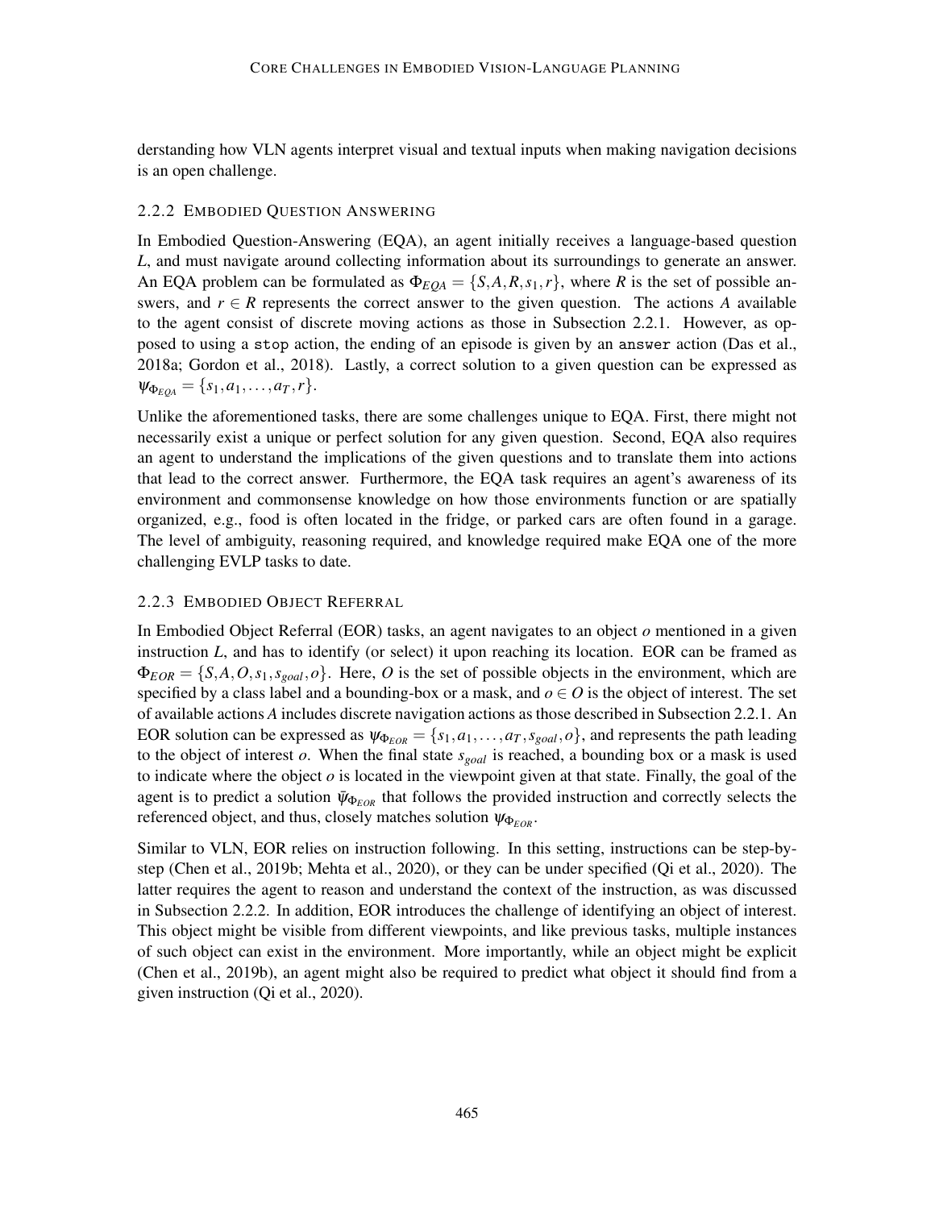derstanding how VLN agents interpret visual and textual inputs when making navigation decisions is an open challenge.

### 2.2.2 Embodied Question Answering

In Embodied Question-Answering (EQA), an agent initially receives a language-based question $L$, and must navigate around collecting information about its surroundings to generate an answer. An EQA problem can be formulated as $\Phi_{EQA} = \{S, A, R, s_1, r\}$, where $R$ is the set of possible answers, and $r \in R$ represents the correct answer to the given question. The actions $A$ available to the agent consist of discrete moving actions as those in Subsection 2.2.1. However, as opposed to using a `stop` action, the ending of an episode is given by an `answer` action (Das et al., 2018a; Gordon et al., 2018). Lastly, a correct solution to a given question can be expressed as $\psi_{\Phi_{EQA}} = \{s_1, a_1, \ldots, a_T, r\}$.

Unlike the aforementioned tasks, there are some challenges unique to EQA. First, there might not necessarily exist a unique or perfect solution for any given question. Second, EQA also requires an agent to understand the implications of the given questions and to translate them into actions that lead to the correct answer. Furthermore, the EQA task requires an agent's awareness of its environment and commonsense knowledge on how those environments function or are spatially organized, e.g., food is often located in the fridge, or parked cars are often found in a garage. The level of ambiguity, reasoning required, and knowledge required make EQA one of the more challenging EVLP tasks to date.

### 2.2.3 Embodied Object Referral

In Embodied Object Referral (EOR) tasks, an agent navigates to an object $o$ mentioned in a given instruction $L$, and has to identify (or select) it upon reaching its location. EOR can be framed as $\Phi_{EOR} = \{S, A, O, s_1, s_{goal}, o\}$. Here, $O$ is the set of possible objects in the environment, which are specified by a class label and a bounding-box or a mask, and $o \in O$ is the object of interest. The set of available actions $A$ includes discrete navigation actions as those described in Subsection 2.2.1. An EOR solution can be expressed as $\psi_{\Phi_{EOR}} = \{s_1, a_1, \ldots, a_T, s_{goal}, o\}$, and represents the path leading to the object of interest $o$. When the final state $s_{goal}$ is reached, a bounding box or a mask is used to indicate where the object $o$ is located in the viewpoint given at that state. Finally, the goal of the agent is to predict a solution $\bar{\psi}_{\Phi_{EOR}}$ that follows the provided instruction and correctly selects the referenced object, and thus, closely matches solution $\psi_{\Phi_{EOR}}$.

Similar to VLN, EOR relies on instruction following. In this setting, instructions can be step-by-step (Chen et al., 2019b; Mehta et al., 2020), or they can be under specified (Qi et al., 2020). The latter requires the agent to reason and understand the context of the instruction, as was discussed in Subsection 2.2.2. In addition, EOR introduces the challenge of identifying an object of interest. This object might be visible from different viewpoints, and like previous tasks, multiple instances of such object can exist in the environment. More importantly, while an object might be explicit (Chen et al., 2019b), an agent might also be required to predict what object it should find from a given instruction (Qi et al., 2020).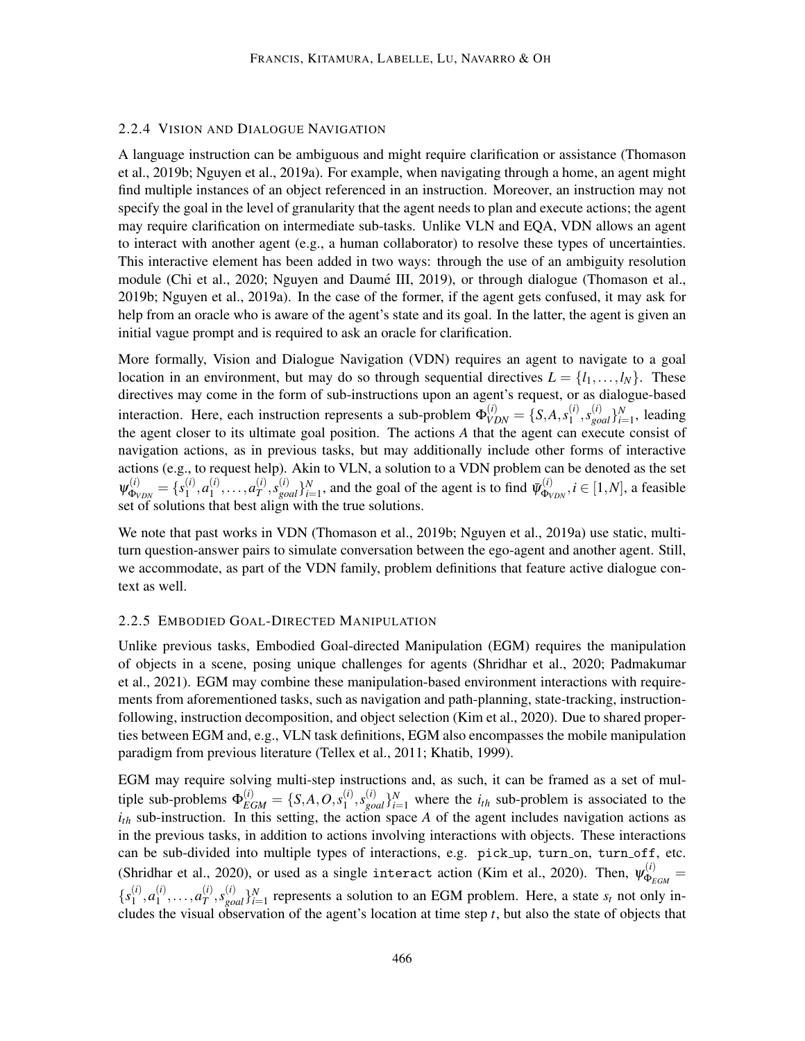### 2.2.4 Vision and Dialogue Navigation

A language instruction can be ambiguous and might require clarification or assistance (Thomason et al., 2019b; Nguyen et al., 2019a). For example, when navigating through a home, an agent might find multiple instances of an object referenced in an instruction. Moreover, an instruction may not specify the goal in the level of granularity that the agent needs to plan and execute actions; the agent may require clarification on intermediate sub-tasks. Unlike VLN and EQA, VDN allows an agent to interact with another agent (e.g., a human collaborator) to resolve these types of uncertainties. This interactive element has been added in two ways: through the use of an ambiguity resolution module (Chi et al., 2020; Nguyen and Daumé III, 2019), or through dialogue (Thomason et al., 2019b; Nguyen et al., 2019a). In the case of the former, if the agent gets confused, it may ask for help from an oracle who is aware of the agent's state and its goal. In the latter, the agent is given an initial vague prompt and is required to ask an oracle for clarification.

More formally, Vision and Dialogue Navigation (VDN) requires an agent to navigate to a goal location in an environment, but may do so through sequential directives $L = \{l_1, \dots, l_N\}$. These directives may come in the form of sub-instructions upon an agent's request, or as dialogue-based interaction. Here, each instruction represents a sub-problem $\Phi_{VDN}^{(i)} = \{S, A, s_1^{(i)}, s_{goal}^{(i)}\}_{i=1}^N$, leading the agent closer to its ultimate goal position. The actions $A$ that the agent can execute consist of navigation actions, as in previous tasks, but may additionally include other forms of interactive actions (e.g., to request help). Akin to VLN, a solution to a VDN problem can be denoted as the set $\psi_{\Phi_{VDN}}^{(i)} = \{s_1^{(i)}, a_1^{(i)}, \dots, a_T^{(i)}, s_{goal}^{(i)}\}_{i=1}^N$, and the goal of the agent is to find $\bar{\psi}_{\Phi_{VDN}}^{(i)}, i \in [1, N]$, a feasible set of solutions that best align with the true solutions.

We note that past works in VDN (Thomason et al., 2019b; Nguyen et al., 2019a) use static, multi-turn question-answer pairs to simulate conversation between the ego-agent and another agent. Still, we accommodate, as part of the VDN family, problem definitions that feature active dialogue context as well.

### 2.2.5 Embodied Goal-Directed Manipulation

Unlike previous tasks, Embodied Goal-directed Manipulation (EGM) requires the manipulation of objects in a scene, posing unique challenges for agents (Shridhar et al., 2020; Padmakumar et al., 2021). EGM may combine these manipulation-based environment interactions with requirements from aforementioned tasks, such as navigation and path-planning, state-tracking, instruction-following, instruction decomposition, and object selection (Kim et al., 2020). Due to shared properties between EGM and, e.g., VLN task definitions, EGM also encompasses the mobile manipulation paradigm from previous literature (Tellex et al., 2011; Khatib, 1999).

EGM may require solving multi-step instructions and, as such, it can be framed as a set of multiple sub-problems $\Phi_{EGM}^{(i)} = \{S, A, O, s_1^{(i)}, s_{goal}^{(i)}\}_{i=1}^N$ where the $i_{th}$ sub-problem is associated to the $i_{th}$ sub-instruction. In this setting, the action space $A$ of the agent includes navigation actions as in the previous tasks, in addition to actions involving interactions with objects. These interactions can be sub-divided into multiple types of interactions, e.g. `pick_up`, `turn_on`, `turn_off`, etc. (Shridhar et al., 2020), or used as a single `interact` action (Kim et al., 2020). Then, $\psi_{\Phi_{EGM}}^{(i)} = \{s_1^{(i)}, a_1^{(i)}, \dots, a_T^{(i)}, s_{goal}^{(i)}\}_{i=1}^N$ represents a solution to an EGM problem. Here, a state $s_t$ not only includes the visual observation of the agent's location at time step $t$, but also the state of objects that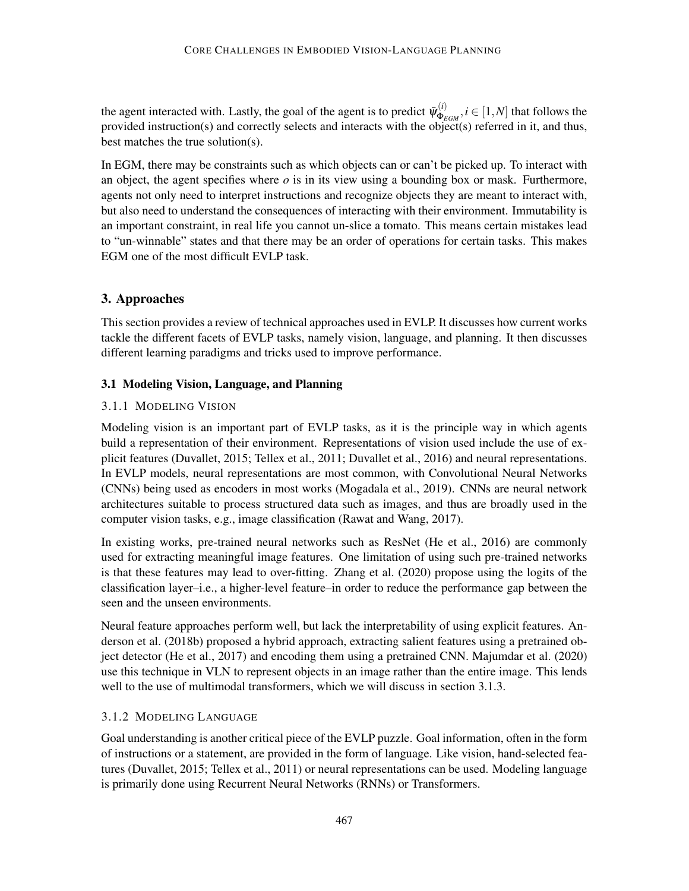the agent interacted with. Lastly, the goal of the agent is to predict $\bar{\psi}^{(i)}_{\Phi_{EGM}}, i \in [1,N]$ that follows the provided instruction(s) and correctly selects and interacts with the object(s) referred in it, and thus, best matches the true solution(s).

In EGM, there may be constraints such as which objects can or can't be picked up. To interact with an object, the agent specifies where $o$ is in its view using a bounding box or mask. Furthermore, agents not only need to interpret instructions and recognize objects they are meant to interact with, but also need to understand the consequences of interacting with their environment. Immutability is an important constraint, in real life you cannot un-slice a tomato. This means certain mistakes lead to "un-winnable" states and that there may be an order of operations for certain tasks. This makes EGM one of the most difficult EVLP task.

## 3. Approaches

This section provides a review of technical approaches used in EVLP. It discusses how current works tackle the different facets of EVLP tasks, namely vision, language, and planning. It then discusses different learning paradigms and tricks used to improve performance.

### 3.1 Modeling Vision, Language, and Planning

#### 3.1.1 Modeling Vision

Modeling vision is an important part of EVLP tasks, as it is the principle way in which agents build a representation of their environment. Representations of vision used include the use of explicit features (Duvallet, 2015; Tellex et al., 2011; Duvallet et al., 2016) and neural representations. In EVLP models, neural representations are most common, with Convolutional Neural Networks (CNNs) being used as encoders in most works (Mogadala et al., 2019). CNNs are neural network architectures suitable to process structured data such as images, and thus are broadly used in the computer vision tasks, e.g., image classification (Rawat and Wang, 2017).

In existing works, pre-trained neural networks such as ResNet (He et al., 2016) are commonly used for extracting meaningful image features. One limitation of using such pre-trained networks is that these features may lead to over-fitting. Zhang et al. (2020) propose using the logits of the classification layer–i.e., a higher-level feature–in order to reduce the performance gap between the seen and the unseen environments.

Neural feature approaches perform well, but lack the interpretability of using explicit features. Anderson et al. (2018b) proposed a hybrid approach, extracting salient features using a pretrained object detector (He et al., 2017) and encoding them using a pretrained CNN. Majumdar et al. (2020) use this technique in VLN to represent objects in an image rather than the entire image. This lends well to the use of multimodal transformers, which we will discuss in section 3.1.3.

#### 3.1.2 Modeling Language

Goal understanding is another critical piece of the EVLP puzzle. Goal information, often in the form of instructions or a statement, are provided in the form of language. Like vision, hand-selected features (Duvallet, 2015; Tellex et al., 2011) or neural representations can be used. Modeling language is primarily done using Recurrent Neural Networks (RNNs) or Transformers.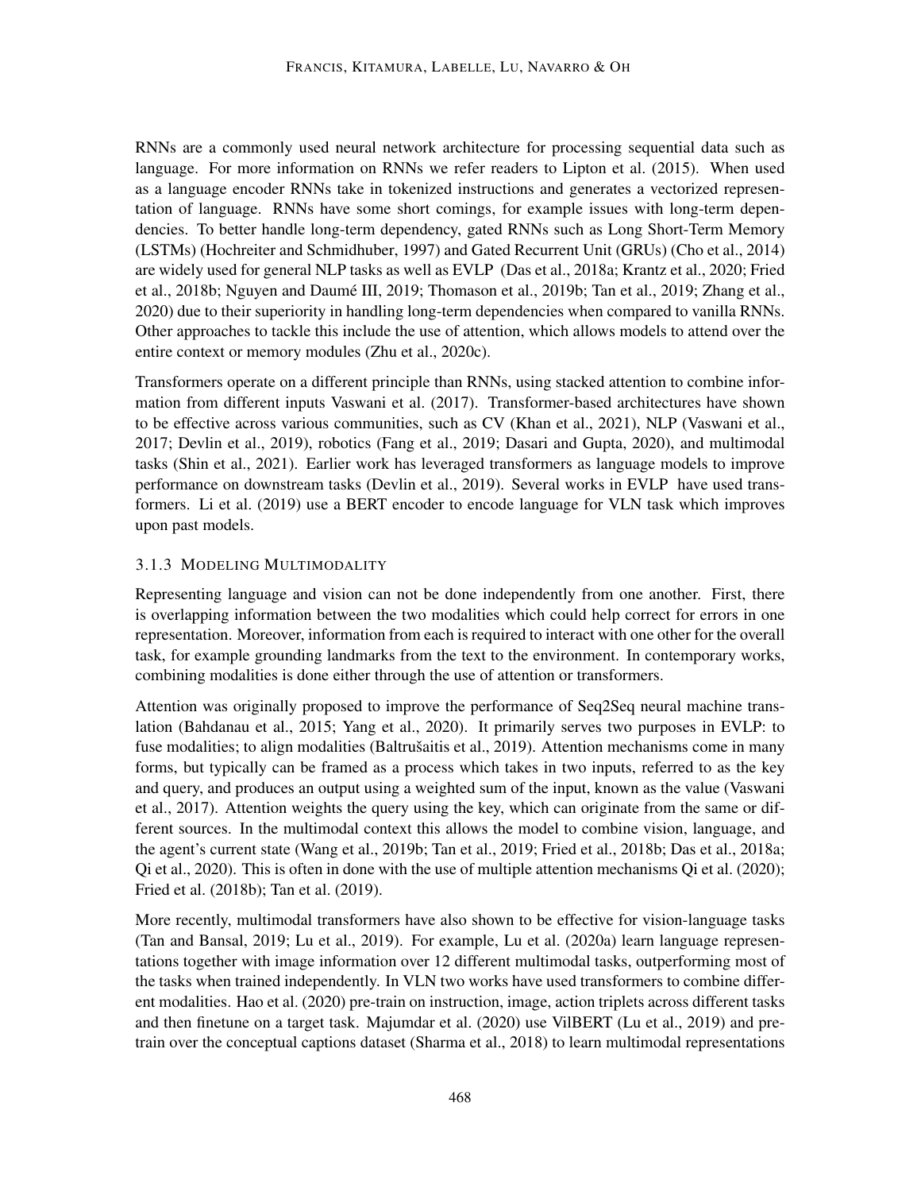RNNs are a commonly used neural network architecture for processing sequential data such as language. For more information on RNNs we refer readers to Lipton et al. (2015). When used as a language encoder RNNs take in tokenized instructions and generates a vectorized representation of language. RNNs have some short comings, for example issues with long-term dependencies. To better handle long-term dependency, gated RNNs such as Long Short-Term Memory (LSTMs) (Hochreiter and Schmidhuber, 1997) and Gated Recurrent Unit (GRUs) (Cho et al., 2014) are widely used for general NLP tasks as well as EVLP (Das et al., 2018a; Krantz et al., 2020; Fried et al., 2018b; Nguyen and Daumé III, 2019; Thomason et al., 2019b; Tan et al., 2019; Zhang et al., 2020) due to their superiority in handling long-term dependencies when compared to vanilla RNNs. Other approaches to tackle this include the use of attention, which allows models to attend over the entire context or memory modules (Zhu et al., 2020c).

Transformers operate on a different principle than RNNs, using stacked attention to combine information from different inputs Vaswani et al. (2017). Transformer-based architectures have shown to be effective across various communities, such as CV (Khan et al., 2021), NLP (Vaswani et al., 2017; Devlin et al., 2019), robotics (Fang et al., 2019; Dasari and Gupta, 2020), and multimodal tasks (Shin et al., 2021). Earlier work has leveraged transformers as language models to improve performance on downstream tasks (Devlin et al., 2019). Several works in EVLP have used transformers. Li et al. (2019) use a BERT encoder to encode language for VLN task which improves upon past models.

### 3.1.3 Modeling Multimodality

Representing language and vision can not be done independently from one another. First, there is overlapping information between the two modalities which could help correct for errors in one representation. Moreover, information from each is required to interact with one other for the overall task, for example grounding landmarks from the text to the environment. In contemporary works, combining modalities is done either through the use of attention or transformers.

Attention was originally proposed to improve the performance of Seq2Seq neural machine translation (Bahdanau et al., 2015; Yang et al., 2020). It primarily serves two purposes in EVLP: to fuse modalities; to align modalities (Baltrušaitis et al., 2019). Attention mechanisms come in many forms, but typically can be framed as a process which takes in two inputs, referred to as the key and query, and produces an output using a weighted sum of the input, known as the value (Vaswani et al., 2017). Attention weights the query using the key, which can originate from the same or different sources. In the multimodal context this allows the model to combine vision, language, and the agent's current state (Wang et al., 2019b; Tan et al., 2019; Fried et al., 2018b; Das et al., 2018a; Qi et al., 2020). This is often in done with the use of multiple attention mechanisms Qi et al. (2020); Fried et al. (2018b); Tan et al. (2019).

More recently, multimodal transformers have also shown to be effective for vision-language tasks (Tan and Bansal, 2019; Lu et al., 2019). For example, Lu et al. (2020a) learn language representations together with image information over 12 different multimodal tasks, outperforming most of the tasks when trained independently. In VLN two works have used transformers to combine different modalities. Hao et al. (2020) pre-train on instruction, image, action triplets across different tasks and then finetune on a target task. Majumdar et al. (2020) use VilBERT (Lu et al., 2019) and pre-train over the conceptual captions dataset (Sharma et al., 2018) to learn multimodal representations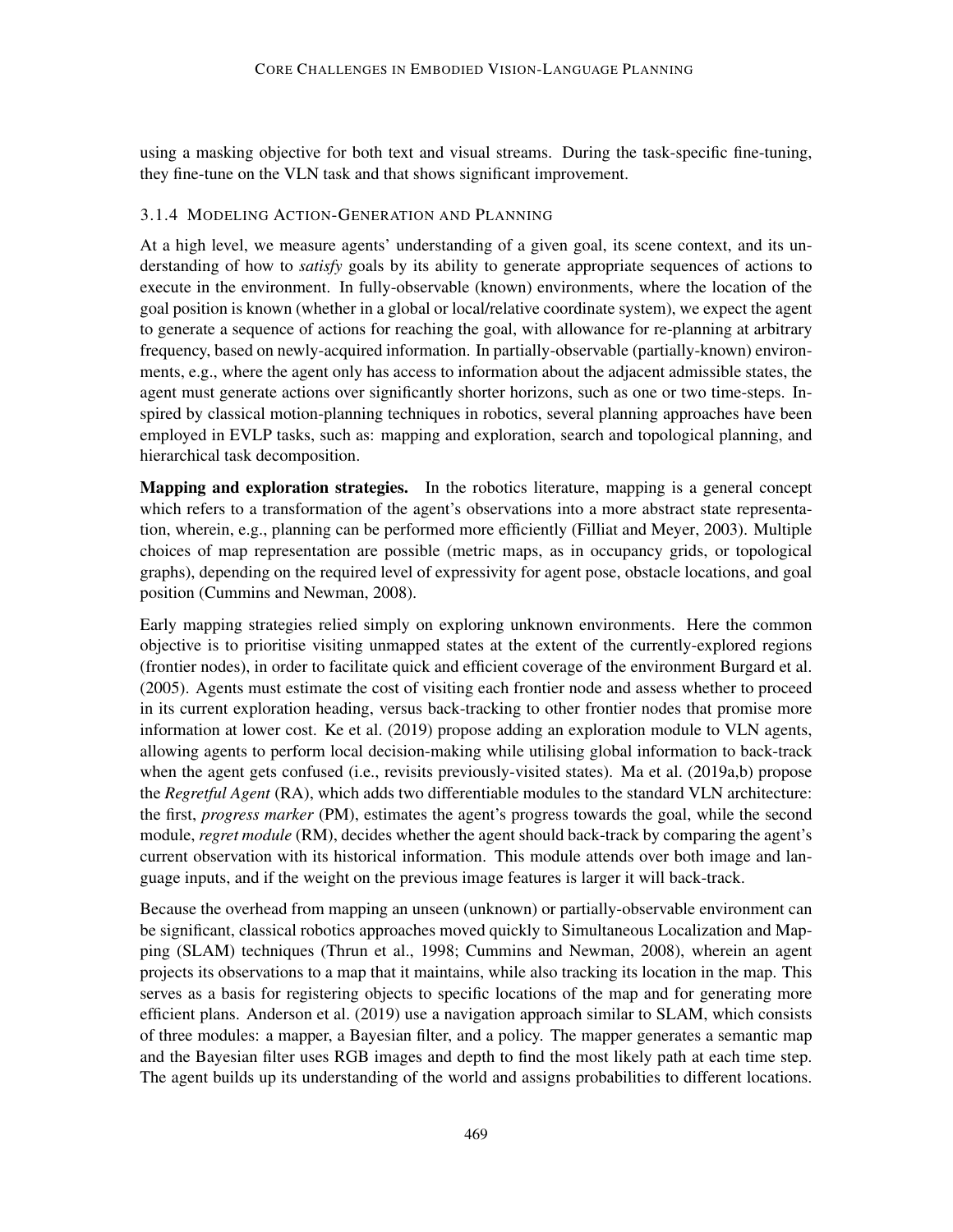using a masking objective for both text and visual streams. During the task-specific fine-tuning, they fine-tune on the VLN task and that shows significant improvement.

### 3.1.4 Modeling Action-Generation and Planning

At a high level, we measure agents' understanding of a given goal, its scene context, and its understanding of how to *satisfy* goals by its ability to generate appropriate sequences of actions to execute in the environment. In fully-observable (known) environments, where the location of the goal position is known (whether in a global or local/relative coordinate system), we expect the agent to generate a sequence of actions for reaching the goal, with allowance for re-planning at arbitrary frequency, based on newly-acquired information. In partially-observable (partially-known) environments, e.g., where the agent only has access to information about the adjacent admissible states, the agent must generate actions over significantly shorter horizons, such as one or two time-steps. Inspired by classical motion-planning techniques in robotics, several planning approaches have been employed in EVLP tasks, such as: mapping and exploration, search and topological planning, and hierarchical task decomposition.

**Mapping and exploration strategies.** In the robotics literature, mapping is a general concept which refers to a transformation of the agent's observations into a more abstract state representation, wherein, e.g., planning can be performed more efficiently (Filliat and Meyer, 2003). Multiple choices of map representation are possible (metric maps, as in occupancy grids, or topological graphs), depending on the required level of expressivity for agent pose, obstacle locations, and goal position (Cummins and Newman, 2008).

Early mapping strategies relied simply on exploring unknown environments. Here the common objective is to prioritise visiting unmapped states at the extent of the currently-explored regions (frontier nodes), in order to facilitate quick and efficient coverage of the environment Burgard et al. (2005). Agents must estimate the cost of visiting each frontier node and assess whether to proceed in its current exploration heading, versus back-tracking to other frontier nodes that promise more information at lower cost. Ke et al. (2019) propose adding an exploration module to VLN agents, allowing agents to perform local decision-making while utilising global information to back-track when the agent gets confused (i.e., revisits previously-visited states). Ma et al. (2019a,b) propose the *Regretful Agent* (RA), which adds two differentiable modules to the standard VLN architecture: the first, *progress marker* (PM), estimates the agent's progress towards the goal, while the second module, *regret module* (RM), decides whether the agent should back-track by comparing the agent's current observation with its historical information. This module attends over both image and language inputs, and if the weight on the previous image features is larger it will back-track.

Because the overhead from mapping an unseen (unknown) or partially-observable environment can be significant, classical robotics approaches moved quickly to Simultaneous Localization and Mapping (SLAM) techniques (Thrun et al., 1998; Cummins and Newman, 2008), wherein an agent projects its observations to a map that it maintains, while also tracking its location in the map. This serves as a basis for registering objects to specific locations of the map and for generating more efficient plans. Anderson et al. (2019) use a navigation approach similar to SLAM, which consists of three modules: a mapper, a Bayesian filter, and a policy. The mapper generates a semantic map and the Bayesian filter uses RGB images and depth to find the most likely path at each time step. The agent builds up its understanding of the world and assigns probabilities to different locations.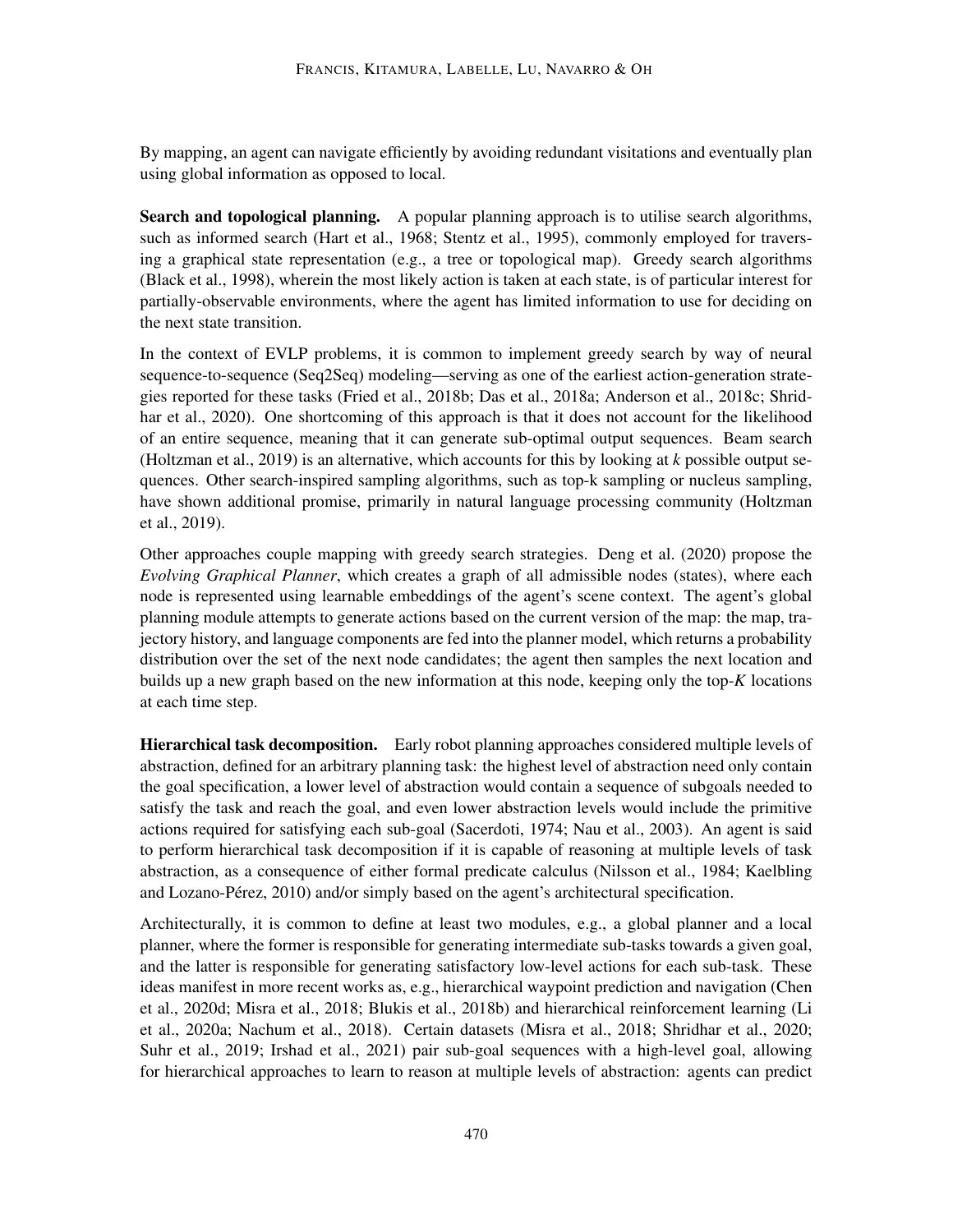By mapping, an agent can navigate efficiently by avoiding redundant visitations and eventually plan using global information as opposed to local.

**Search and topological planning.** A popular planning approach is to utilise search algorithms, such as informed search (Hart et al., 1968; Stentz et al., 1995), commonly employed for traversing a graphical state representation (e.g., a tree or topological map). Greedy search algorithms (Black et al., 1998), wherein the most likely action is taken at each state, is of particular interest for partially-observable environments, where the agent has limited information to use for deciding on the next state transition.

In the context of EVLP problems, it is common to implement greedy search by way of neural sequence-to-sequence (Seq2Seq) modeling—serving as one of the earliest action-generation strategies reported for these tasks (Fried et al., 2018b; Das et al., 2018a; Anderson et al., 2018c; Shridhar et al., 2020). One shortcoming of this approach is that it does not account for the likelihood of an entire sequence, meaning that it can generate sub-optimal output sequences. Beam search (Holtzman et al., 2019) is an alternative, which accounts for this by looking at *k* possible output sequences. Other search-inspired sampling algorithms, such as top-k sampling or nucleus sampling, have shown additional promise, primarily in natural language processing community (Holtzman et al., 2019).

Other approaches couple mapping with greedy search strategies. Deng et al. (2020) propose the *Evolving Graphical Planner*, which creates a graph of all admissible nodes (states), where each node is represented using learnable embeddings of the agent's scene context. The agent's global planning module attempts to generate actions based on the current version of the map: the map, trajectory history, and language components are fed into the planner model, which returns a probability distribution over the set of the next node candidates; the agent then samples the next location and builds up a new graph based on the new information at this node, keeping only the top-*K* locations at each time step.

**Hierarchical task decomposition.** Early robot planning approaches considered multiple levels of abstraction, defined for an arbitrary planning task: the highest level of abstraction need only contain the goal specification, a lower level of abstraction would contain a sequence of subgoals needed to satisfy the task and reach the goal, and even lower abstraction levels would include the primitive actions required for satisfying each sub-goal (Sacerdoti, 1974; Nau et al., 2003). An agent is said to perform hierarchical task decomposition if it is capable of reasoning at multiple levels of task abstraction, as a consequence of either formal predicate calculus (Nilsson et al., 1984; Kaelbling and Lozano-Pérez, 2010) and/or simply based on the agent's architectural specification.

Architecturally, it is common to define at least two modules, e.g., a global planner and a local planner, where the former is responsible for generating intermediate sub-tasks towards a given goal, and the latter is responsible for generating satisfactory low-level actions for each sub-task. These ideas manifest in more recent works as, e.g., hierarchical waypoint prediction and navigation (Chen et al., 2020d; Misra et al., 2018; Blukis et al., 2018b) and hierarchical reinforcement learning (Li et al., 2020a; Nachum et al., 2018). Certain datasets (Misra et al., 2018; Shridhar et al., 2020; Suhr et al., 2019; Irshad et al., 2021) pair sub-goal sequences with a high-level goal, allowing for hierarchical approaches to learn to reason at multiple levels of abstraction: agents can predict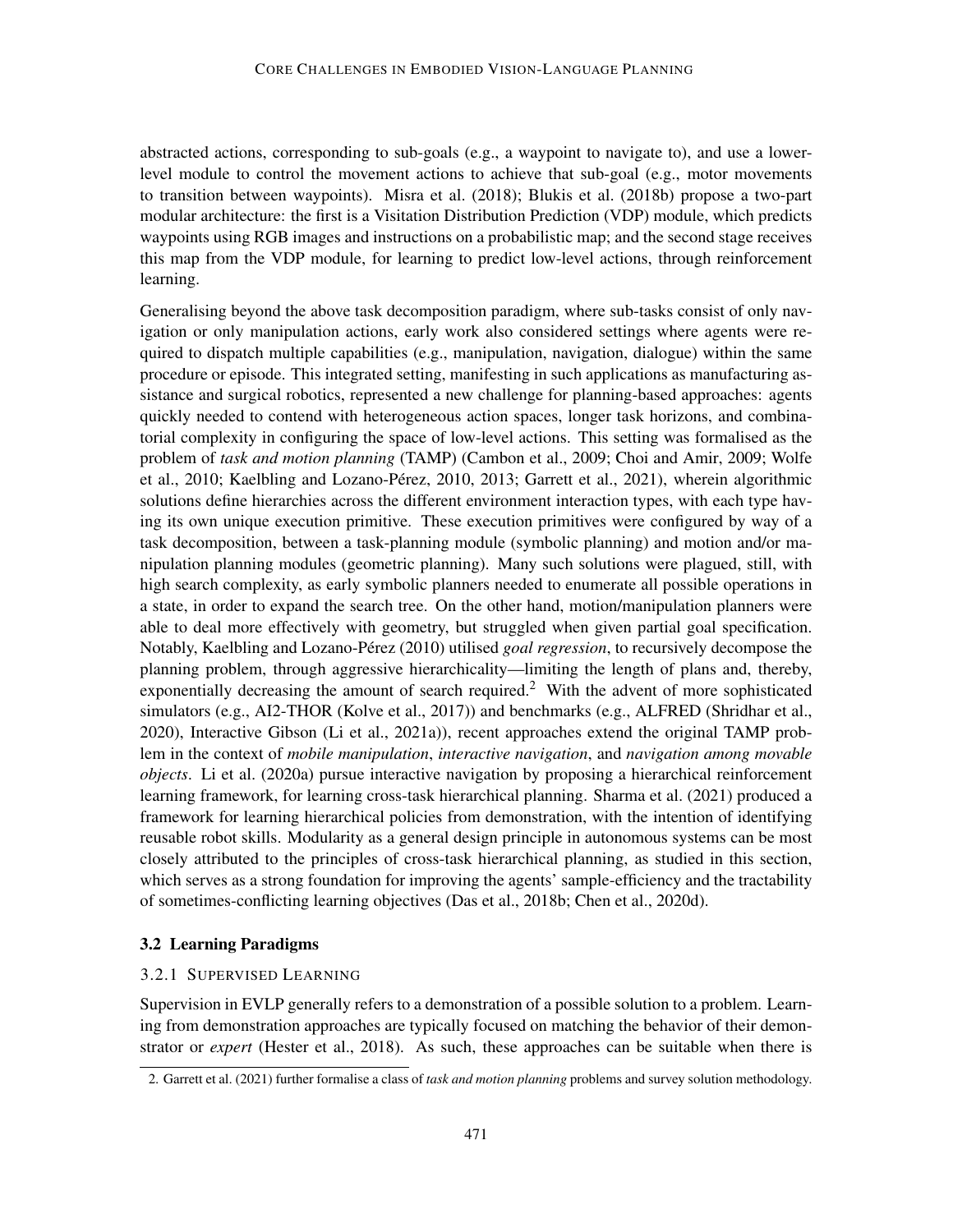abstracted actions, corresponding to sub-goals (e.g., a waypoint to navigate to), and use a lower-level module to control the movement actions to achieve that sub-goal (e.g., motor movements to transition between waypoints). Misra et al. (2018); Blukis et al. (2018b) propose a two-part modular architecture: the first is a Visitation Distribution Prediction (VDP) module, which predicts waypoints using RGB images and instructions on a probabilistic map; and the second stage receives this map from the VDP module, for learning to predict low-level actions, through reinforcement learning.

Generalising beyond the above task decomposition paradigm, where sub-tasks consist of only navigation or only manipulation actions, early work also considered settings where agents were required to dispatch multiple capabilities (e.g., manipulation, navigation, dialogue) within the same procedure or episode. This integrated setting, manifesting in such applications as manufacturing assistance and surgical robotics, represented a new challenge for planning-based approaches: agents quickly needed to contend with heterogeneous action spaces, longer task horizons, and combinatorial complexity in configuring the space of low-level actions. This setting was formalised as the problem of *task and motion planning* (TAMP) (Cambon et al., 2009; Choi and Amir, 2009; Wolfe et al., 2010; Kaelbling and Lozano-Pérez, 2010, 2013; Garrett et al., 2021), wherein algorithmic solutions define hierarchies across the different environment interaction types, with each type having its own unique execution primitive. These execution primitives were configured by way of a task decomposition, between a task-planning module (symbolic planning) and motion and/or manipulation planning modules (geometric planning). Many such solutions were plagued, still, with high search complexity, as early symbolic planners needed to enumerate all possible operations in a state, in order to expand the search tree. On the other hand, motion/manipulation planners were able to deal more effectively with geometry, but struggled when given partial goal specification. Notably, Kaelbling and Lozano-Pérez (2010) utilised *goal regression*, to recursively decompose the planning problem, through aggressive hierarchicality—limiting the length of plans and, thereby, exponentially decreasing the amount of search required.[2] With the advent of more sophisticated simulators (e.g., AI2-THOR (Kolve et al., 2017)) and benchmarks (e.g., ALFRED (Shridhar et al., 2020), Interactive Gibson (Li et al., 2021a)), recent approaches extend the original TAMP problem in the context of *mobile manipulation*, *interactive navigation*, and *navigation among movable objects*. Li et al. (2020a) pursue interactive navigation by proposing a hierarchical reinforcement learning framework, for learning cross-task hierarchical planning. Sharma et al. (2021) produced a framework for learning hierarchical policies from demonstration, with the intention of identifying reusable robot skills. Modularity as a general design principle in autonomous systems can be most closely attributed to the principles of cross-task hierarchical planning, as studied in this section, which serves as a strong foundation for improving the agents' sample-efficiency and the tractability of sometimes-conflicting learning objectives (Das et al., 2018b; Chen et al., 2020d).

## 3.2 Learning Paradigms

### 3.2.1 Supervised Learning

Supervision in EVLP generally refers to a demonstration of a possible solution to a problem. Learning from demonstration approaches are typically focused on matching the behavior of their demonstrator or *expert* (Hester et al., 2018). As such, these approaches can be suitable when there is

2. Garrett et al. (2021) further formalise a class of *task and motion planning* problems and survey solution methodology.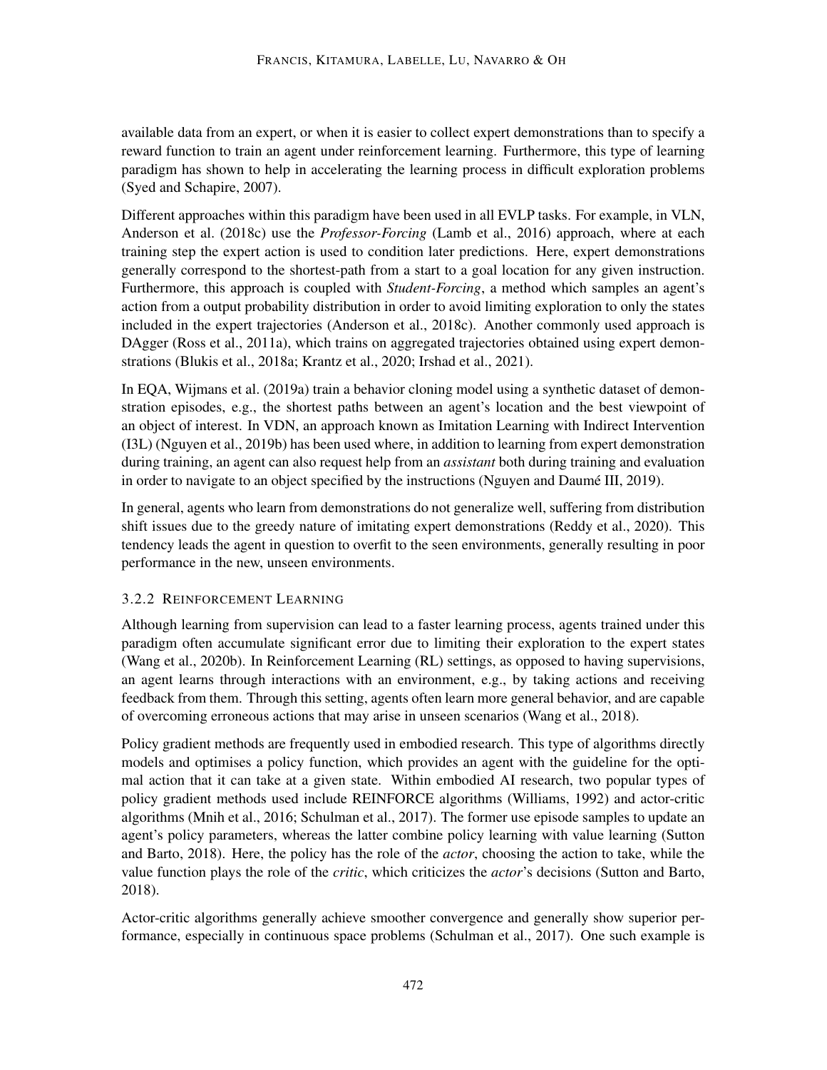available data from an expert, or when it is easier to collect expert demonstrations than to specify a reward function to train an agent under reinforcement learning. Furthermore, this type of learning paradigm has shown to help in accelerating the learning process in difficult exploration problems (Syed and Schapire, 2007).

Different approaches within this paradigm have been used in all EVLP tasks. For example, in VLN, Anderson et al. (2018c) use the *Professor-Forcing* (Lamb et al., 2016) approach, where at each training step the expert action is used to condition later predictions. Here, expert demonstrations generally correspond to the shortest-path from a start to a goal location for any given instruction. Furthermore, this approach is coupled with *Student-Forcing*, a method which samples an agent's action from a output probability distribution in order to avoid limiting exploration to only the states included in the expert trajectories (Anderson et al., 2018c). Another commonly used approach is DAgger (Ross et al., 2011a), which trains on aggregated trajectories obtained using expert demonstrations (Blukis et al., 2018a; Krantz et al., 2020; Irshad et al., 2021).

In EQA, Wijmans et al. (2019a) train a behavior cloning model using a synthetic dataset of demonstration episodes, e.g., the shortest paths between an agent's location and the best viewpoint of an object of interest. In VDN, an approach known as Imitation Learning with Indirect Intervention (I3L) (Nguyen et al., 2019b) has been used where, in addition to learning from expert demonstration during training, an agent can also request help from an *assistant* both during training and evaluation in order to navigate to an object specified by the instructions (Nguyen and Daumé III, 2019).

In general, agents who learn from demonstrations do not generalize well, suffering from distribution shift issues due to the greedy nature of imitating expert demonstrations (Reddy et al., 2020). This tendency leads the agent in question to overfit to the seen environments, generally resulting in poor performance in the new, unseen environments.

### 3.2.2 Reinforcement Learning

Although learning from supervision can lead to a faster learning process, agents trained under this paradigm often accumulate significant error due to limiting their exploration to the expert states (Wang et al., 2020b). In Reinforcement Learning (RL) settings, as opposed to having supervisions, an agent learns through interactions with an environment, e.g., by taking actions and receiving feedback from them. Through this setting, agents often learn more general behavior, and are capable of overcoming erroneous actions that may arise in unseen scenarios (Wang et al., 2018).

Policy gradient methods are frequently used in embodied research. This type of algorithms directly models and optimises a policy function, which provides an agent with the guideline for the optimal action that it can take at a given state. Within embodied AI research, two popular types of policy gradient methods used include REINFORCE algorithms (Williams, 1992) and actor-critic algorithms (Mnih et al., 2016; Schulman et al., 2017). The former use episode samples to update an agent's policy parameters, whereas the latter combine policy learning with value learning (Sutton and Barto, 2018). Here, the policy has the role of the *actor*, choosing the action to take, while the value function plays the role of the *critic*, which criticizes the *actor*'s decisions (Sutton and Barto, 2018).

Actor-critic algorithms generally achieve smoother convergence and generally show superior performance, especially in continuous space problems (Schulman et al., 2017). One such example is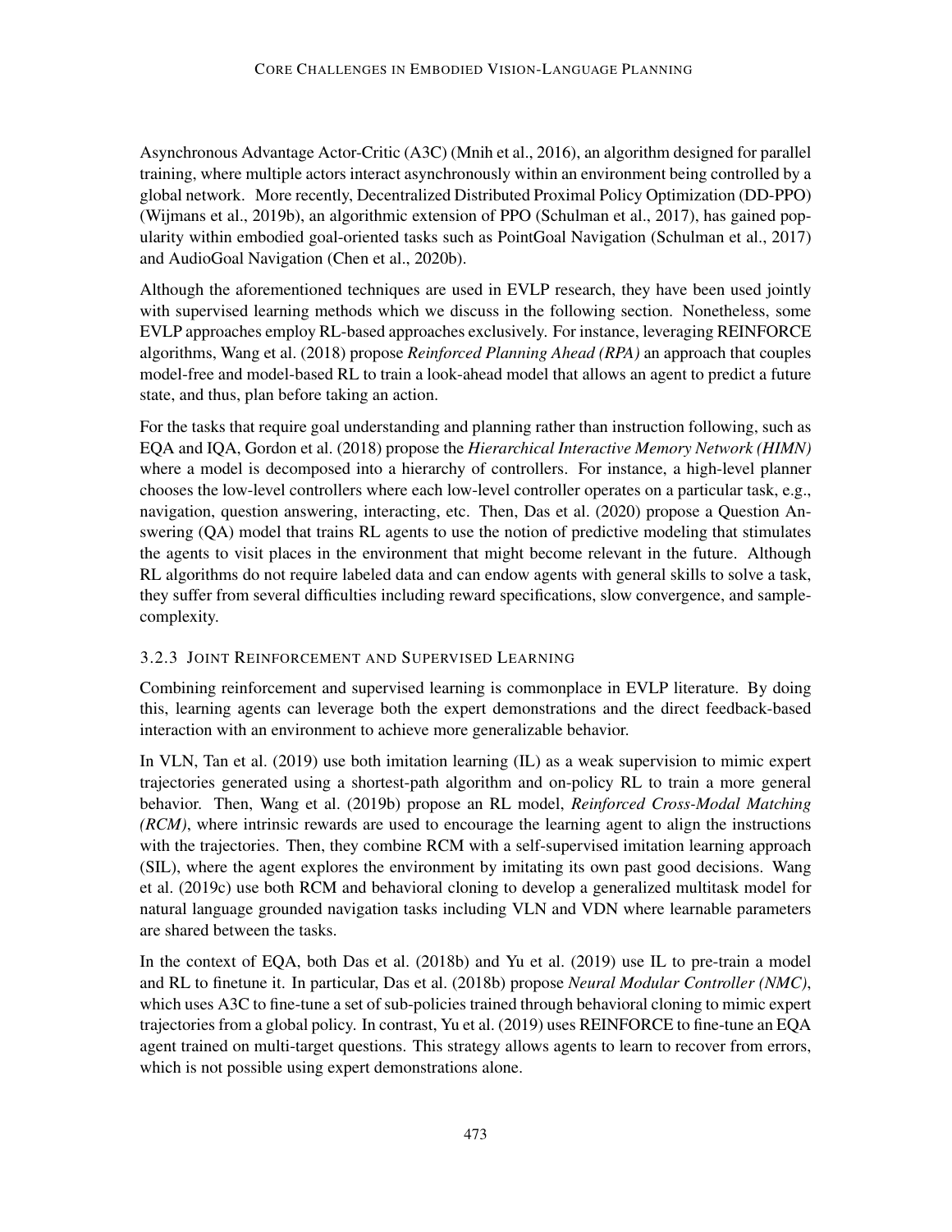Asynchronous Advantage Actor-Critic (A3C) (Mnih et al., 2016), an algorithm designed for parallel training, where multiple actors interact asynchronously within an environment being controlled by a global network. More recently, Decentralized Distributed Proximal Policy Optimization (DD-PPO) (Wijmans et al., 2019b), an algorithmic extension of PPO (Schulman et al., 2017), has gained popularity within embodied goal-oriented tasks such as PointGoal Navigation (Schulman et al., 2017) and AudioGoal Navigation (Chen et al., 2020b).

Although the aforementioned techniques are used in EVLP research, they have been used jointly with supervised learning methods which we discuss in the following section. Nonetheless, some EVLP approaches employ RL-based approaches exclusively. For instance, leveraging REINFORCE algorithms, Wang et al. (2018) propose *Reinforced Planning Ahead (RPA)* an approach that couples model-free and model-based RL to train a look-ahead model that allows an agent to predict a future state, and thus, plan before taking an action.

For the tasks that require goal understanding and planning rather than instruction following, such as EQA and IQA, Gordon et al. (2018) propose the *Hierarchical Interactive Memory Network (HIMN)* where a model is decomposed into a hierarchy of controllers. For instance, a high-level planner chooses the low-level controllers where each low-level controller operates on a particular task, e.g., navigation, question answering, interacting, etc. Then, Das et al. (2020) propose a Question Answering (QA) model that trains RL agents to use the notion of predictive modeling that stimulates the agents to visit places in the environment that might become relevant in the future. Although RL algorithms do not require labeled data and can endow agents with general skills to solve a task, they suffer from several difficulties including reward specifications, slow convergence, and sample-complexity.

### 3.2.3 Joint Reinforcement and Supervised Learning

Combining reinforcement and supervised learning is commonplace in EVLP literature. By doing this, learning agents can leverage both the expert demonstrations and the direct feedback-based interaction with an environment to achieve more generalizable behavior.

In VLN, Tan et al. (2019) use both imitation learning (IL) as a weak supervision to mimic expert trajectories generated using a shortest-path algorithm and on-policy RL to train a more general behavior. Then, Wang et al. (2019b) propose an RL model, *Reinforced Cross-Modal Matching (RCM)*, where intrinsic rewards are used to encourage the learning agent to align the instructions with the trajectories. Then, they combine RCM with a self-supervised imitation learning approach (SIL), where the agent explores the environment by imitating its own past good decisions. Wang et al. (2019c) use both RCM and behavioral cloning to develop a generalized multitask model for natural language grounded navigation tasks including VLN and VDN where learnable parameters are shared between the tasks.

In the context of EQA, both Das et al. (2018b) and Yu et al. (2019) use IL to pre-train a model and RL to finetune it. In particular, Das et al. (2018b) propose *Neural Modular Controller (NMC)*, which uses A3C to fine-tune a set of sub-policies trained through behavioral cloning to mimic expert trajectories from a global policy. In contrast, Yu et al. (2019) uses REINFORCE to fine-tune an EQA agent trained on multi-target questions. This strategy allows agents to learn to recover from errors, which is not possible using expert demonstrations alone.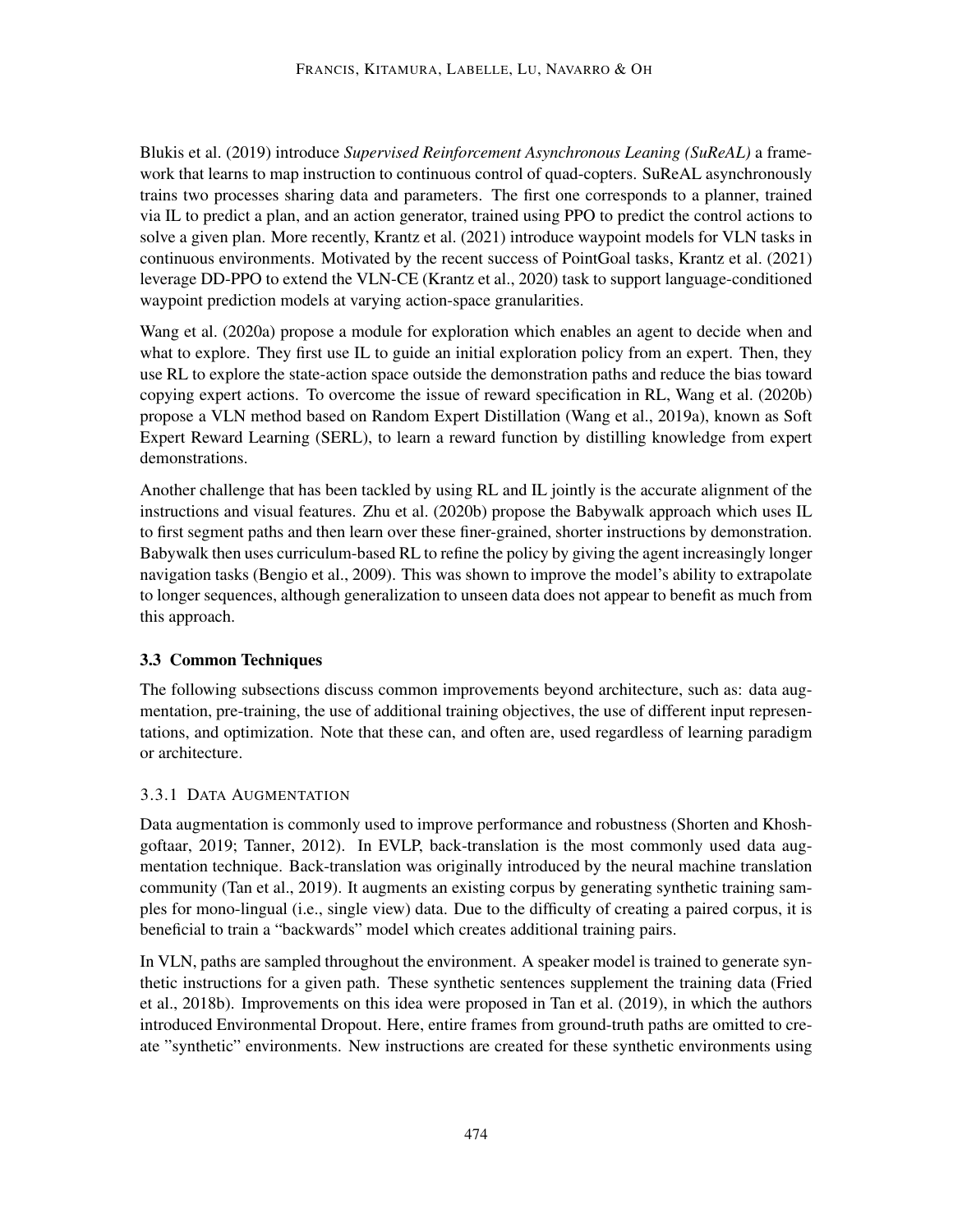Blukis et al. (2019) introduce *Supervised Reinforcement Asynchronous Leaning (SuReAL)* a framework that learns to map instruction to continuous control of quad-copters. SuReAL asynchronously trains two processes sharing data and parameters. The first one corresponds to a planner, trained via IL to predict a plan, and an action generator, trained using PPO to predict the control actions to solve a given plan. More recently, Krantz et al. (2021) introduce waypoint models for VLN tasks in continuous environments. Motivated by the recent success of PointGoal tasks, Krantz et al. (2021) leverage DD-PPO to extend the VLN-CE (Krantz et al., 2020) task to support language-conditioned waypoint prediction models at varying action-space granularities.

Wang et al. (2020a) propose a module for exploration which enables an agent to decide when and what to explore. They first use IL to guide an initial exploration policy from an expert. Then, they use RL to explore the state-action space outside the demonstration paths and reduce the bias toward copying expert actions. To overcome the issue of reward specification in RL, Wang et al. (2020b) propose a VLN method based on Random Expert Distillation (Wang et al., 2019a), known as Soft Expert Reward Learning (SERL), to learn a reward function by distilling knowledge from expert demonstrations.

Another challenge that has been tackled by using RL and IL jointly is the accurate alignment of the instructions and visual features. Zhu et al. (2020b) propose the Babywalk approach which uses IL to first segment paths and then learn over these finer-grained, shorter instructions by demonstration. Babywalk then uses curriculum-based RL to refine the policy by giving the agent increasingly longer navigation tasks (Bengio et al., 2009). This was shown to improve the model's ability to extrapolate to longer sequences, although generalization to unseen data does not appear to benefit as much from this approach.

### 3.3 Common Techniques

The following subsections discuss common improvements beyond architecture, such as: data augmentation, pre-training, the use of additional training objectives, the use of different input representations, and optimization. Note that these can, and often are, used regardless of learning paradigm or architecture.

#### 3.3.1 Data Augmentation

Data augmentation is commonly used to improve performance and robustness (Shorten and Khoshgoftaar, 2019; Tanner, 2012). In EVLP, back-translation is the most commonly used data augmentation technique. Back-translation was originally introduced by the neural machine translation community (Tan et al., 2019). It augments an existing corpus by generating synthetic training samples for mono-lingual (i.e., single view) data. Due to the difficulty of creating a paired corpus, it is beneficial to train a "backwards" model which creates additional training pairs.

In VLN, paths are sampled throughout the environment. A speaker model is trained to generate synthetic instructions for a given path. These synthetic sentences supplement the training data (Fried et al., 2018b). Improvements on this idea were proposed in Tan et al. (2019), in which the authors introduced Environmental Dropout. Here, entire frames from ground-truth paths are omitted to create "synthetic" environments. New instructions are created for these synthetic environments using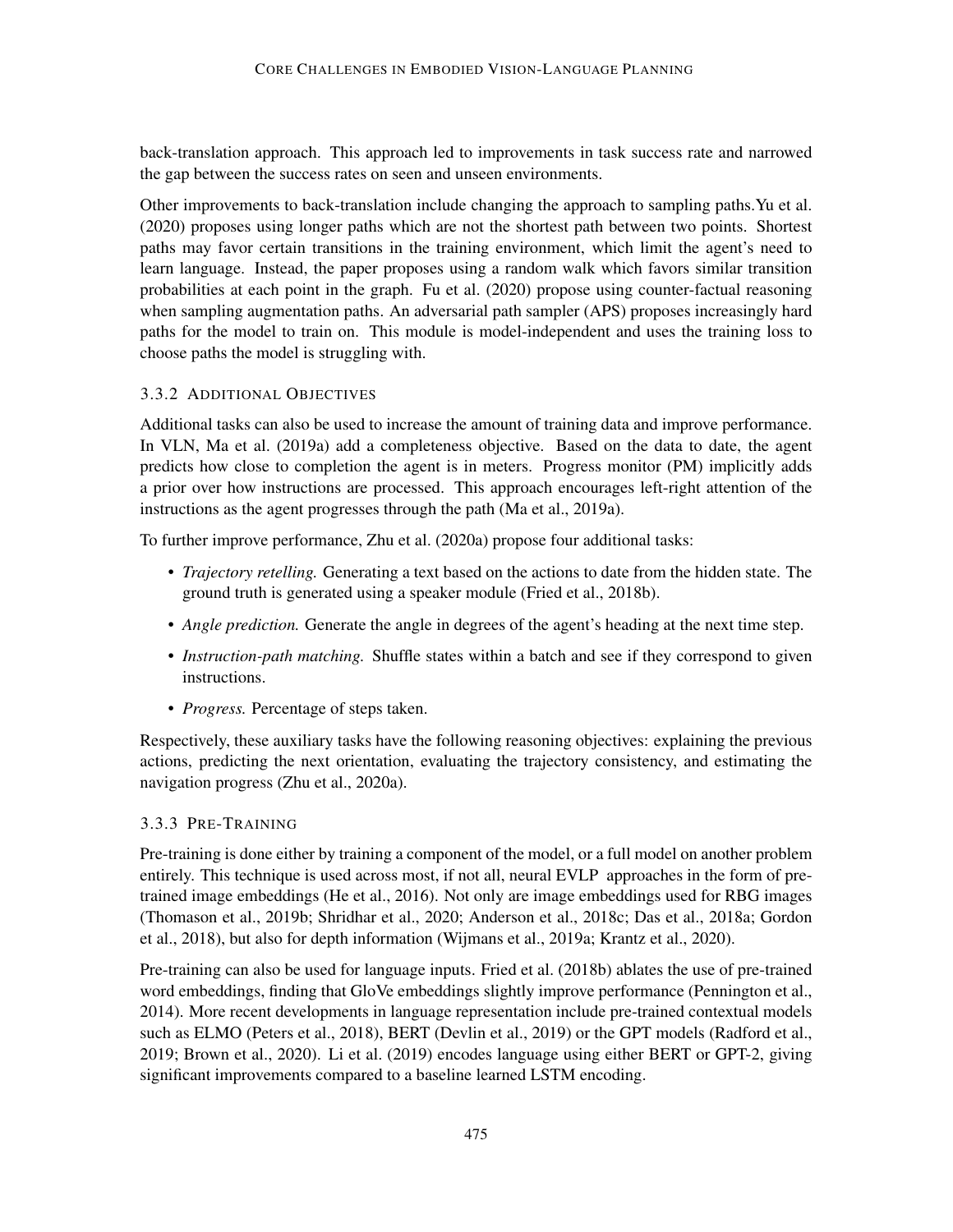back-translation approach. This approach led to improvements in task success rate and narrowed the gap between the success rates on seen and unseen environments.

Other improvements to back-translation include changing the approach to sampling paths.Yu et al. (2020) proposes using longer paths which are not the shortest path between two points. Shortest paths may favor certain transitions in the training environment, which limit the agent's need to learn language. Instead, the paper proposes using a random walk which favors similar transition probabilities at each point in the graph. Fu et al. (2020) propose using counter-factual reasoning when sampling augmentation paths. An adversarial path sampler (APS) proposes increasingly hard paths for the model to train on. This module is model-independent and uses the training loss to choose paths the model is struggling with.

### 3.3.2 Additional Objectives

Additional tasks can also be used to increase the amount of training data and improve performance. In VLN, Ma et al. (2019a) add a completeness objective. Based on the data to date, the agent predicts how close to completion the agent is in meters. Progress monitor (PM) implicitly adds a prior over how instructions are processed. This approach encourages left-right attention of the instructions as the agent progresses through the path (Ma et al., 2019a).

To further improve performance, Zhu et al. (2020a) propose four additional tasks:

- *Trajectory retelling.* Generating a text based on the actions to date from the hidden state. The ground truth is generated using a speaker module (Fried et al., 2018b).
- *Angle prediction.* Generate the angle in degrees of the agent's heading at the next time step.
- *Instruction-path matching.* Shuffle states within a batch and see if they correspond to given instructions.
- *Progress.* Percentage of steps taken.

Respectively, these auxiliary tasks have the following reasoning objectives: explaining the previous actions, predicting the next orientation, evaluating the trajectory consistency, and estimating the navigation progress (Zhu et al., 2020a).

### 3.3.3 Pre-Training

Pre-training is done either by training a component of the model, or a full model on another problem entirely. This technique is used across most, if not all, neural EVLP approaches in the form of pre-trained image embeddings (He et al., 2016). Not only are image embeddings used for RBG images (Thomason et al., 2019b; Shridhar et al., 2020; Anderson et al., 2018c; Das et al., 2018a; Gordon et al., 2018), but also for depth information (Wijmans et al., 2019a; Krantz et al., 2020).

Pre-training can also be used for language inputs. Fried et al. (2018b) ablates the use of pre-trained word embeddings, finding that GloVe embeddings slightly improve performance (Pennington et al., 2014). More recent developments in language representation include pre-trained contextual models such as ELMO (Peters et al., 2018), BERT (Devlin et al., 2019) or the GPT models (Radford et al., 2019; Brown et al., 2020). Li et al. (2019) encodes language using either BERT or GPT-2, giving significant improvements compared to a baseline learned LSTM encoding.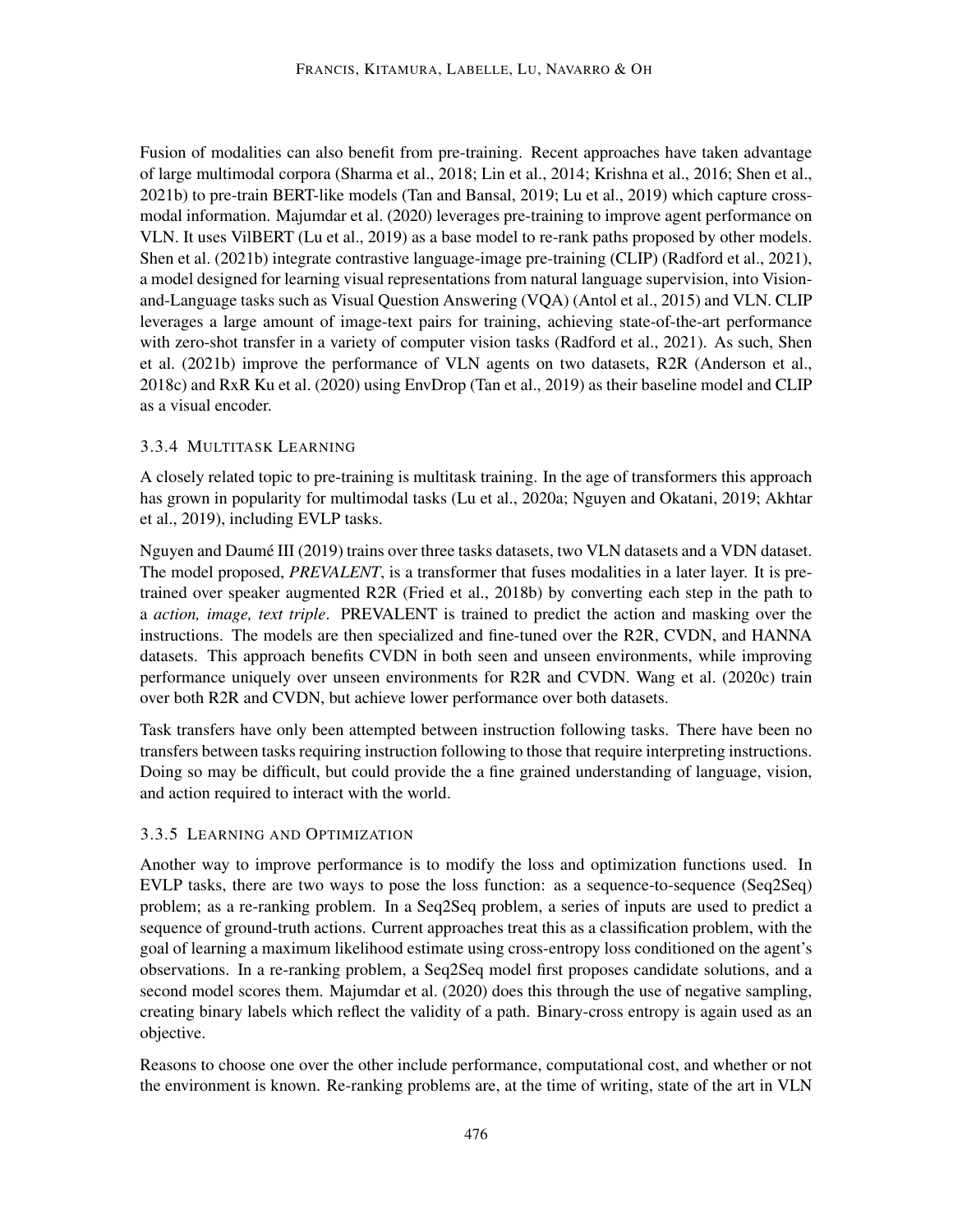Fusion of modalities can also benefit from pre-training. Recent approaches have taken advantage of large multimodal corpora (Sharma et al., 2018; Lin et al., 2014; Krishna et al., 2016; Shen et al., 2021b) to pre-train BERT-like models (Tan and Bansal, 2019; Lu et al., 2019) which capture cross-modal information. Majumdar et al. (2020) leverages pre-training to improve agent performance on VLN. It uses VilBERT (Lu et al., 2019) as a base model to re-rank paths proposed by other models. Shen et al. (2021b) integrate contrastive language-image pre-training (CLIP) (Radford et al., 2021), a model designed for learning visual representations from natural language supervision, into Vision-and-Language tasks such as Visual Question Answering (VQA) (Antol et al., 2015) and VLN. CLIP leverages a large amount of image-text pairs for training, achieving state-of-the-art performance with zero-shot transfer in a variety of computer vision tasks (Radford et al., 2021). As such, Shen et al. (2021b) improve the performance of VLN agents on two datasets, R2R (Anderson et al., 2018c) and RxR Ku et al. (2020) using EnvDrop (Tan et al., 2019) as their baseline model and CLIP as a visual encoder.

#### 3.3.4 Multitask Learning

A closely related topic to pre-training is multitask training. In the age of transformers this approach has grown in popularity for multimodal tasks (Lu et al., 2020a; Nguyen and Okatani, 2019; Akhtar et al., 2019), including EVLP tasks.

Nguyen and Daumé III (2019) trains over three tasks datasets, two VLN datasets and a VDN dataset. The model proposed, ***PREVALENT***, is a transformer that fuses modalities in a later layer. It is pre-trained over speaker augmented R2R (Fried et al., 2018b) by converting each step in the path to a *action, image, text triple*. PREVALENT is trained to predict the action and masking over the instructions. The models are then specialized and fine-tuned over the R2R, CVDN, and HANNA datasets. This approach benefits CVDN in both seen and unseen environments, while improving performance uniquely over unseen environments for R2R and CVDN. Wang et al. (2020c) train over both R2R and CVDN, but achieve lower performance over both datasets.

Task transfers have only been attempted between instruction following tasks. There have been no transfers between tasks requiring instruction following to those that require interpreting instructions. Doing so may be difficult, but could provide the a fine grained understanding of language, vision, and action required to interact with the world.

#### 3.3.5 Learning and Optimization

Another way to improve performance is to modify the loss and optimization functions used. In EVLP tasks, there are two ways to pose the loss function: as a sequence-to-sequence (Seq2Seq) problem; as a re-ranking problem. In a Seq2Seq problem, a series of inputs are used to predict a sequence of ground-truth actions. Current approaches treat this as a classification problem, with the goal of learning a maximum likelihood estimate using cross-entropy loss conditioned on the agent's observations. In a re-ranking problem, a Seq2Seq model first proposes candidate solutions, and a second model scores them. Majumdar et al. (2020) does this through the use of negative sampling, creating binary labels which reflect the validity of a path. Binary-cross entropy is again used as an objective.

Reasons to choose one over the other include performance, computational cost, and whether or not the environment is known. Re-ranking problems are, at the time of writing, state of the art in VLN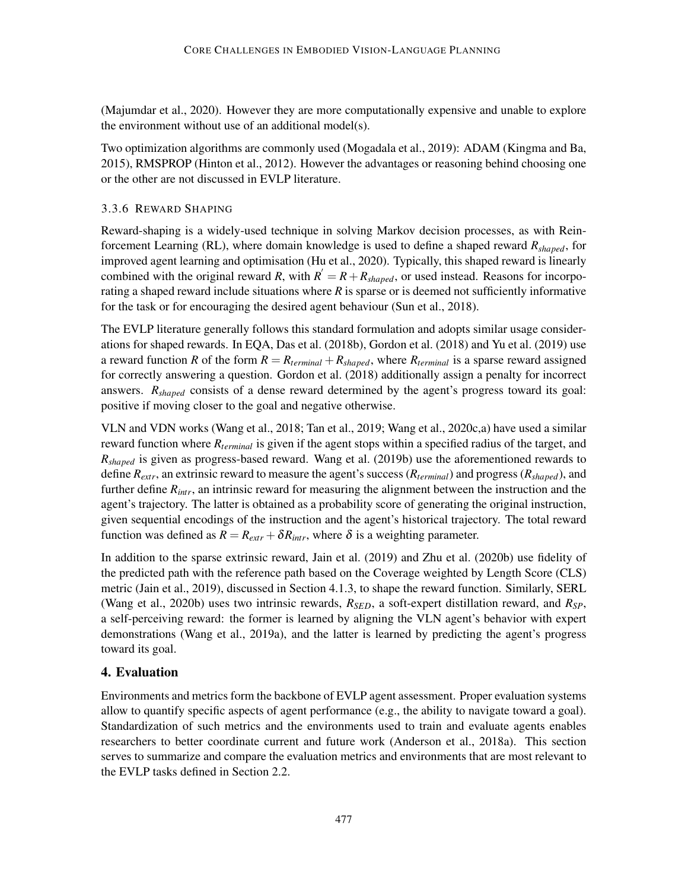(Majumdar et al., 2020). However they are more computationally expensive and unable to explore the environment without use of an additional model(s).

Two optimization algorithms are commonly used (Mogadala et al., 2019): ADAM (Kingma and Ba, 2015), RMSPROP (Hinton et al., 2012). However the advantages or reasoning behind choosing one or the other are not discussed in EVLP literature.

### 3.3.6 Reward Shaping

Reward-shaping is a widely-used technique in solving Markov decision processes, as with Reinforcement Learning (RL), where domain knowledge is used to define a shaped reward $R_{shaped}$, for improved agent learning and optimisation (Hu et al., 2020). Typically, this shaped reward is linearly combined with the original reward $R$, with $R^{'} = R + R_{shaped}$, or used instead. Reasons for incorporating a shaped reward include situations where $R$ is sparse or is deemed not sufficiently informative for the task or for encouraging the desired agent behaviour (Sun et al., 2018).

The EVLP literature generally follows this standard formulation and adopts similar usage considerations for shaped rewards. In EQA, Das et al. (2018b), Gordon et al. (2018) and Yu et al. (2019) use a reward function $R$ of the form $R = R_{terminal} + R_{shaped}$, where $R_{terminal}$ is a sparse reward assigned for correctly answering a question. Gordon et al. (2018) additionally assign a penalty for incorrect answers. $R_{shaped}$ consists of a dense reward determined by the agent's progress toward its goal: positive if moving closer to the goal and negative otherwise.

VLN and VDN works (Wang et al., 2018; Tan et al., 2019; Wang et al., 2020c,a) have used a similar reward function where $R_{terminal}$ is given if the agent stops within a specified radius of the target, and $R_{shaped}$ is given as progress-based reward. Wang et al. (2019b) use the aforementioned rewards to define $R_{extr}$, an extrinsic reward to measure the agent's success ($R_{terminal}$) and progress ($R_{shaped}$), and further define $R_{intr}$, an intrinsic reward for measuring the alignment between the instruction and the agent's trajectory. The latter is obtained as a probability score of generating the original instruction, given sequential encodings of the instruction and the agent's historical trajectory. The total reward function was defined as $R = R_{extr} + \delta R_{intr}$, where $\delta$ is a weighting parameter.

In addition to the sparse extrinsic reward, Jain et al. (2019) and Zhu et al. (2020b) use fidelity of the predicted path with the reference path based on the Coverage weighted by Length Score (CLS) metric (Jain et al., 2019), discussed in Section 4.1.3, to shape the reward function. Similarly, SERL (Wang et al., 2020b) uses two intrinsic rewards, $R_{SED}$, a soft-expert distillation reward, and $R_{SP}$, a self-perceiving reward: the former is learned by aligning the VLN agent's behavior with expert demonstrations (Wang et al., 2019a), and the latter is learned by predicting the agent's progress toward its goal.

## 4. Evaluation

Environments and metrics form the backbone of EVLP agent assessment. Proper evaluation systems allow to quantify specific aspects of agent performance (e.g., the ability to navigate toward a goal). Standardization of such metrics and the environments used to train and evaluate agents enables researchers to better coordinate current and future work (Anderson et al., 2018a). This section serves to summarize and compare the evaluation metrics and environments that are most relevant to the EVLP tasks defined in Section 2.2.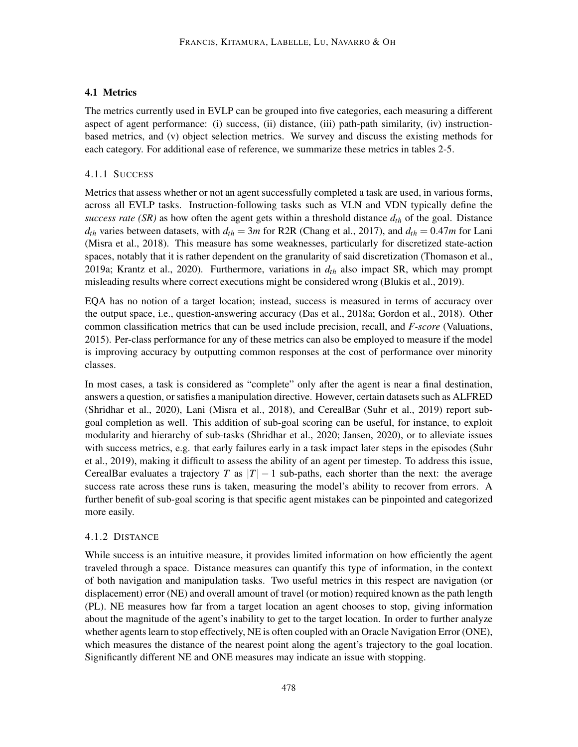### 4.1 Metrics

The metrics currently used in EVLP can be grouped into five categories, each measuring a different aspect of agent performance: (i) success, (ii) distance, (iii) path-path similarity, (iv) instruction-based metrics, and (v) object selection metrics. We survey and discuss the existing methods for each category. For additional ease of reference, we summarize these metrics in tables 2-5.

#### 4.1.1 Success

Metrics that assess whether or not an agent successfully completed a task are used, in various forms, across all EVLP tasks. Instruction-following tasks such as VLN and VDN typically define the *success rate (SR)* as how often the agent gets within a threshold distance $d_{th}$ of the goal. Distance $d_{th}$ varies between datasets, with $d_{th} = 3m$ for R2R (Chang et al., 2017), and $d_{th} = 0.47m$ for Lani (Misra et al., 2018). This measure has some weaknesses, particularly for discretized state-action spaces, notably that it is rather dependent on the granularity of said discretization (Thomason et al., 2019a; Krantz et al., 2020). Furthermore, variations in $d_{th}$ also impact SR, which may prompt misleading results where correct executions might be considered wrong (Blukis et al., 2019).

EQA has no notion of a target location; instead, success is measured in terms of accuracy over the output space, i.e., question-answering accuracy (Das et al., 2018a; Gordon et al., 2018). Other common classification metrics that can be used include precision, recall, and *F-score* (Valuations, 2015). Per-class performance for any of these metrics can also be employed to measure if the model is improving accuracy by outputting common responses at the cost of performance over minority classes.

In most cases, a task is considered as "complete" only after the agent is near a final destination, answers a question, or satisfies a manipulation directive. However, certain datasets such as ALFRED (Shridhar et al., 2020), Lani (Misra et al., 2018), and CerealBar (Suhr et al., 2019) report sub-goal completion as well. This addition of sub-goal scoring can be useful, for instance, to exploit modularity and hierarchy of sub-tasks (Shridhar et al., 2020; Jansen, 2020), or to alleviate issues with success metrics, e.g. that early failures early in a task impact later steps in the episodes (Suhr et al., 2019), making it difficult to assess the ability of an agent per timestep. To address this issue, CerealBar evaluates a trajectory $T$ as $|T| - 1$ sub-paths, each shorter than the next: the average success rate across these runs is taken, measuring the model's ability to recover from errors. A further benefit of sub-goal scoring is that specific agent mistakes can be pinpointed and categorized more easily.

#### 4.1.2 Distance

While success is an intuitive measure, it provides limited information on how efficiently the agent traveled through a space. Distance measures can quantify this type of information, in the context of both navigation and manipulation tasks. Two useful metrics in this respect are navigation (or displacement) error (NE) and overall amount of travel (or motion) required known as the path length (PL). NE measures how far from a target location an agent chooses to stop, giving information about the magnitude of the agent's inability to get to the target location. In order to further analyze whether agents learn to stop effectively, NE is often coupled with an Oracle Navigation Error (ONE), which measures the distance of the nearest point along the agent's trajectory to the goal location. Significantly different NE and ONE measures may indicate an issue with stopping.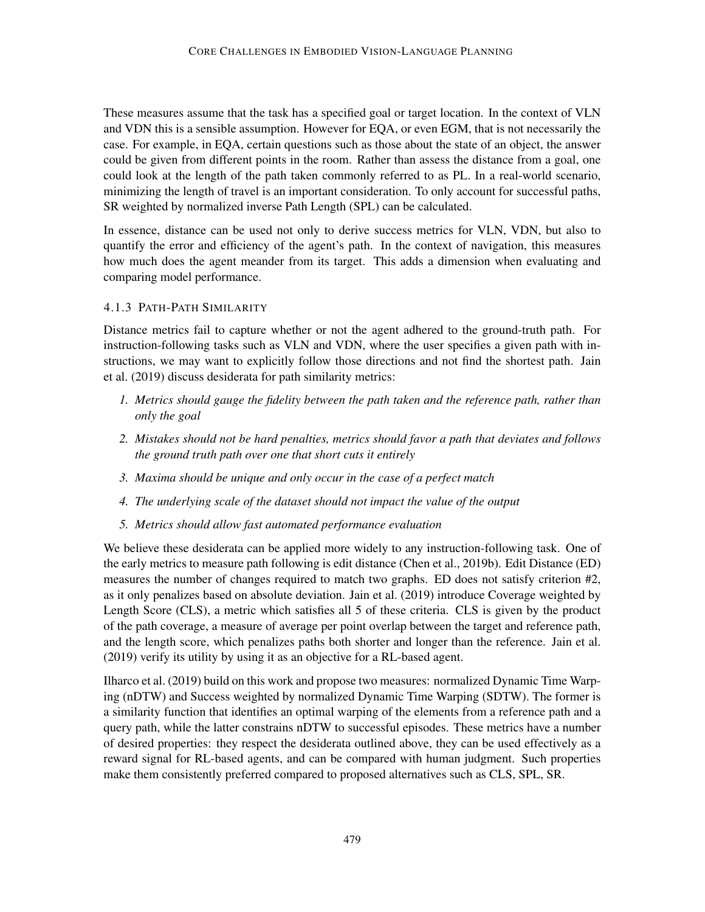These measures assume that the task has a specified goal or target location. In the context of VLN and VDN this is a sensible assumption. However for EQA, or even EGM, that is not necessarily the case. For example, in EQA, certain questions such as those about the state of an object, the answer could be given from different points in the room. Rather than assess the distance from a goal, one could look at the length of the path taken commonly referred to as PL. In a real-world scenario, minimizing the length of travel is an important consideration. To only account for successful paths, SR weighted by normalized inverse Path Length (SPL) can be calculated.

In essence, distance can be used not only to derive success metrics for VLN, VDN, but also to quantify the error and efficiency of the agent's path. In the context of navigation, this measures how much does the agent meander from its target. This adds a dimension when evaluating and comparing model performance.

#### 4.1.3 Path-Path Similarity

Distance metrics fail to capture whether or not the agent adhered to the ground-truth path. For instruction-following tasks such as VLN and VDN, where the user specifies a given path with instructions, we may want to explicitly follow those directions and not find the shortest path. Jain et al. (2019) discuss desiderata for path similarity metrics:

1. *Metrics should gauge the fidelity between the path taken and the reference path, rather than only the goal*
2. *Mistakes should not be hard penalties, metrics should favor a path that deviates and follows the ground truth path over one that short cuts it entirely*
3. *Maxima should be unique and only occur in the case of a perfect match*
4. *The underlying scale of the dataset should not impact the value of the output*
5. *Metrics should allow fast automated performance evaluation*

We believe these desiderata can be applied more widely to any instruction-following task. One of the early metrics to measure path following is edit distance (Chen et al., 2019b). Edit Distance (ED) measures the number of changes required to match two graphs. ED does not satisfy criterion #2, as it only penalizes based on absolute deviation. Jain et al. (2019) introduce Coverage weighted by Length Score (CLS), a metric which satisfies all 5 of these criteria. CLS is given by the product of the path coverage, a measure of average per point overlap between the target and reference path, and the length score, which penalizes paths both shorter and longer than the reference. Jain et al. (2019) verify its utility by using it as an objective for a RL-based agent.

Ilharco et al. (2019) build on this work and propose two measures: normalized Dynamic Time Warping (nDTW) and Success weighted by normalized Dynamic Time Warping (SDTW). The former is a similarity function that identifies an optimal warping of the elements from a reference path and a query path, while the latter constrains nDTW to successful episodes. These metrics have a number of desired properties: they respect the desiderata outlined above, they can be used effectively as a reward signal for RL-based agents, and can be compared with human judgment. Such properties make them consistently preferred compared to proposed alternatives such as CLS, SPL, SR.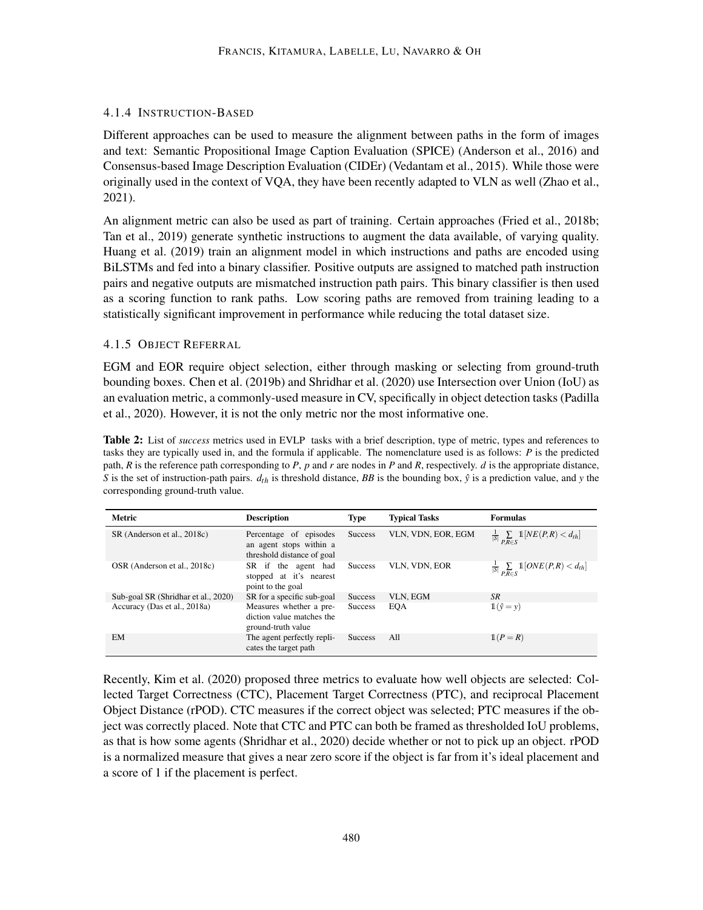#### 4.1.4 Instruction-Based

Different approaches can be used to measure the alignment between paths in the form of images and text: Semantic Propositional Image Caption Evaluation (SPICE) (Anderson et al., 2016) and Consensus-based Image Description Evaluation (CIDEr) (Vedantam et al., 2015). While those were originally used in the context of VQA, they have been recently adapted to VLN as well (Zhao et al., 2021).

An alignment metric can also be used as part of training. Certain approaches (Fried et al., 2018b; Tan et al., 2019) generate synthetic instructions to augment the data available, of varying quality. Huang et al. (2019) train an alignment model in which instructions and paths are encoded using BiLSTMs and fed into a binary classifier. Positive outputs are assigned to matched path instruction pairs and negative outputs are mismatched instruction path pairs. This binary classifier is then used as a scoring function to rank paths. Low scoring paths are removed from training leading to a statistically significant improvement in performance while reducing the total dataset size.

#### 4.1.5 Object Referral

EGM and EOR require object selection, either through masking or selecting from ground-truth bounding boxes. Chen et al. (2019b) and Shridhar et al. (2020) use Intersection over Union (IoU) as an evaluation metric, a commonly-used measure in CV, specifically in object detection tasks (Padilla et al., 2020). However, it is not the only metric nor the most informative one.

**Table 2:** List of *success* metrics used in EVLP tasks with a brief description, type of metric, types and references to tasks they are typically used in, and the formula if applicable. The nomenclature used is as follows: $P$ is the predicted path, $R$ is the reference path corresponding to $P$, $p$ and $r$ are nodes in $P$ and $R$, respectively. $d$ is the appropriate distance, $S$ is the set of instruction-path pairs. $d_{th}$ is threshold distance, $BB$ is the bounding box, $\hat{y}$ is a prediction value, and $y$ the corresponding ground-truth value.

| Metric | Description | Type | Typical Tasks | Formulas |
|---|---|---|---|---|
| SR (Anderson et al., 2018c) | Percentage of episodes an agent stops within a threshold distance of goal | Success | VLN, VDN, EOR, EGM | $\frac{1}{\lvert S\rvert} \sum_{P,R \in S} \mathbb{1}[NE(P,R) < d_{th}]$ |
| OSR (Anderson et al., 2018c) | SR if the agent had stopped at it's nearest point to the goal | Success | VLN, VDN, EOR | $\frac{1}{\lvert S\rvert} \sum_{P,R \in S} \mathbb{1}[ONE(P,R) < d_{th}]$ |
| Sub-goal SR (Shridhar et al., 2020) | SR for a specific sub-goal | Success | VLN, EGM | *SR* |
| Accuracy (Das et al., 2018a) | Measures whether a prediction value matches the ground-truth value | Success | EQA | $\mathbb{1}(\hat{y} = y)$ |
| EM | The agent perfectly replicates the target path | Success | All | $\mathbb{1}(P = R)$ |

Recently, Kim et al. (2020) proposed three metrics to evaluate how well objects are selected: Collected Target Correctness (CTC), Placement Target Correctness (PTC), and reciprocal Placement Object Distance (rPOD). CTC measures if the correct object was selected; PTC measures if the object was correctly placed. Note that CTC and PTC can both be framed as thresholded IoU problems, as that is how some agents (Shridhar et al., 2020) decide whether or not to pick up an object. rPOD is a normalized measure that gives a near zero score if the object is far from it's ideal placement and a score of 1 if the placement is perfect.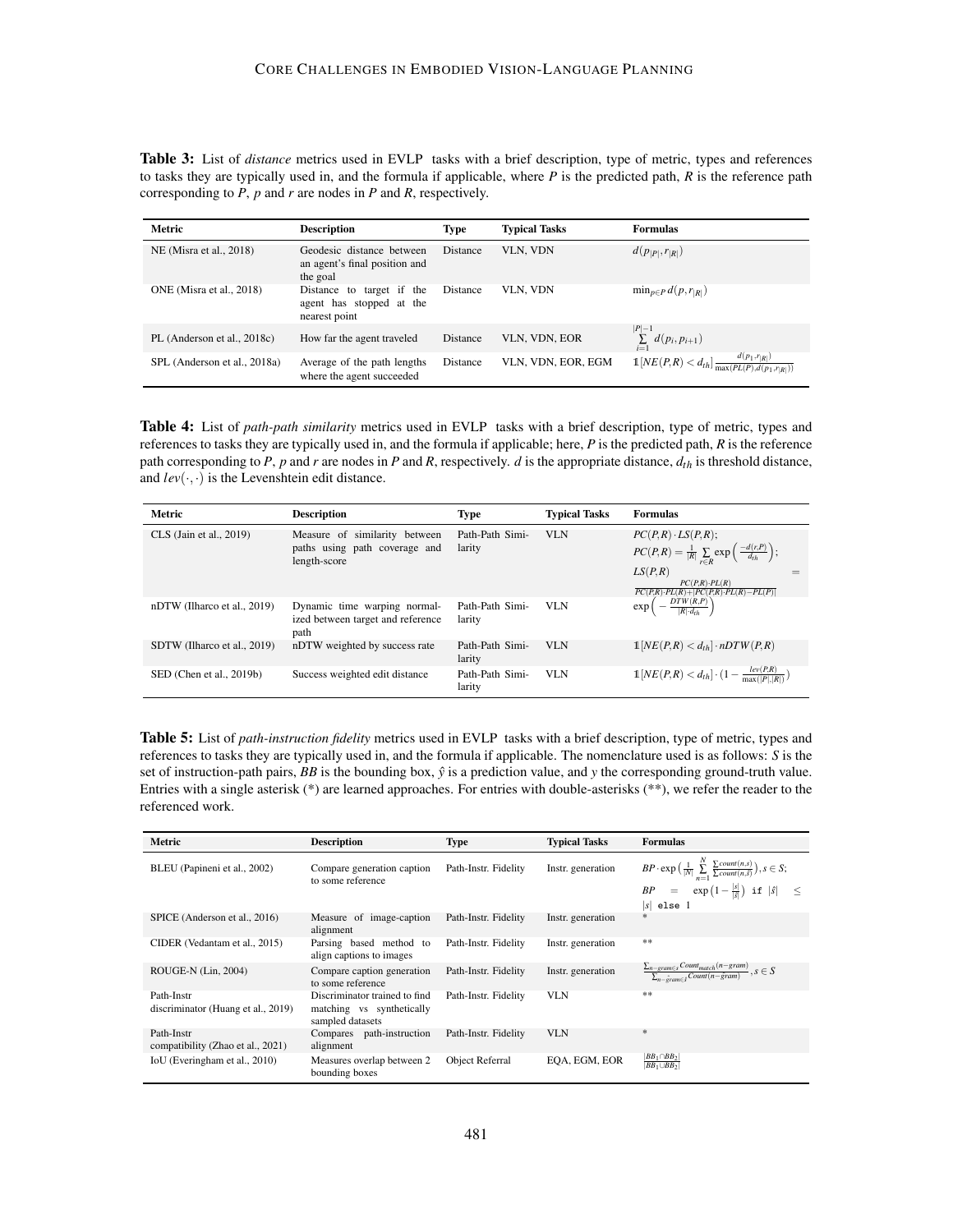**Table 3:** List of *distance* metrics used in EVLP tasks with a brief description, type of metric, types and references to tasks they are typically used in, and the formula if applicable, where $P$ is the predicted path, $R$ is the reference path corresponding to $P$, $p$ and $r$ are nodes in $P$ and $R$, respectively.

| Metric | Description | Type | Typical Tasks | Formulas |
|---|---|---|---|---|
| NE (Misra et al., 2018) | Geodesic distance between an agent's final position and the goal | Distance | VLN, VDN | $d(p_{\|P\|}, r_{\|R\|})$ |
| ONE (Misra et al., 2018) | Distance to target if the agent has stopped at the nearest point | Distance | VLN, VDN | $\min_{p \in P} d(p, r_{\|R\|})$ |
| PL (Anderson et al., 2018c) | How far the agent traveled | Distance | VLN, VDN, EOR | $\sum_{i=1}^{\|P\|-1} d(p_i, p_{i+1})$ |
| SPL (Anderson et al., 2018a) | Average of the path lengths where the agent succeeded | Distance | VLN, VDN, EOR, EGM | $\mathbb{1}[NE(P,R) < d_{th}] \frac{d(p_1, r_{\|R\|})}{\max(PL(P), d(p_1, r_{\|R\|}))}$ |

**Table 4:** List of *path-path similarity* metrics used in EVLP tasks with a brief description, type of metric, types and references to tasks they are typically used in, and the formula if applicable; here, $P$ is the predicted path, $R$ is the reference path corresponding to $P$, $p$ and $r$ are nodes in $P$ and $R$, respectively. $d$ is the appropriate distance, $d_{th}$ is threshold distance, and $lev(\cdot,\cdot)$ is the Levenshtein edit distance.

| Metric | Description | Type | Typical Tasks | Formulas |
|---|---|---|---|---|
| CLS (Jain et al., 2019) | Measure of similarity between paths using path coverage and length-score | Path-Path Similarity | VLN | $PC(P,R) \cdot LS(P,R)$; $PC(P,R) = \frac{1}{\|R\|} \sum_{r \in R} \exp\left(\frac{-d(r,P)}{d_{th}}\right)$; $LS(P,R) = \frac{PC(P,R) \cdot PL(R)}{PC(P,R) \cdot PL(R) + \|PC(P,R) \cdot PL(R) - PL(P)\|}$ |
| nDTW (Ilharco et al., 2019) | Dynamic time warping normalized between target and reference path | Path-Path Similarity | VLN | $\exp\left(-\frac{DTW(R,P)}{\|R\| \cdot d_{th}}\right)$ |
| SDTW (Ilharco et al., 2019) | nDTW weighted by success rate | Path-Path Similarity | VLN | $\mathbb{1}[NE(P,R) < d_{th}] \cdot nDTW(P,R)$ |
| SED (Chen et al., 2019b) | Success weighted edit distance | Path-Path Similarity | VLN | $\mathbb{1}[NE(P,R) < d_{th}] \cdot (1 - \frac{lev(P,R)}{\max(\|P\|,\|R\|)})$ |

**Table 5:** List of *path-instruction fidelity* metrics used in EVLP tasks with a brief description, type of metric, types and references to tasks they are typically used in, and the formula if applicable. The nomenclature used is as follows: $S$ is the set of instruction-path pairs, $BB$ is the bounding box, $\hat{y}$ is a prediction value, and $y$ the corresponding ground-truth value. Entries with a single asterisk (*) are learned approaches. For entries with double-asterisks (**), we refer the reader to the referenced work.

| Metric | Description | Type | Typical Tasks | Formulas |
|---|---|---|---|---|
| BLEU (Papineni et al., 2002) | Compare generation caption to some reference | Path-Instr. Fidelity | Instr. generation | $BP \cdot \exp\left(\frac{1}{\|N\|} \sum_{n=1}^{N} \frac{\sum count(n,s)}{\sum count(n,\hat{s})}\right), s \in S$; $BP = \exp\left(1 - \frac{\|s\|}{\|\hat{s}\|}\right)$ if $\|\hat{s}\| \leq \|s\|$ else 1 |
| SPICE (Anderson et al., 2016) | Measure of image-caption alignment | Path-Instr. Fidelity | Instr. generation | * |
| CIDER (Vedantam et al., 2015) | Parsing based method to align captions to images | Path-Instr. Fidelity | Instr. generation | ** |
| ROUGE-N (Lin, 2004) | Compare caption generation to some reference | Path-Instr. Fidelity | Instr. generation | $\frac{\sum_{n-gram \in \hat{s}} Count_{match}(n-gram)}{\sum_{n-\hat{g}ram \in \hat{s}} Count(n-gram)}, s \in S$ |
| Path-Instr discriminator (Huang et al., 2019) | Discriminator trained to find matching vs synthetically sampled datasets | Path-Instr. Fidelity | VLN | ** |
| Path-Instr compatibility (Zhao et al., 2021) | Compares path-instruction alignment | Path-Instr. Fidelity | VLN | * |
| IoU (Everingham et al., 2010) | Measures overlap between 2 bounding boxes | Object Referral | EQA, EGM, EOR | $\frac{\|BB_1 \cap BB_2\|}{\|BB_1 \cup BB_2\|}$ |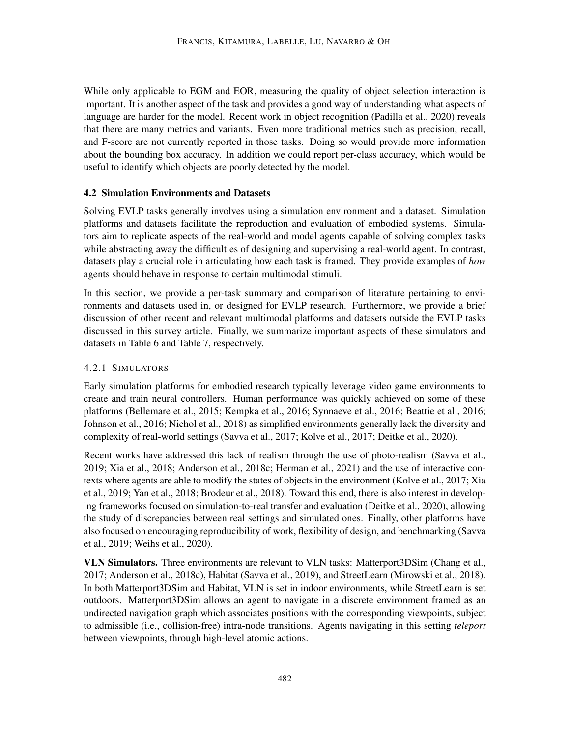While only applicable to EGM and EOR, measuring the quality of object selection interaction is important. It is another aspect of the task and provides a good way of understanding what aspects of language are harder for the model. Recent work in object recognition (Padilla et al., 2020) reveals that there are many metrics and variants. Even more traditional metrics such as precision, recall, and F-score are not currently reported in those tasks. Doing so would provide more information about the bounding box accuracy. In addition we could report per-class accuracy, which would be useful to identify which objects are poorly detected by the model.

### 4.2 Simulation Environments and Datasets

Solving EVLP tasks generally involves using a simulation environment and a dataset. Simulation platforms and datasets facilitate the reproduction and evaluation of embodied systems. Simulators aim to replicate aspects of the real-world and model agents capable of solving complex tasks while abstracting away the difficulties of designing and supervising a real-world agent. In contrast, datasets play a crucial role in articulating how each task is framed. They provide examples of *how* agents should behave in response to certain multimodal stimuli.

In this section, we provide a per-task summary and comparison of literature pertaining to environments and datasets used in, or designed for EVLP research. Furthermore, we provide a brief discussion of other recent and relevant multimodal platforms and datasets outside the EVLP tasks discussed in this survey article. Finally, we summarize important aspects of these simulators and datasets in Table 6 and Table 7, respectively.

#### 4.2.1 Simulators

Early simulation platforms for embodied research typically leverage video game environments to create and train neural controllers. Human performance was quickly achieved on some of these platforms (Bellemare et al., 2015; Kempka et al., 2016; Synnaeve et al., 2016; Beattie et al., 2016; Johnson et al., 2016; Nichol et al., 2018) as simplified environments generally lack the diversity and complexity of real-world settings (Savva et al., 2017; Kolve et al., 2017; Deitke et al., 2020).

Recent works have addressed this lack of realism through the use of photo-realism (Savva et al., 2019; Xia et al., 2018; Anderson et al., 2018c; Herman et al., 2021) and the use of interactive contexts where agents are able to modify the states of objects in the environment (Kolve et al., 2017; Xia et al., 2019; Yan et al., 2018; Brodeur et al., 2018). Toward this end, there is also interest in developing frameworks focused on simulation-to-real transfer and evaluation (Deitke et al., 2020), allowing the study of discrepancies between real settings and simulated ones. Finally, other platforms have also focused on encouraging reproducibility of work, flexibility of design, and benchmarking (Savva et al., 2019; Weihs et al., 2020).

**VLN Simulators.** Three environments are relevant to VLN tasks: Matterport3DSim (Chang et al., 2017; Anderson et al., 2018c), Habitat (Savva et al., 2019), and StreetLearn (Mirowski et al., 2018). In both Matterport3DSim and Habitat, VLN is set in indoor environments, while StreetLearn is set outdoors. Matterport3DSim allows an agent to navigate in a discrete environment framed as an undirected navigation graph which associates positions with the corresponding viewpoints, subject to admissible (i.e., collision-free) intra-node transitions. Agents navigating in this setting *teleport* between viewpoints, through high-level atomic actions.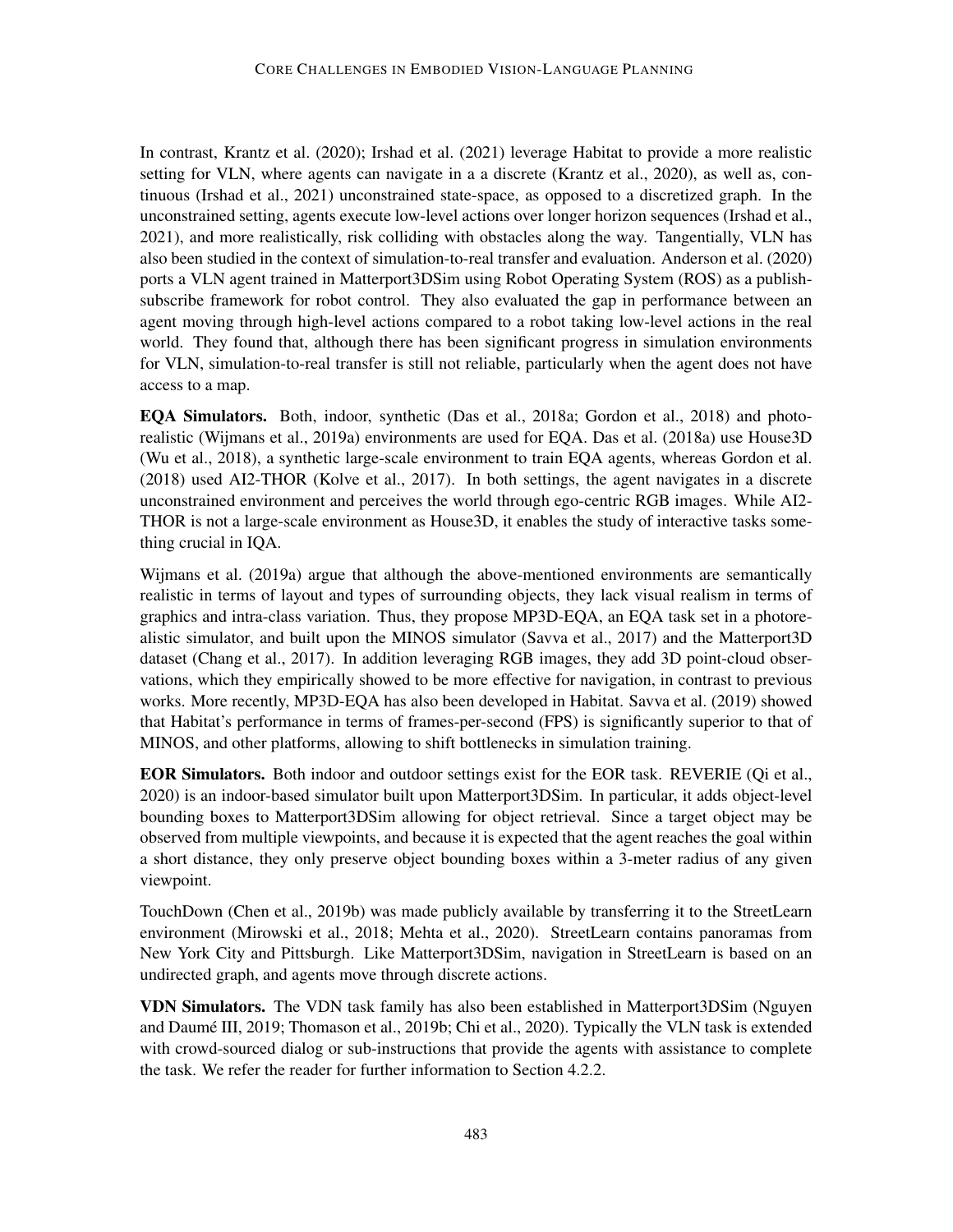In contrast, Krantz et al. (2020); Irshad et al. (2021) leverage Habitat to provide a more realistic setting for VLN, where agents can navigate in a a discrete (Krantz et al., 2020), as well as, continuous (Irshad et al., 2021) unconstrained state-space, as opposed to a discretized graph. In the unconstrained setting, agents execute low-level actions over longer horizon sequences (Irshad et al., 2021), and more realistically, risk colliding with obstacles along the way. Tangentially, VLN has also been studied in the context of simulation-to-real transfer and evaluation. Anderson et al. (2020) ports a VLN agent trained in Matterport3DSim using Robot Operating System (ROS) as a publish-subscribe framework for robot control. They also evaluated the gap in performance between an agent moving through high-level actions compared to a robot taking low-level actions in the real world. They found that, although there has been significant progress in simulation environments for VLN, simulation-to-real transfer is still not reliable, particularly when the agent does not have access to a map.

**EQA Simulators.** Both, indoor, synthetic (Das et al., 2018a; Gordon et al., 2018) and photo-realistic (Wijmans et al., 2019a) environments are used for EQA. Das et al. (2018a) use House3D (Wu et al., 2018), a synthetic large-scale environment to train EQA agents, whereas Gordon et al. (2018) used AI2-THOR (Kolve et al., 2017). In both settings, the agent navigates in a discrete unconstrained environment and perceives the world through ego-centric RGB images. While AI2-THOR is not a large-scale environment as House3D, it enables the study of interactive tasks something crucial in IQA.

Wijmans et al. (2019a) argue that although the above-mentioned environments are semantically realistic in terms of layout and types of surrounding objects, they lack visual realism in terms of graphics and intra-class variation. Thus, they propose MP3D-EQA, an EQA task set in a photorealistic simulator, and built upon the MINOS simulator (Savva et al., 2017) and the Matterport3D dataset (Chang et al., 2017). In addition leveraging RGB images, they add 3D point-cloud observations, which they empirically showed to be more effective for navigation, in contrast to previous works. More recently, MP3D-EQA has also been developed in Habitat. Savva et al. (2019) showed that Habitat's performance in terms of frames-per-second (FPS) is significantly superior to that of MINOS, and other platforms, allowing to shift bottlenecks in simulation training.

**EOR Simulators.** Both indoor and outdoor settings exist for the EOR task. REVERIE (Qi et al., 2020) is an indoor-based simulator built upon Matterport3DSim. In particular, it adds object-level bounding boxes to Matterport3DSim allowing for object retrieval. Since a target object may be observed from multiple viewpoints, and because it is expected that the agent reaches the goal within a short distance, they only preserve object bounding boxes within a 3-meter radius of any given viewpoint.

TouchDown (Chen et al., 2019b) was made publicly available by transferring it to the StreetLearn environment (Mirowski et al., 2018; Mehta et al., 2020). StreetLearn contains panoramas from New York City and Pittsburgh. Like Matterport3DSim, navigation in StreetLearn is based on an undirected graph, and agents move through discrete actions.

**VDN Simulators.** The VDN task family has also been established in Matterport3DSim (Nguyen and Daumé III, 2019; Thomason et al., 2019b; Chi et al., 2020). Typically the VLN task is extended with crowd-sourced dialog or sub-instructions that provide the agents with assistance to complete the task. We refer the reader for further information to Section 4.2.2.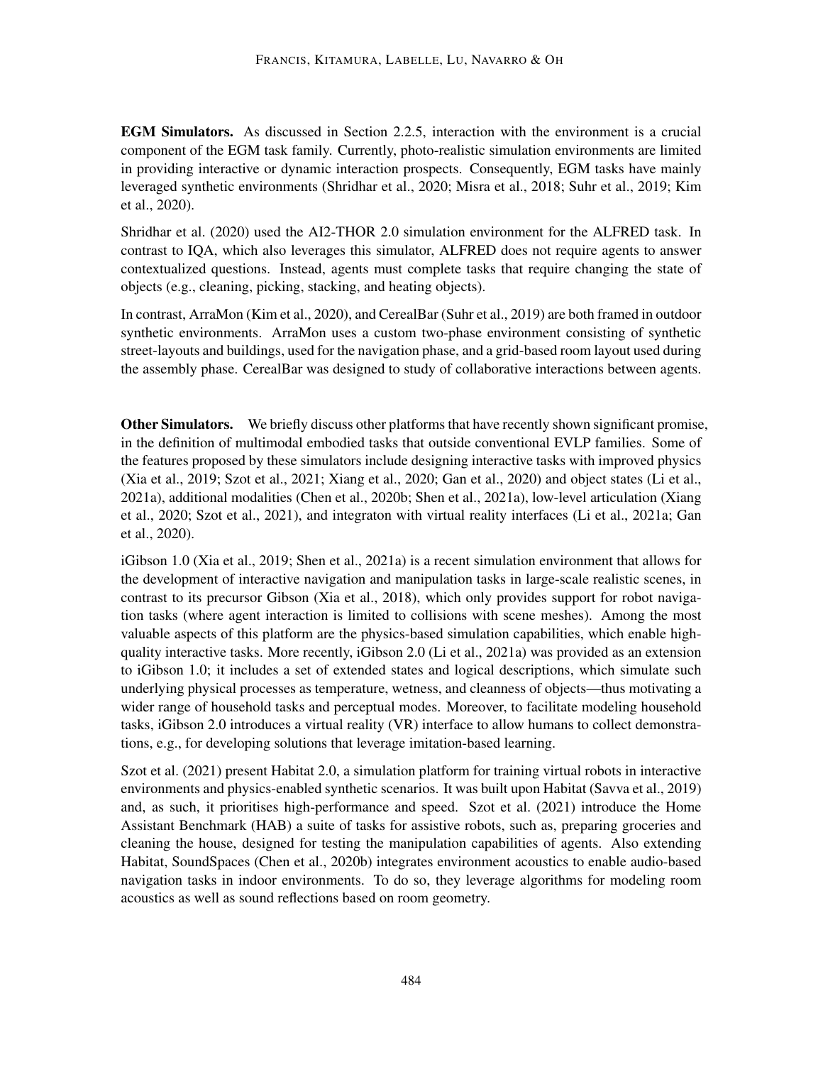**EGM Simulators.** As discussed in Section 2.2.5, interaction with the environment is a crucial component of the EGM task family. Currently, photo-realistic simulation environments are limited in providing interactive or dynamic interaction prospects. Consequently, EGM tasks have mainly leveraged synthetic environments (Shridhar et al., 2020; Misra et al., 2018; Suhr et al., 2019; Kim et al., 2020).

Shridhar et al. (2020) used the AI2-THOR 2.0 simulation environment for the ALFRED task. In contrast to IQA, which also leverages this simulator, ALFRED does not require agents to answer contextualized questions. Instead, agents must complete tasks that require changing the state of objects (e.g., cleaning, picking, stacking, and heating objects).

In contrast, ArraMon (Kim et al., 2020), and CerealBar (Suhr et al., 2019) are both framed in outdoor synthetic environments. ArraMon uses a custom two-phase environment consisting of synthetic street-layouts and buildings, used for the navigation phase, and a grid-based room layout used during the assembly phase. CerealBar was designed to study of collaborative interactions between agents.

**Other Simulators.** We briefly discuss other platforms that have recently shown significant promise, in the definition of multimodal embodied tasks that outside conventional EVLP families. Some of the features proposed by these simulators include designing interactive tasks with improved physics (Xia et al., 2019; Szot et al., 2021; Xiang et al., 2020; Gan et al., 2020) and object states (Li et al., 2021a), additional modalities (Chen et al., 2020b; Shen et al., 2021a), low-level articulation (Xiang et al., 2020; Szot et al., 2021), and integraton with virtual reality interfaces (Li et al., 2021a; Gan et al., 2020).

iGibson 1.0 (Xia et al., 2019; Shen et al., 2021a) is a recent simulation environment that allows for the development of interactive navigation and manipulation tasks in large-scale realistic scenes, in contrast to its precursor Gibson (Xia et al., 2018), which only provides support for robot navigation tasks (where agent interaction is limited to collisions with scene meshes). Among the most valuable aspects of this platform are the physics-based simulation capabilities, which enable high-quality interactive tasks. More recently, iGibson 2.0 (Li et al., 2021a) was provided as an extension to iGibson 1.0; it includes a set of extended states and logical descriptions, which simulate such underlying physical processes as temperature, wetness, and cleanness of objects—thus motivating a wider range of household tasks and perceptual modes. Moreover, to facilitate modeling household tasks, iGibson 2.0 introduces a virtual reality (VR) interface to allow humans to collect demonstrations, e.g., for developing solutions that leverage imitation-based learning.

Szot et al. (2021) present Habitat 2.0, a simulation platform for training virtual robots in interactive environments and physics-enabled synthetic scenarios. It was built upon Habitat (Savva et al., 2019) and, as such, it prioritises high-performance and speed. Szot et al. (2021) introduce the Home Assistant Benchmark (HAB) a suite of tasks for assistive robots, such as, preparing groceries and cleaning the house, designed for testing the manipulation capabilities of agents. Also extending Habitat, SoundSpaces (Chen et al., 2020b) integrates environment acoustics to enable audio-based navigation tasks in indoor environments. To do so, they leverage algorithms for modeling room acoustics as well as sound reflections based on room geometry.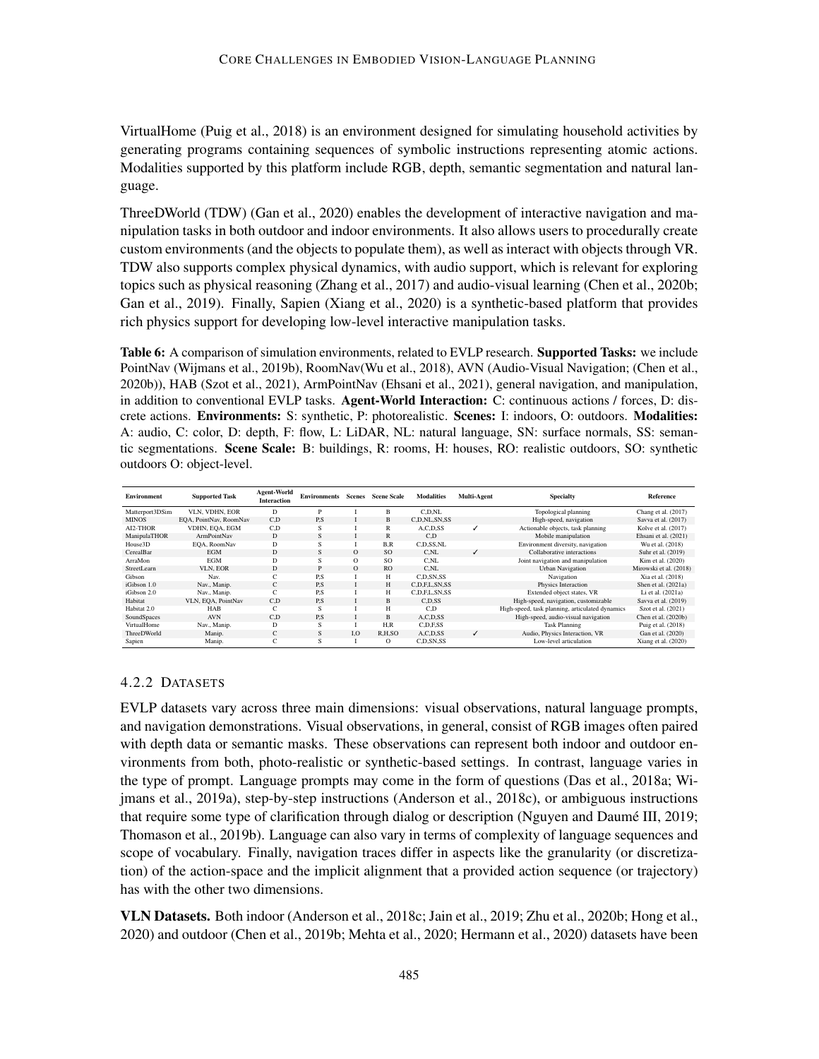VirtualHome (Puig et al., 2018) is an environment designed for simulating household activities by generating programs containing sequences of symbolic instructions representing atomic actions. Modalities supported by this platform include RGB, depth, semantic segmentation and natural language.

ThreeDWorld (TDW) (Gan et al., 2020) enables the development of interactive navigation and manipulation tasks in both outdoor and indoor environments. It also allows users to procedurally create custom environments (and the objects to populate them), as well as interact with objects through VR. TDW also supports complex physical dynamics, with audio support, which is relevant for exploring topics such as physical reasoning (Zhang et al., 2017) and audio-visual learning (Chen et al., 2020b; Gan et al., 2019). Finally, Sapien (Xiang et al., 2020) is a synthetic-based platform that provides rich physics support for developing low-level interactive manipulation tasks.

**Table 6:** A comparison of simulation environments, related to EVLP research. **Supported Tasks:** we include PointNav (Wijmans et al., 2019b), RoomNav(Wu et al., 2018), AVN (Audio-Visual Navigation; (Chen et al., 2020b)), HAB (Szot et al., 2021), ArmPointNav (Ehsani et al., 2021), general navigation, and manipulation, in addition to conventional EVLP tasks. **Agent-World Interaction:** C: continuous actions / forces, D: discrete actions. **Environments:** S: synthetic, P: photorealistic. **Scenes:** I: indoors, O: outdoors. **Modalities:** A: audio, C: color, D: depth, F: flow, L: LiDAR, NL: natural language, SN: surface normals, SS: semantic segmentations. **Scene Scale:** B: buildings, R: rooms, H: houses, RO: realistic outdoors, SO: synthetic outdoors O: object-level.

| Environment | Supported Task | Agent-World Interaction | Environments | Scenes | Scene Scale | Modalities | Multi-Agent | Specialty | Reference |
|---|---|---|---|---|---|---|---|---|---|
| Matterport3DSim | VLN, VDHN, EOR | D | P | I | B | C,D,NL | | Topological planning | Chang et al. (2017) |
| MINOS | EQA, PointNav, RoomNav | C,D | P,S | I | B | C,D,NL,SN,SS | | High-speed, navigation | Savva et al. (2017) |
| AI2-THOR | VDHN, EQA, EGM | C,D | S | I | R | A,C,D,SS | ✓ | Actionable objects, task planning | Kolve et al. (2017) |
| ManipulaTHOR | ArmPointNav | D | S | I | R | C,D | | Mobile manipulation | Ehsani et al. (2021) |
| House3D | EQA, RoomNav | D | S | I | B,R | C,D,SS,NL | | Environment diversity, navigation | Wu et al. (2018) |
| CerealBar | EGM | D | S | O | SO | C,NL | ✓ | Collaborative interactions | Suhr et al. (2019) |
| ArraMon | EGM | D | S | O | SO | C,NL | | Joint navigation and manipulation | Kim et al. (2020) |
| StreetLearn | VLN, EOR | D | P | O | RO | C,NL | | Urban Navigation | Mirowski et al. (2018) |
| Gibson | Nav. | C | P,S | I | H | C,D,SN,SS | | Navigation | Xia et al. (2018) |
| iGibson 1.0 | Nav., Manip. | C | P,S | I | H | C,D,F,L,SN,SS | | Physics Interaction | Shen et al. (2021a) |
| iGibson 2.0 | Nav., Manip. | C | P,S | I | H | C,D,F,L,SN,SS | | Extended object states, VR | Li et al. (2021a) |
| Habitat | VLN, EQA, PointNav | C,D | P,S | I | B | C,D,SS | | High-speed, navigation, customizable | Savva et al. (2019) |
| Habitat 2.0 | HAB | C | S | I | H | C,D | | High-speed, task planning, articulated dynamics | Szot et al. (2021) |
| SoundSpaces | AVN | C,D | P,S | I | B | A,C,D,SS | | High-speed, audio-visual navigation | Chen et al. (2020b) |
| VirtualHome | Nav., Manip. | D | S | I | H,R | C,D,F,SS | | Task Planning | Puig et al. (2018) |
| ThreeDWorld | Manip. | C | S | I,O | R,H,SO | A,C,D,SS | ✓ | Audio, Physics Interaction, VR | Gan et al. (2020) |
| Sapien | Manip. | C | S | I | O | C,D,SN,SS | | Low-level articulation | Xiang et al. (2020) |

#### 4.2.2 Datasets

EVLP datasets vary across three main dimensions: visual observations, natural language prompts, and navigation demonstrations. Visual observations, in general, consist of RGB images often paired with depth data or semantic masks. These observations can represent both indoor and outdoor environments from both, photo-realistic or synthetic-based settings. In contrast, language varies in the type of prompt. Language prompts may come in the form of questions (Das et al., 2018a; Wijmans et al., 2019a), step-by-step instructions (Anderson et al., 2018c), or ambiguous instructions that require some type of clarification through dialog or description (Nguyen and Daumé III, 2019; Thomason et al., 2019b). Language can also vary in terms of complexity of language sequences and scope of vocabulary. Finally, navigation traces differ in aspects like the granularity (or discretization) of the action-space and the implicit alignment that a provided action sequence (or trajectory) has with the other two dimensions.

**VLN Datasets.** Both indoor (Anderson et al., 2018c; Jain et al., 2019; Zhu et al., 2020b; Hong et al., 2020) and outdoor (Chen et al., 2019b; Mehta et al., 2020; Hermann et al., 2020) datasets have been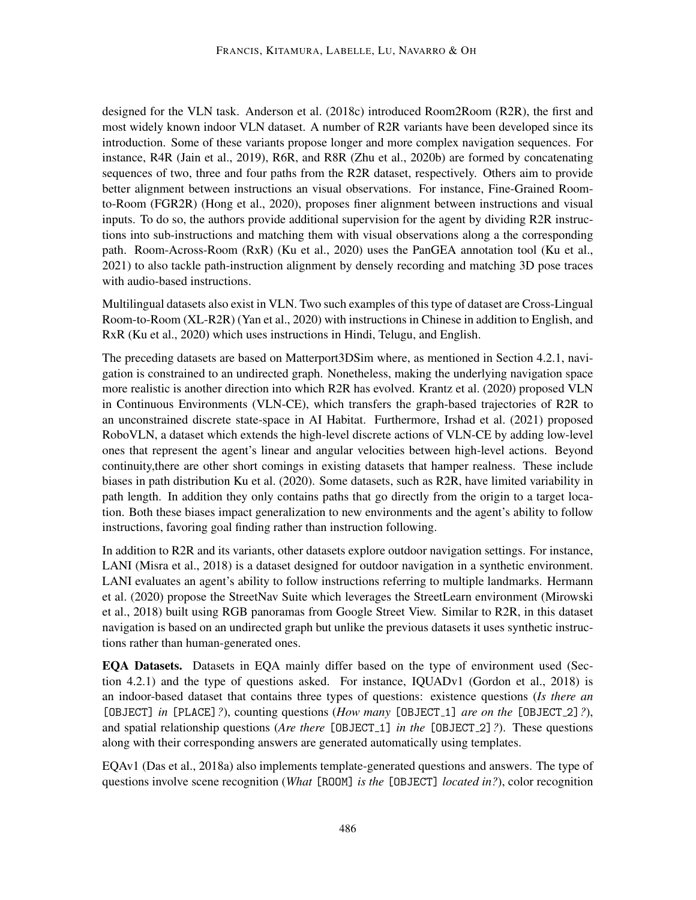designed for the VLN task. Anderson et al. (2018c) introduced Room2Room (R2R), the first and most widely known indoor VLN dataset. A number of R2R variants have been developed since its introduction. Some of these variants propose longer and more complex navigation sequences. For instance, R4R (Jain et al., 2019), R6R, and R8R (Zhu et al., 2020b) are formed by concatenating sequences of two, three and four paths from the R2R dataset, respectively. Others aim to provide better alignment between instructions an visual observations. For instance, Fine-Grained Room-to-Room (FGR2R) (Hong et al., 2020), proposes finer alignment between instructions and visual inputs. To do so, the authors provide additional supervision for the agent by dividing R2R instructions into sub-instructions and matching them with visual observations along a the corresponding path. Room-Across-Room (RxR) (Ku et al., 2020) uses the PanGEA annotation tool (Ku et al., 2021) to also tackle path-instruction alignment by densely recording and matching 3D pose traces with audio-based instructions.

Multilingual datasets also exist in VLN. Two such examples of this type of dataset are Cross-Lingual Room-to-Room (XL-R2R) (Yan et al., 2020) with instructions in Chinese in addition to English, and RxR (Ku et al., 2020) which uses instructions in Hindi, Telugu, and English.

The preceding datasets are based on Matterport3DSim where, as mentioned in Section 4.2.1, navigation is constrained to an undirected graph. Nonetheless, making the underlying navigation space more realistic is another direction into which R2R has evolved. Krantz et al. (2020) proposed VLN in Continuous Environments (VLN-CE), which transfers the graph-based trajectories of R2R to an unconstrained discrete state-space in AI Habitat. Furthermore, Irshad et al. (2021) proposed RoboVLN, a dataset which extends the high-level discrete actions of VLN-CE by adding low-level ones that represent the agent's linear and angular velocities between high-level actions. Beyond continuity,there are other short comings in existing datasets that hamper realness. These include biases in path distribution Ku et al. (2020). Some datasets, such as R2R, have limited variability in path length. In addition they only contains paths that go directly from the origin to a target location. Both these biases impact generalization to new environments and the agent's ability to follow instructions, favoring goal finding rather than instruction following.

In addition to R2R and its variants, other datasets explore outdoor navigation settings. For instance, LANI (Misra et al., 2018) is a dataset designed for outdoor navigation in a synthetic environment. LANI evaluates an agent's ability to follow instructions referring to multiple landmarks. Hermann et al. (2020) propose the StreetNav Suite which leverages the StreetLearn environment (Mirowski et al., 2018) built using RGB panoramas from Google Street View. Similar to R2R, in this dataset navigation is based on an undirected graph but unlike the previous datasets it uses synthetic instructions rather than human-generated ones.

**EQA Datasets.** Datasets in EQA mainly differ based on the type of environment used (Section 4.2.1) and the type of questions asked. For instance, IQUADv1 (Gordon et al., 2018) is an indoor-based dataset that contains three types of questions: existence questions (*Is there an* `[OBJECT]` *in* `[PLACE]`*?*), counting questions (*How many* `[OBJECT_1]` *are on the* `[OBJECT_2]`*?*), and spatial relationship questions (*Are there* `[OBJECT_1]` *in the* `[OBJECT_2]`*?*). These questions along with their corresponding answers are generated automatically using templates.

EQAv1 (Das et al., 2018a) also implements template-generated questions and answers. The type of questions involve scene recognition (*What* `[ROOM]` *is the* `[OBJECT]` *located in?*), color recognition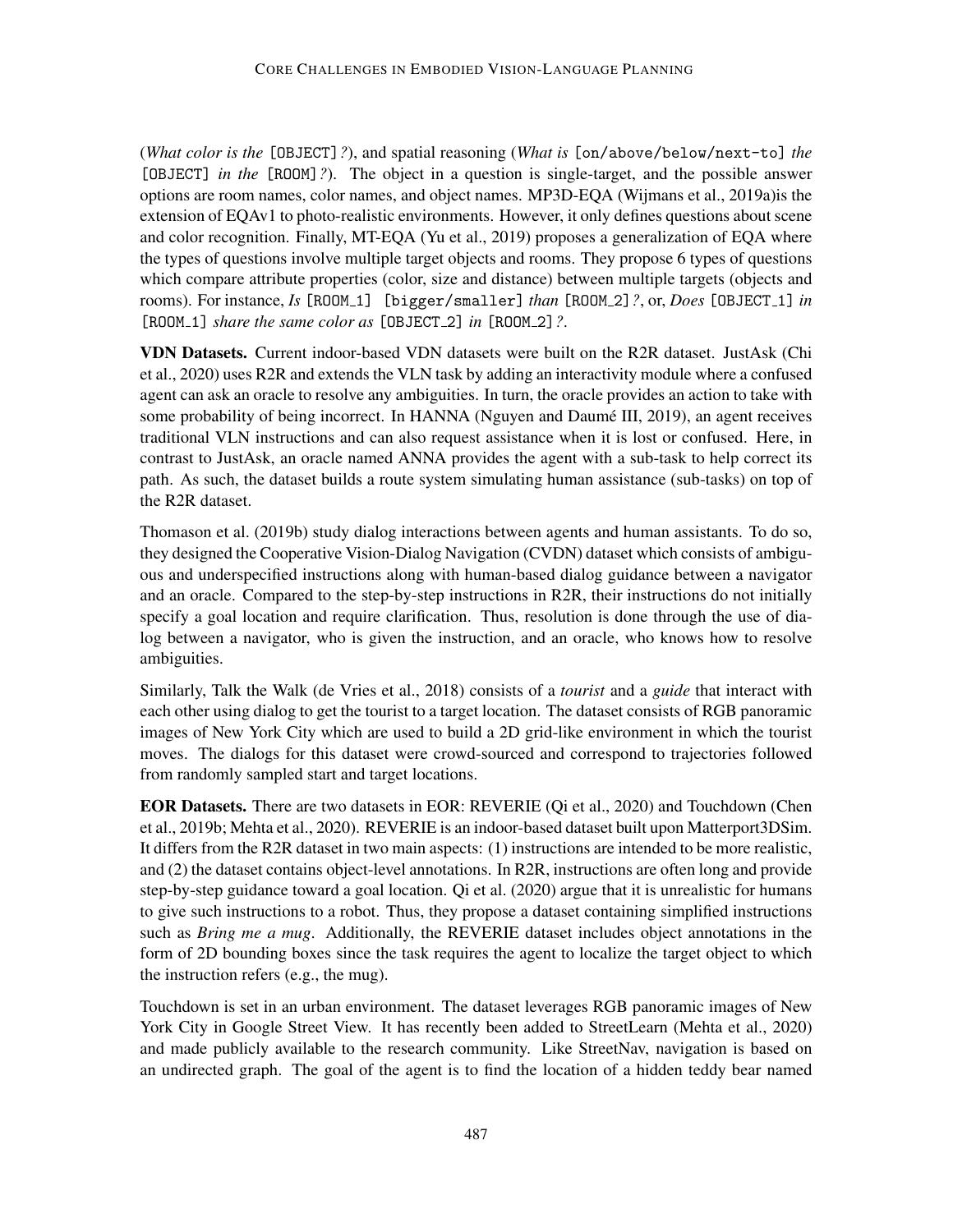(*What color is the* `[OBJECT]`*?*), and spatial reasoning (*What is* `[on/above/below/next-to]` *the* `[OBJECT]` *in the* `[ROOM]`*?*). The object in a question is single-target, and the possible answer options are room names, color names, and object names. MP3D-EQA (Wijmans et al., 2019a)is the extension of EQAv1 to photo-realistic environments. However, it only defines questions about scene and color recognition. Finally, MT-EQA (Yu et al., 2019) proposes a generalization of EQA where the types of questions involve multiple target objects and rooms. They propose 6 types of questions which compare attribute properties (color, size and distance) between multiple targets (objects and rooms). For instance, *Is* `[ROOM_1]` `[bigger/smaller]` *than* `[ROOM_2]`*?*, or, *Does* `[OBJECT_1]` *in* `[ROOM_1]` *share the same color as* `[OBJECT_2]` *in* `[ROOM_2]`*?*.

**VDN Datasets.** Current indoor-based VDN datasets were built on the R2R dataset. JustAsk (Chi et al., 2020) uses R2R and extends the VLN task by adding an interactivity module where a confused agent can ask an oracle to resolve any ambiguities. In turn, the oracle provides an action to take with some probability of being incorrect. In HANNA (Nguyen and Daumé III, 2019), an agent receives traditional VLN instructions and can also request assistance when it is lost or confused. Here, in contrast to JustAsk, an oracle named ANNA provides the agent with a sub-task to help correct its path. As such, the dataset builds a route system simulating human assistance (sub-tasks) on top of the R2R dataset.

Thomason et al. (2019b) study dialog interactions between agents and human assistants. To do so, they designed the Cooperative Vision-Dialog Navigation (CVDN) dataset which consists of ambiguous and underspecified instructions along with human-based dialog guidance between a navigator and an oracle. Compared to the step-by-step instructions in R2R, their instructions do not initially specify a goal location and require clarification. Thus, resolution is done through the use of dialog between a navigator, who is given the instruction, and an oracle, who knows how to resolve ambiguities.

Similarly, Talk the Walk (de Vries et al., 2018) consists of a *tourist* and a *guide* that interact with each other using dialog to get the tourist to a target location. The dataset consists of RGB panoramic images of New York City which are used to build a 2D grid-like environment in which the tourist moves. The dialogs for this dataset were crowd-sourced and correspond to trajectories followed from randomly sampled start and target locations.

**EOR Datasets.** There are two datasets in EOR: REVERIE (Qi et al., 2020) and Touchdown (Chen et al., 2019b; Mehta et al., 2020). REVERIE is an indoor-based dataset built upon Matterport3DSim. It differs from the R2R dataset in two main aspects: (1) instructions are intended to be more realistic, and (2) the dataset contains object-level annotations. In R2R, instructions are often long and provide step-by-step guidance toward a goal location. Qi et al. (2020) argue that it is unrealistic for humans to give such instructions to a robot. Thus, they propose a dataset containing simplified instructions such as *Bring me a mug*. Additionally, the REVERIE dataset includes object annotations in the form of 2D bounding boxes since the task requires the agent to localize the target object to which the instruction refers (e.g., the mug).

Touchdown is set in an urban environment. The dataset leverages RGB panoramic images of New York City in Google Street View. It has recently been added to StreetLearn (Mehta et al., 2020) and made publicly available to the research community. Like StreetNav, navigation is based on an undirected graph. The goal of the agent is to find the location of a hidden teddy bear named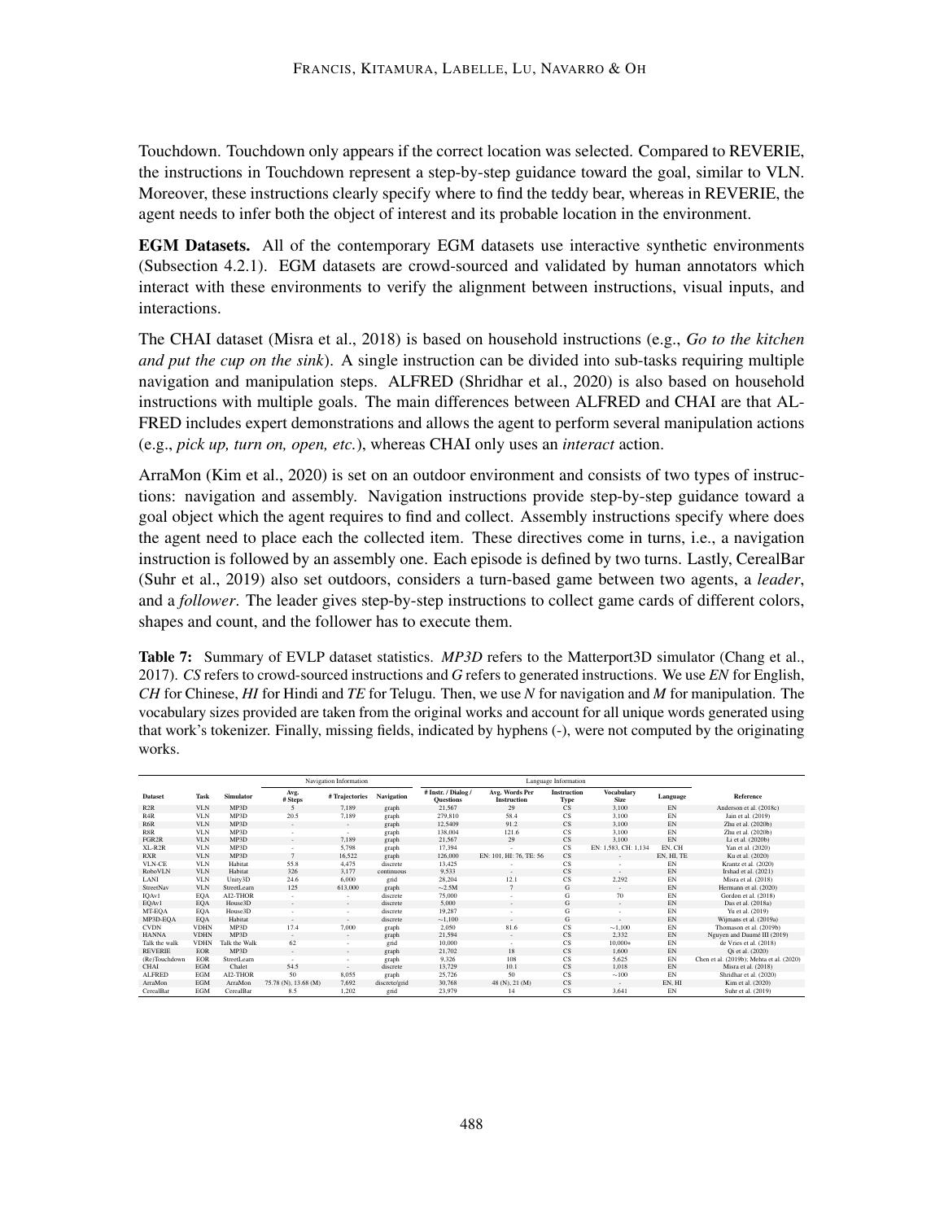Touchdown. Touchdown only appears if the correct location was selected. Compared to REVERIE, the instructions in Touchdown represent a step-by-step guidance toward the goal, similar to VLN. Moreover, these instructions clearly specify where to find the teddy bear, whereas in REVERIE, the agent needs to infer both the object of interest and its probable location in the environment.

**EGM Datasets.** All of the contemporary EGM datasets use interactive synthetic environments (Subsection 4.2.1). EGM datasets are crowd-sourced and validated by human annotators which interact with these environments to verify the alignment between instructions, visual inputs, and interactions.

The CHAI dataset (Misra et al., 2018) is based on household instructions (e.g., *Go to the kitchen and put the cup on the sink*). A single instruction can be divided into sub-tasks requiring multiple navigation and manipulation steps. ALFRED (Shridhar et al., 2020) is also based on household instructions with multiple goals. The main differences between ALFRED and CHAI are that ALFRED includes expert demonstrations and allows the agent to perform several manipulation actions (e.g., *pick up, turn on, open, etc.*), whereas CHAI only uses an *interact* action.

ArraMon (Kim et al., 2020) is set on an outdoor environment and consists of two types of instructions: navigation and assembly. Navigation instructions provide step-by-step guidance toward a goal object which the agent requires to find and collect. Assembly instructions specify where does the agent need to place each the collected item. These directives come in turns, i.e., a navigation instruction is followed by an assembly one. Each episode is defined by two turns. Lastly, CerealBar (Suhr et al., 2019) also set outdoors, considers a turn-based game between two agents, a *leader*, and a *follower*. The leader gives step-by-step instructions to collect game cards of different colors, shapes and count, and the follower has to execute them.

**Table 7:** Summary of EVLP dataset statistics. *MP3D* refers to the Matterport3D simulator (Chang et al., 2017). *CS* refers to crowd-sourced instructions and *G* refers to generated instructions. We use *EN* for English, *CH* for Chinese, *HI* for Hindi and *TE* for Telugu. Then, we use *N* for navigation and *M* for manipulation. The vocabulary sizes provided are taken from the original works and account for all unique words generated using that work's tokenizer. Finally, missing fields, indicated by hyphens (-), were not computed by the originating works.

| | | | Navigation Information | | | Language Information | | | | | |
|---|---|---|---|---|---|---|---|---|---|---|---|
| **Dataset** | **Task** | **Simulator** | **Avg. # Steps** | **# Trajectories** | **Navigation** | **# Instr. / Dialog / Questions** | **Avg. Words Per Instruction** | **Instruction Type** | **Vocabulary Size** | **Language** | **Reference** |
| R2R | VLN | MP3D | 5 | 7,189 | graph | 21,567 | 29 | CS | 3,100 | EN | Anderson et al. (2018c) |
| R4R | VLN | MP3D | 20.5 | 7,189 | graph | 279,810 | 58.4 | CS | 3,100 | EN | Jain et al. (2019) |
| R6R | VLN | MP3D | - | - | graph | 12,5409 | 91.2 | CS | 3,100 | EN | Zhu et al. (2020b) |
| R8R | VLN | MP3D | - | - | graph | 138,004 | 121.6 | CS | 3,100 | EN | Zhu et al. (2020b) |
| FGR2R | VLN | MP3D | - | 7,189 | graph | 21,567 | 29 | CS | 3,100 | EN | Li et al. (2020b) |
| XL-R2R | VLN | MP3D | - | 5,798 | graph | 17,394 | - | CS | EN: 1,583, CH: 1,134 | EN, CH | Yan et al. (2020) |
| RXR | VLN | MP3D | 7 | 16,522 | graph | 126,000 | EN: 101, HI: 76, TE: 56 | CS | - | EN, HI, TE | Ku et al. (2020) |
| VLN-CE | VLN | Habitat | 55.8 | 4,475 | discrete | 13,425 | - | CS | - | EN | Krantz et al. (2020) |
| RoboVLN | VLN | Habitat | 326 | 3,177 | continuous | 9,533 | - | CS | - | EN | Irshad et al. (2021) |
| LANI | VLN | Unity3D | 24.6 | 6,000 | grid | 28,204 | 12.1 | CS | 2,292 | EN | Misra et al. (2018) |
| StreetNav | VLN | StreetLearn | 125 | 613,000 | graph | ~2.5M | 7 | G | - | EN | Hermann et al. (2020) |
| IQAv1 | EQA | AI2-THOR | - | - | discrete | 75,000 | - | G | 70 | EN | Gordon et al. (2018) |
| EQAv1 | EQA | House3D | - | - | discrete | 5,000 | - | G | - | EN | Das et al. (2018a) |
| MT-EQA | EQA | House3D | - | - | discrete | 19,287 | - | G | - | EN | Yu et al. (2019) |
| MP3D-EQA | EQA | Habitat | - | - | discrete | ~1,100 | - | G | - | EN | Wijmans et al. (2019a) |
| CVDN | VDHN | MP3D | 17.4 | 7,000 | graph | 2,050 | 81.6 | CS | ~1,100 | EN | Thomason et al. (2019b) |
| HANNA | VDHN | MP3D | - | - | graph | 21,594 | - | CS | 2,332 | EN | Nguyen and Daumé III (2019) |
| Talk the walk | VDHN | Talk the Walk | 62 | - | grid | 10,000 | - | CS | 10,000+ | EN | de Vries et al. (2018) |
| REVERIE | EOR | MP3D | - | - | graph | 21,702 | 18 | CS | 1,600 | EN | Qi et al. (2020) |
| (Re)Touchdown | EOR | StreetLearn | - | - | graph | 9,326 | 108 | CS | 5,625 | EN | Chen et al. (2019b); Mehta et al. (2020) |
| CHAI | EGM | Chalet | 54.5 | - | discrete | 13,729 | 10.1 | CS | 1,018 | EN | Misra et al. (2018) |
| ALFRED | EGM | AI2-THOR | 50 | 8,055 | graph | 25,726 | 50 | CS | ~100 | EN | Shridhar et al. (2020) |
| ArraMon | EGM | ArraMon | 75.78 (N), 13.68 (M) | 7,692 | discrete/grid | 30,768 | 48 (N), 21 (M) | CS | - | EN, HI | Kim et al. (2020) |
| CerealBar | EGM | CerealBar | 8.5 | 1,202 | grid | 23,979 | 14 | CS | 3,641 | EN | Suhr et al. (2019) |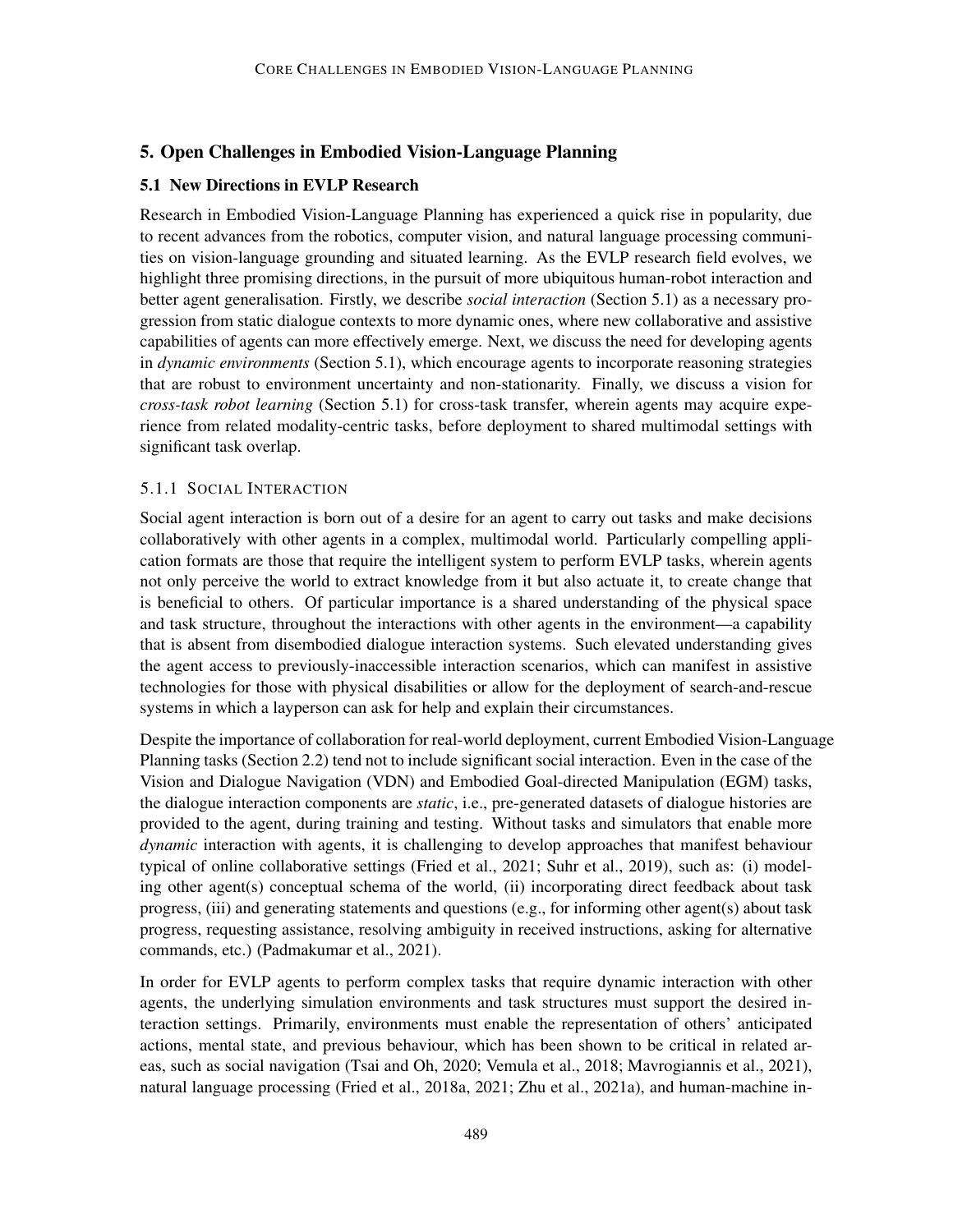## 5. Open Challenges in Embodied Vision-Language Planning

### 5.1 New Directions in EVLP Research

Research in Embodied Vision-Language Planning has experienced a quick rise in popularity, due to recent advances from the robotics, computer vision, and natural language processing communities on vision-language grounding and situated learning. As the EVLP research field evolves, we highlight three promising directions, in the pursuit of more ubiquitous human-robot interaction and better agent generalisation. Firstly, we describe *social interaction* (Section 5.1) as a necessary progression from static dialogue contexts to more dynamic ones, where new collaborative and assistive capabilities of agents can more effectively emerge. Next, we discuss the need for developing agents in *dynamic environments* (Section 5.1), which encourage agents to incorporate reasoning strategies that are robust to environment uncertainty and non-stationarity. Finally, we discuss a vision for *cross-task robot learning* (Section 5.1) for cross-task transfer, wherein agents may acquire experience from related modality-centric tasks, before deployment to shared multimodal settings with significant task overlap.

#### 5.1.1 Social Interaction

Social agent interaction is born out of a desire for an agent to carry out tasks and make decisions collaboratively with other agents in a complex, multimodal world. Particularly compelling application formats are those that require the intelligent system to perform EVLP tasks, wherein agents not only perceive the world to extract knowledge from it but also actuate it, to create change that is beneficial to others. Of particular importance is a shared understanding of the physical space and task structure, throughout the interactions with other agents in the environment—a capability that is absent from disembodied dialogue interaction systems. Such elevated understanding gives the agent access to previously-inaccessible interaction scenarios, which can manifest in assistive technologies for those with physical disabilities or allow for the deployment of search-and-rescue systems in which a layperson can ask for help and explain their circumstances.

Despite the importance of collaboration for real-world deployment, current Embodied Vision-Language Planning tasks (Section 2.2) tend not to include significant social interaction. Even in the case of the Vision and Dialogue Navigation (VDN) and Embodied Goal-directed Manipulation (EGM) tasks, the dialogue interaction components are *static*, i.e., pre-generated datasets of dialogue histories are provided to the agent, during training and testing. Without tasks and simulators that enable more *dynamic* interaction with agents, it is challenging to develop approaches that manifest behaviour typical of online collaborative settings (Fried et al., 2021; Suhr et al., 2019), such as: (i) modeling other agent(s) conceptual schema of the world, (ii) incorporating direct feedback about task progress, (iii) and generating statements and questions (e.g., for informing other agent(s) about task progress, requesting assistance, resolving ambiguity in received instructions, asking for alternative commands, etc.) (Padmakumar et al., 2021).

In order for EVLP agents to perform complex tasks that require dynamic interaction with other agents, the underlying simulation environments and task structures must support the desired interaction settings. Primarily, environments must enable the representation of others' anticipated actions, mental state, and previous behaviour, which has been shown to be critical in related areas, such as social navigation (Tsai and Oh, 2020; Vemula et al., 2018; Mavrogiannis et al., 2021), natural language processing (Fried et al., 2018a, 2021; Zhu et al., 2021a), and human-machine in-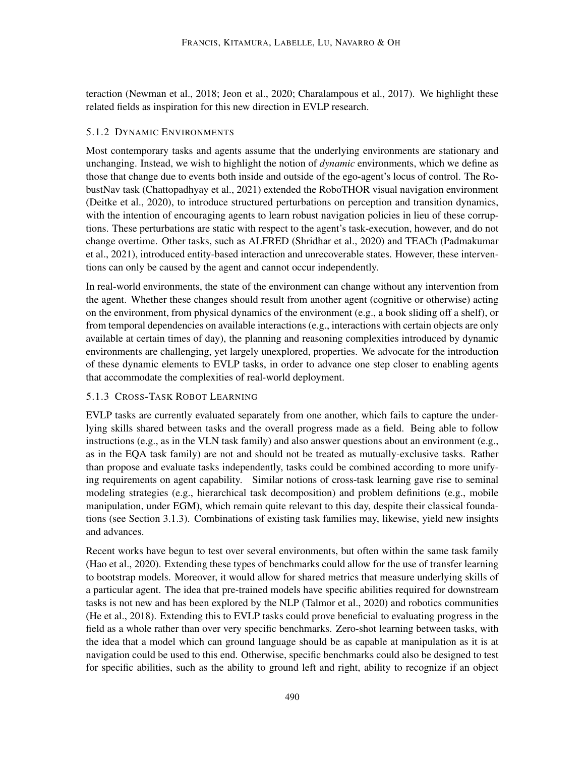teraction (Newman et al., 2018; Jeon et al., 2020; Charalampous et al., 2017). We highlight these related fields as inspiration for this new direction in EVLP research.

#### 5.1.2 Dynamic Environments

Most contemporary tasks and agents assume that the underlying environments are stationary and unchanging. Instead, we wish to highlight the notion of *dynamic* environments, which we define as those that change due to events both inside and outside of the ego-agent's locus of control. The RobustNav task (Chattopadhyay et al., 2021) extended the RoboTHOR visual navigation environment (Deitke et al., 2020), to introduce structured perturbations on perception and transition dynamics, with the intention of encouraging agents to learn robust navigation policies in lieu of these corruptions. These perturbations are static with respect to the agent's task-execution, however, and do not change overtime. Other tasks, such as ALFRED (Shridhar et al., 2020) and TEACh (Padmakumar et al., 2021), introduced entity-based interaction and unrecoverable states. However, these interventions can only be caused by the agent and cannot occur independently.

In real-world environments, the state of the environment can change without any intervention from the agent. Whether these changes should result from another agent (cognitive or otherwise) acting on the environment, from physical dynamics of the environment (e.g., a book sliding off a shelf), or from temporal dependencies on available interactions (e.g., interactions with certain objects are only available at certain times of day), the planning and reasoning complexities introduced by dynamic environments are challenging, yet largely unexplored, properties. We advocate for the introduction of these dynamic elements to EVLP tasks, in order to advance one step closer to enabling agents that accommodate the complexities of real-world deployment.

#### 5.1.3 Cross-Task Robot Learning

EVLP tasks are currently evaluated separately from one another, which fails to capture the underlying skills shared between tasks and the overall progress made as a field. Being able to follow instructions (e.g., as in the VLN task family) and also answer questions about an environment (e.g., as in the EQA task family) are not and should not be treated as mutually-exclusive tasks. Rather than propose and evaluate tasks independently, tasks could be combined according to more unifying requirements on agent capability. Similar notions of cross-task learning gave rise to seminal modeling strategies (e.g., hierarchical task decomposition) and problem definitions (e.g., mobile manipulation, under EGM), which remain quite relevant to this day, despite their classical foundations (see Section 3.1.3). Combinations of existing task families may, likewise, yield new insights and advances.

Recent works have begun to test over several environments, but often within the same task family (Hao et al., 2020). Extending these types of benchmarks could allow for the use of transfer learning to bootstrap models. Moreover, it would allow for shared metrics that measure underlying skills of a particular agent. The idea that pre-trained models have specific abilities required for downstream tasks is not new and has been explored by the NLP (Talmor et al., 2020) and robotics communities (He et al., 2018). Extending this to EVLP tasks could prove beneficial to evaluating progress in the field as a whole rather than over very specific benchmarks. Zero-shot learning between tasks, with the idea that a model which can ground language should be as capable at manipulation as it is at navigation could be used to this end. Otherwise, specific benchmarks could also be designed to test for specific abilities, such as the ability to ground left and right, ability to recognize if an object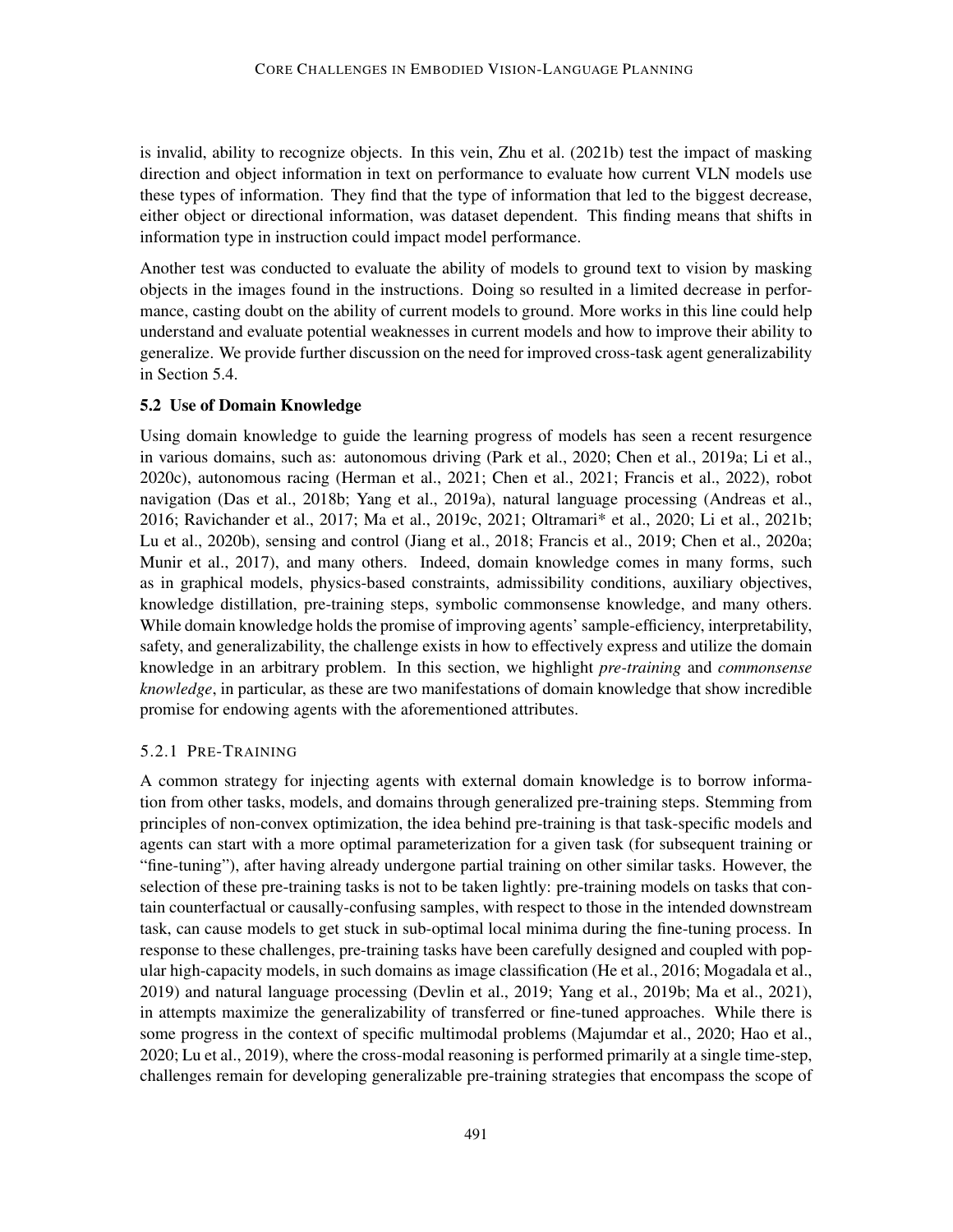is invalid, ability to recognize objects. In this vein, Zhu et al. (2021b) test the impact of masking direction and object information in text on performance to evaluate how current VLN models use these types of information. They find that the type of information that led to the biggest decrease, either object or directional information, was dataset dependent. This finding means that shifts in information type in instruction could impact model performance.

Another test was conducted to evaluate the ability of models to ground text to vision by masking objects in the images found in the instructions. Doing so resulted in a limited decrease in performance, casting doubt on the ability of current models to ground. More works in this line could help understand and evaluate potential weaknesses in current models and how to improve their ability to generalize. We provide further discussion on the need for improved cross-task agent generalizability in Section 5.4.

### 5.2 Use of Domain Knowledge

Using domain knowledge to guide the learning progress of models has seen a recent resurgence in various domains, such as: autonomous driving (Park et al., 2020; Chen et al., 2019a; Li et al., 2020c), autonomous racing (Herman et al., 2021; Chen et al., 2021; Francis et al., 2022), robot navigation (Das et al., 2018b; Yang et al., 2019a), natural language processing (Andreas et al., 2016; Ravichander et al., 2017; Ma et al., 2019c, 2021; Oltramari* et al., 2020; Li et al., 2021b; Lu et al., 2020b), sensing and control (Jiang et al., 2018; Francis et al., 2019; Chen et al., 2020a; Munir et al., 2017), and many others. Indeed, domain knowledge comes in many forms, such as in graphical models, physics-based constraints, admissibility conditions, auxiliary objectives, knowledge distillation, pre-training steps, symbolic commonsense knowledge, and many others. While domain knowledge holds the promise of improving agents' sample-efficiency, interpretability, safety, and generalizability, the challenge exists in how to effectively express and utilize the domain knowledge in an arbitrary problem. In this section, we highlight *pre-training* and *commonsense knowledge*, in particular, as these are two manifestations of domain knowledge that show incredible promise for endowing agents with the aforementioned attributes.

#### 5.2.1 Pre-Training

A common strategy for injecting agents with external domain knowledge is to borrow information from other tasks, models, and domains through generalized pre-training steps. Stemming from principles of non-convex optimization, the idea behind pre-training is that task-specific models and agents can start with a more optimal parameterization for a given task (for subsequent training or "fine-tuning"), after having already undergone partial training on other similar tasks. However, the selection of these pre-training tasks is not to be taken lightly: pre-training models on tasks that contain counterfactual or causally-confusing samples, with respect to those in the intended downstream task, can cause models to get stuck in sub-optimal local minima during the fine-tuning process. In response to these challenges, pre-training tasks have been carefully designed and coupled with popular high-capacity models, in such domains as image classification (He et al., 2016; Mogadala et al., 2019) and natural language processing (Devlin et al., 2019; Yang et al., 2019b; Ma et al., 2021), in attempts maximize the generalizability of transferred or fine-tuned approaches. While there is some progress in the context of specific multimodal problems (Majumdar et al., 2020; Hao et al., 2020; Lu et al., 2019), where the cross-modal reasoning is performed primarily at a single time-step, challenges remain for developing generalizable pre-training strategies that encompass the scope of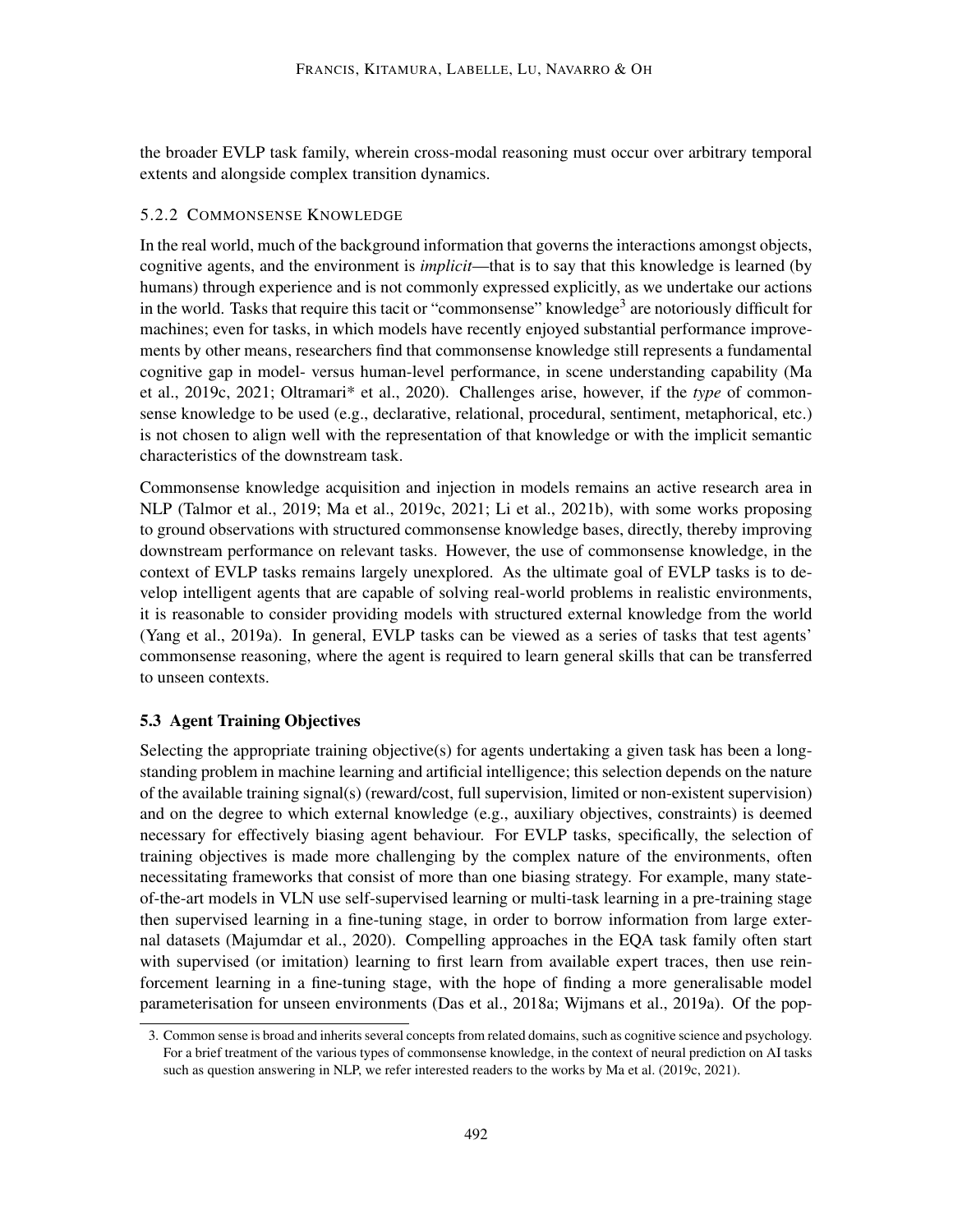the broader EVLP task family, wherein cross-modal reasoning must occur over arbitrary temporal extents and alongside complex transition dynamics.

#### 5.2.2 Commonsense Knowledge

In the real world, much of the background information that governs the interactions amongst objects, cognitive agents, and the environment is *implicit*—that is to say that this knowledge is learned (by humans) through experience and is not commonly expressed explicitly, as we undertake our actions in the world. Tasks that require this tacit or "commonsense" knowledge[3] are notoriously difficult for machines; even for tasks, in which models have recently enjoyed substantial performance improvements by other means, researchers find that commonsense knowledge still represents a fundamental cognitive gap in model- versus human-level performance, in scene understanding capability (Ma et al., 2019c, 2021; Oltramari* et al., 2020). Challenges arise, however, if the *type* of commonsense knowledge to be used (e.g., declarative, relational, procedural, sentiment, metaphorical, etc.) is not chosen to align well with the representation of that knowledge or with the implicit semantic characteristics of the downstream task.

Commonsense knowledge acquisition and injection in models remains an active research area in NLP (Talmor et al., 2019; Ma et al., 2019c, 2021; Li et al., 2021b), with some works proposing to ground observations with structured commonsense knowledge bases, directly, thereby improving downstream performance on relevant tasks. However, the use of commonsense knowledge, in the context of EVLP tasks remains largely unexplored. As the ultimate goal of EVLP tasks is to develop intelligent agents that are capable of solving real-world problems in realistic environments, it is reasonable to consider providing models with structured external knowledge from the world (Yang et al., 2019a). In general, EVLP tasks can be viewed as a series of tasks that test agents' commonsense reasoning, where the agent is required to learn general skills that can be transferred to unseen contexts.

### 5.3 Agent Training Objectives

Selecting the appropriate training objective(s) for agents undertaking a given task has been a longstanding problem in machine learning and artificial intelligence; this selection depends on the nature of the available training signal(s) (reward/cost, full supervision, limited or non-existent supervision) and on the degree to which external knowledge (e.g., auxiliary objectives, constraints) is deemed necessary for effectively biasing agent behaviour. For EVLP tasks, specifically, the selection of training objectives is made more challenging by the complex nature of the environments, often necessitating frameworks that consist of more than one biasing strategy. For example, many state-of-the-art models in VLN use self-supervised learning or multi-task learning in a pre-training stage then supervised learning in a fine-tuning stage, in order to borrow information from large external datasets (Majumdar et al., 2020). Compelling approaches in the EQA task family often start with supervised (or imitation) learning to first learn from available expert traces, then use reinforcement learning in a fine-tuning stage, with the hope of finding a more generalisable model parameterisation for unseen environments (Das et al., 2018a; Wijmans et al., 2019a). Of the pop-

3. Common sense is broad and inherits several concepts from related domains, such as cognitive science and psychology. For a brief treatment of the various types of commonsense knowledge, in the context of neural prediction on AI tasks such as question answering in NLP, we refer interested readers to the works by Ma et al. (2019c, 2021).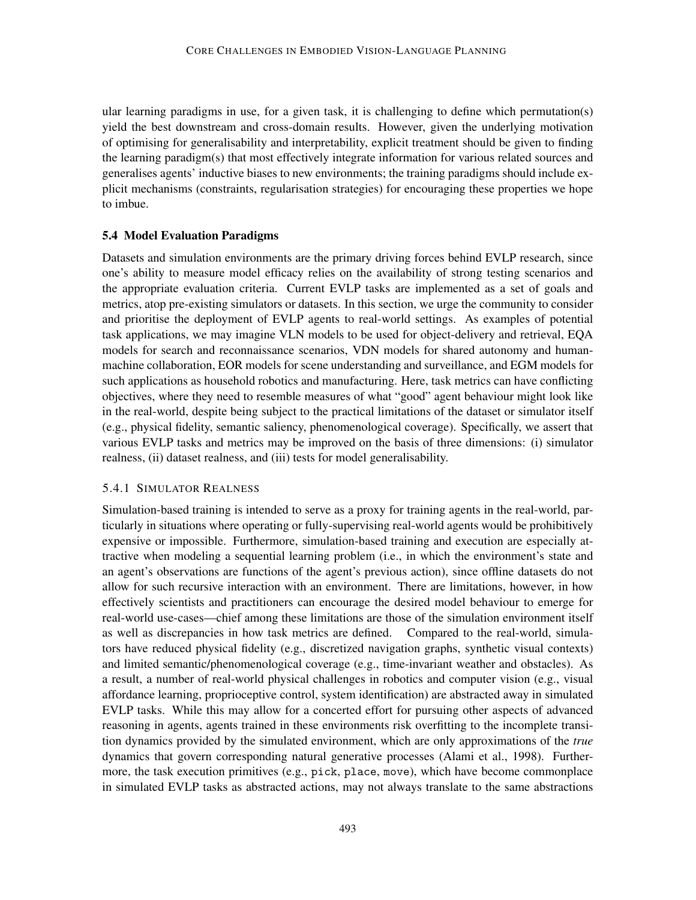ular learning paradigms in use, for a given task, it is challenging to define which permutation(s) yield the best downstream and cross-domain results. However, given the underlying motivation of optimising for generalisability and interpretability, explicit treatment should be given to finding the learning paradigm(s) that most effectively integrate information for various related sources and generalises agents' inductive biases to new environments; the training paradigms should include explicit mechanisms (constraints, regularisation strategies) for encouraging these properties we hope to imbue.

### 5.4 Model Evaluation Paradigms

Datasets and simulation environments are the primary driving forces behind EVLP research, since one's ability to measure model efficacy relies on the availability of strong testing scenarios and the appropriate evaluation criteria. Current EVLP tasks are implemented as a set of goals and metrics, atop pre-existing simulators or datasets. In this section, we urge the community to consider and prioritise the deployment of EVLP agents to real-world settings. As examples of potential task applications, we may imagine VLN models to be used for object-delivery and retrieval, EQA models for search and reconnaissance scenarios, VDN models for shared autonomy and human-machine collaboration, EOR models for scene understanding and surveillance, and EGM models for such applications as household robotics and manufacturing. Here, task metrics can have conflicting objectives, where they need to resemble measures of what "good" agent behaviour might look like in the real-world, despite being subject to the practical limitations of the dataset or simulator itself (e.g., physical fidelity, semantic saliency, phenomenological coverage). Specifically, we assert that various EVLP tasks and metrics may be improved on the basis of three dimensions: (i) simulator realness, (ii) dataset realness, and (iii) tests for model generalisability.

#### 5.4.1 Simulator Realness

Simulation-based training is intended to serve as a proxy for training agents in the real-world, particularly in situations where operating or fully-supervising real-world agents would be prohibitively expensive or impossible. Furthermore, simulation-based training and execution are especially attractive when modeling a sequential learning problem (i.e., in which the environment's state and an agent's observations are functions of the agent's previous action), since offline datasets do not allow for such recursive interaction with an environment. There are limitations, however, in how effectively scientists and practitioners can encourage the desired model behaviour to emerge for real-world use-cases—chief among these limitations are those of the simulation environment itself as well as discrepancies in how task metrics are defined. Compared to the real-world, simulators have reduced physical fidelity (e.g., discretized navigation graphs, synthetic visual contexts) and limited semantic/phenomenological coverage (e.g., time-invariant weather and obstacles). As a result, a number of real-world physical challenges in robotics and computer vision (e.g., visual affordance learning, proprioceptive control, system identification) are abstracted away in simulated EVLP tasks. While this may allow for a concerted effort for pursuing other aspects of advanced reasoning in agents, agents trained in these environments risk overfitting to the incomplete transition dynamics provided by the simulated environment, which are only approximations of the *true* dynamics that govern corresponding natural generative processes (Alami et al., 1998). Furthermore, the task execution primitives (e.g., `pick`, `place`, `move`), which have become commonplace in simulated EVLP tasks as abstracted actions, may not always translate to the same abstractions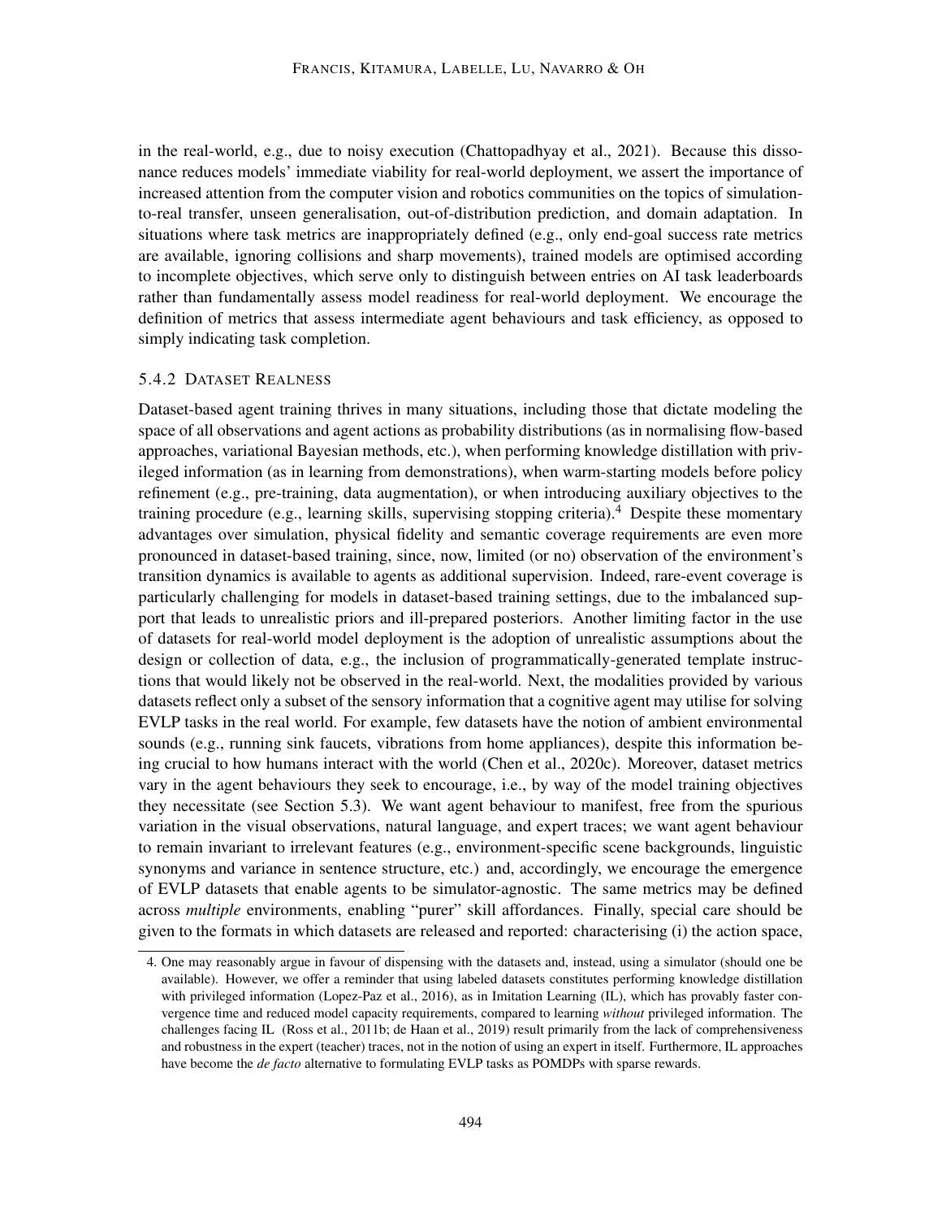in the real-world, e.g., due to noisy execution (Chattopadhyay et al., 2021). Because this dissonance reduces models' immediate viability for real-world deployment, we assert the importance of increased attention from the computer vision and robotics communities on the topics of simulation-to-real transfer, unseen generalisation, out-of-distribution prediction, and domain adaptation. In situations where task metrics are inappropriately defined (e.g., only end-goal success rate metrics are available, ignoring collisions and sharp movements), trained models are optimised according to incomplete objectives, which serve only to distinguish between entries on AI task leaderboards rather than fundamentally assess model readiness for real-world deployment. We encourage the definition of metrics that assess intermediate agent behaviours and task efficiency, as opposed to simply indicating task completion.

#### 5.4.2 Dataset Realness

Dataset-based agent training thrives in many situations, including those that dictate modeling the space of all observations and agent actions as probability distributions (as in normalising flow-based approaches, variational Bayesian methods, etc.), when performing knowledge distillation with privileged information (as in learning from demonstrations), when warm-starting models before policy refinement (e.g., pre-training, data augmentation), or when introducing auxiliary objectives to the training procedure (e.g., learning skills, supervising stopping criteria).[4] Despite these momentary advantages over simulation, physical fidelity and semantic coverage requirements are even more pronounced in dataset-based training, since, now, limited (or no) observation of the environment's transition dynamics is available to agents as additional supervision. Indeed, rare-event coverage is particularly challenging for models in dataset-based training settings, due to the imbalanced support that leads to unrealistic priors and ill-prepared posteriors. Another limiting factor in the use of datasets for real-world model deployment is the adoption of unrealistic assumptions about the design or collection of data, e.g., the inclusion of programmatically-generated template instructions that would likely not be observed in the real-world. Next, the modalities provided by various datasets reflect only a subset of the sensory information that a cognitive agent may utilise for solving EVLP tasks in the real world. For example, few datasets have the notion of ambient environmental sounds (e.g., running sink faucets, vibrations from home appliances), despite this information being crucial to how humans interact with the world (Chen et al., 2020c). Moreover, dataset metrics vary in the agent behaviours they seek to encourage, i.e., by way of the model training objectives they necessitate (see Section 5.3). We want agent behaviour to manifest, free from the spurious variation in the visual observations, natural language, and expert traces; we want agent behaviour to remain invariant to irrelevant features (e.g., environment-specific scene backgrounds, linguistic synonyms and variance in sentence structure, etc.) and, accordingly, we encourage the emergence of EVLP datasets that enable agents to be simulator-agnostic. The same metrics may be defined across *multiple* environments, enabling "purer" skill affordances. Finally, special care should be given to the formats in which datasets are released and reported: characterising (i) the action space,

4. One may reasonably argue in favour of dispensing with the datasets and, instead, using a simulator (should one be available). However, we offer a reminder that using labeled datasets constitutes performing knowledge distillation with privileged information (Lopez-Paz et al., 2016), as in Imitation Learning (IL), which has provably faster convergence time and reduced model capacity requirements, compared to learning *without* privileged information. The challenges facing IL (Ross et al., 2011b; de Haan et al., 2019) result primarily from the lack of comprehensiveness and robustness in the expert (teacher) traces, not in the notion of using an expert in itself. Furthermore, IL approaches have become the *de facto* alternative to formulating EVLP tasks as POMDPs with sparse rewards.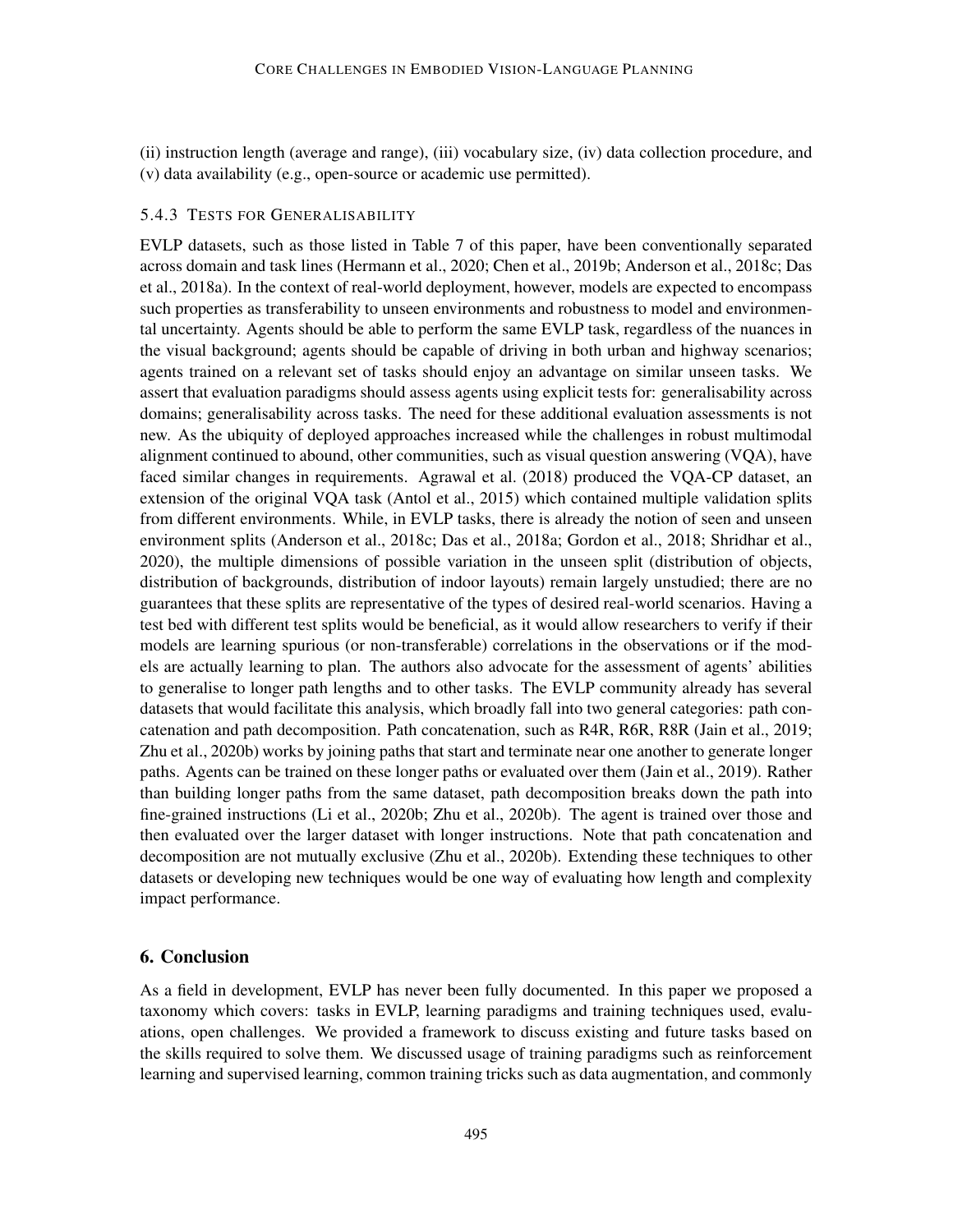(ii) instruction length (average and range), (iii) vocabulary size, (iv) data collection procedure, and (v) data availability (e.g., open-source or academic use permitted).

#### 5.4.3 Tests for Generalisability

EVLP datasets, such as those listed in Table 7 of this paper, have been conventionally separated across domain and task lines (Hermann et al., 2020; Chen et al., 2019b; Anderson et al., 2018c; Das et al., 2018a). In the context of real-world deployment, however, models are expected to encompass such properties as transferability to unseen environments and robustness to model and environmental uncertainty. Agents should be able to perform the same EVLP task, regardless of the nuances in the visual background; agents should be capable of driving in both urban and highway scenarios; agents trained on a relevant set of tasks should enjoy an advantage on similar unseen tasks. We assert that evaluation paradigms should assess agents using explicit tests for: generalisability across domains; generalisability across tasks. The need for these additional evaluation assessments is not new. As the ubiquity of deployed approaches increased while the challenges in robust multimodal alignment continued to abound, other communities, such as visual question answering (VQA), have faced similar changes in requirements. Agrawal et al. (2018) produced the VQA-CP dataset, an extension of the original VQA task (Antol et al., 2015) which contained multiple validation splits from different environments. While, in EVLP tasks, there is already the notion of seen and unseen environment splits (Anderson et al., 2018c; Das et al., 2018a; Gordon et al., 2018; Shridhar et al., 2020), the multiple dimensions of possible variation in the unseen split (distribution of objects, distribution of backgrounds, distribution of indoor layouts) remain largely unstudied; there are no guarantees that these splits are representative of the types of desired real-world scenarios. Having a test bed with different test splits would be beneficial, as it would allow researchers to verify if their models are learning spurious (or non-transferable) correlations in the observations or if the models are actually learning to plan. The authors also advocate for the assessment of agents' abilities to generalise to longer path lengths and to other tasks. The EVLP community already has several datasets that would facilitate this analysis, which broadly fall into two general categories: path concatenation and path decomposition. Path concatenation, such as R4R, R6R, R8R (Jain et al., 2019; Zhu et al., 2020b) works by joining paths that start and terminate near one another to generate longer paths. Agents can be trained on these longer paths or evaluated over them (Jain et al., 2019). Rather than building longer paths from the same dataset, path decomposition breaks down the path into fine-grained instructions (Li et al., 2020b; Zhu et al., 2020b). The agent is trained over those and then evaluated over the larger dataset with longer instructions. Note that path concatenation and decomposition are not mutually exclusive (Zhu et al., 2020b). Extending these techniques to other datasets or developing new techniques would be one way of evaluating how length and complexity impact performance.

## 6. Conclusion

As a field in development, EVLP has never been fully documented. In this paper we proposed a taxonomy which covers: tasks in EVLP, learning paradigms and training techniques used, evaluations, open challenges. We provided a framework to discuss existing and future tasks based on the skills required to solve them. We discussed usage of training paradigms such as reinforcement learning and supervised learning, common training tricks such as data augmentation, and commonly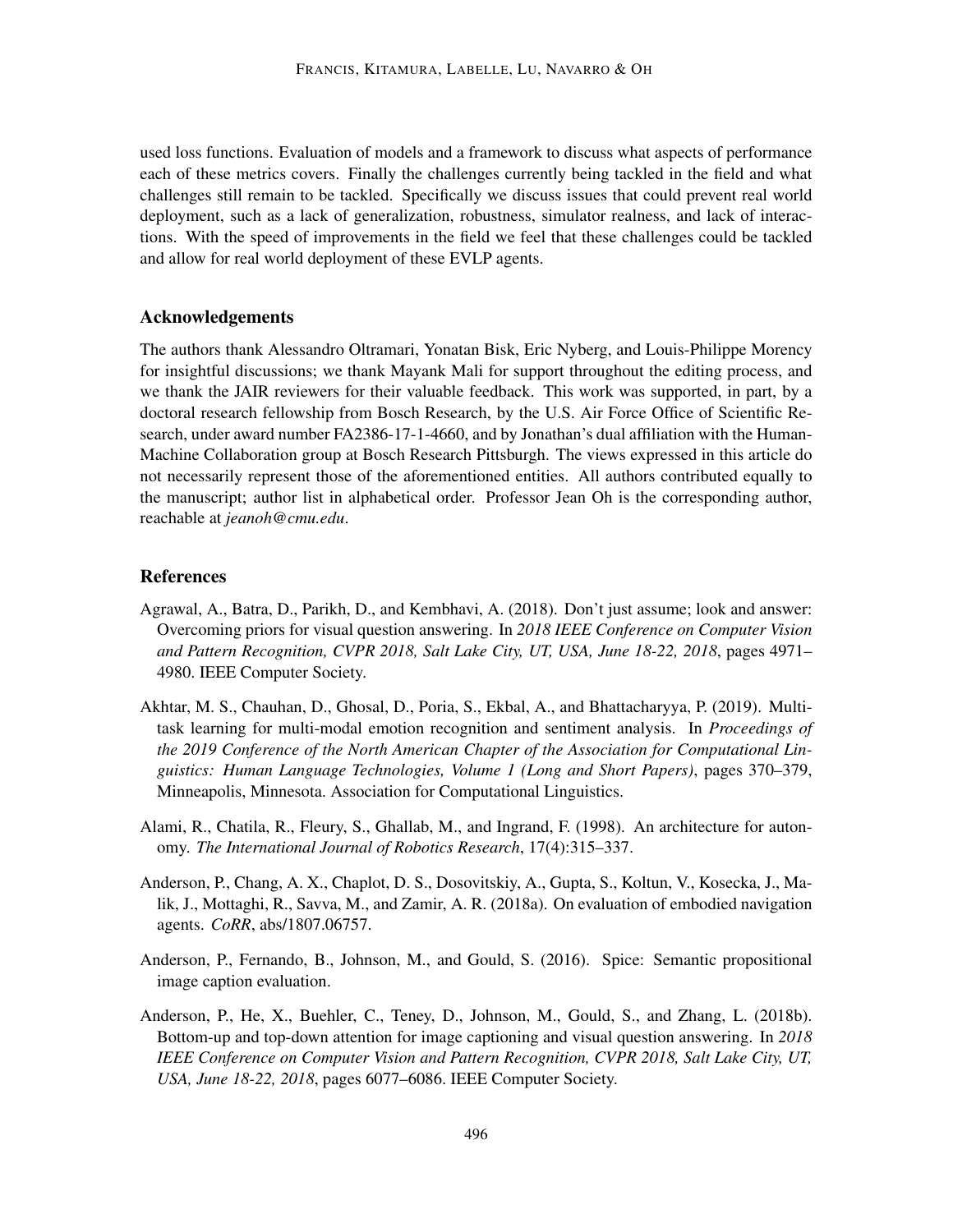used loss functions. Evaluation of models and a framework to discuss what aspects of performance each of these metrics covers. Finally the challenges currently being tackled in the field and what challenges still remain to be tackled. Specifically we discuss issues that could prevent real world deployment, such as a lack of generalization, robustness, simulator realness, and lack of interactions. With the speed of improvements in the field we feel that these challenges could be tackled and allow for real world deployment of these EVLP agents.

## Acknowledgements

The authors thank Alessandro Oltramari, Yonatan Bisk, Eric Nyberg, and Louis-Philippe Morency for insightful discussions; we thank Mayank Mali for support throughout the editing process, and we thank the JAIR reviewers for their valuable feedback. This work was supported, in part, by a doctoral research fellowship from Bosch Research, by the U.S. Air Force Office of Scientific Research, under award number FA2386-17-1-4660, and by Jonathan's dual affiliation with the Human-Machine Collaboration group at Bosch Research Pittsburgh. The views expressed in this article do not necessarily represent those of the aforementioned entities. All authors contributed equally to the manuscript; author list in alphabetical order. Professor Jean Oh is the corresponding author, reachable at *jeanoh@cmu.edu*.

## References

Agrawal, A., Batra, D., Parikh, D., and Kembhavi, A. (2018). Don't just assume; look and answer: Overcoming priors for visual question answering. In *2018 IEEE Conference on Computer Vision and Pattern Recognition, CVPR 2018, Salt Lake City, UT, USA, June 18-22, 2018*, pages 4971–4980. IEEE Computer Society.

Akhtar, M. S., Chauhan, D., Ghosal, D., Poria, S., Ekbal, A., and Bhattacharyya, P. (2019). Multi-task learning for multi-modal emotion recognition and sentiment analysis. In *Proceedings of the 2019 Conference of the North American Chapter of the Association for Computational Linguistics: Human Language Technologies, Volume 1 (Long and Short Papers)*, pages 370–379, Minneapolis, Minnesota. Association for Computational Linguistics.

Alami, R., Chatila, R., Fleury, S., Ghallab, M., and Ingrand, F. (1998). An architecture for autonomy. *The International Journal of Robotics Research*, 17(4):315–337.

Anderson, P., Chang, A. X., Chaplot, D. S., Dosovitskiy, A., Gupta, S., Koltun, V., Kosecka, J., Malik, J., Mottaghi, R., Savva, M., and Zamir, A. R. (2018a). On evaluation of embodied navigation agents. *CoRR*, abs/1807.06757.

Anderson, P., Fernando, B., Johnson, M., and Gould, S. (2016). Spice: Semantic propositional image caption evaluation.

Anderson, P., He, X., Buehler, C., Teney, D., Johnson, M., Gould, S., and Zhang, L. (2018b). Bottom-up and top-down attention for image captioning and visual question answering. In *2018 IEEE Conference on Computer Vision and Pattern Recognition, CVPR 2018, Salt Lake City, UT, USA, June 18-22, 2018*, pages 6077–6086. IEEE Computer Society.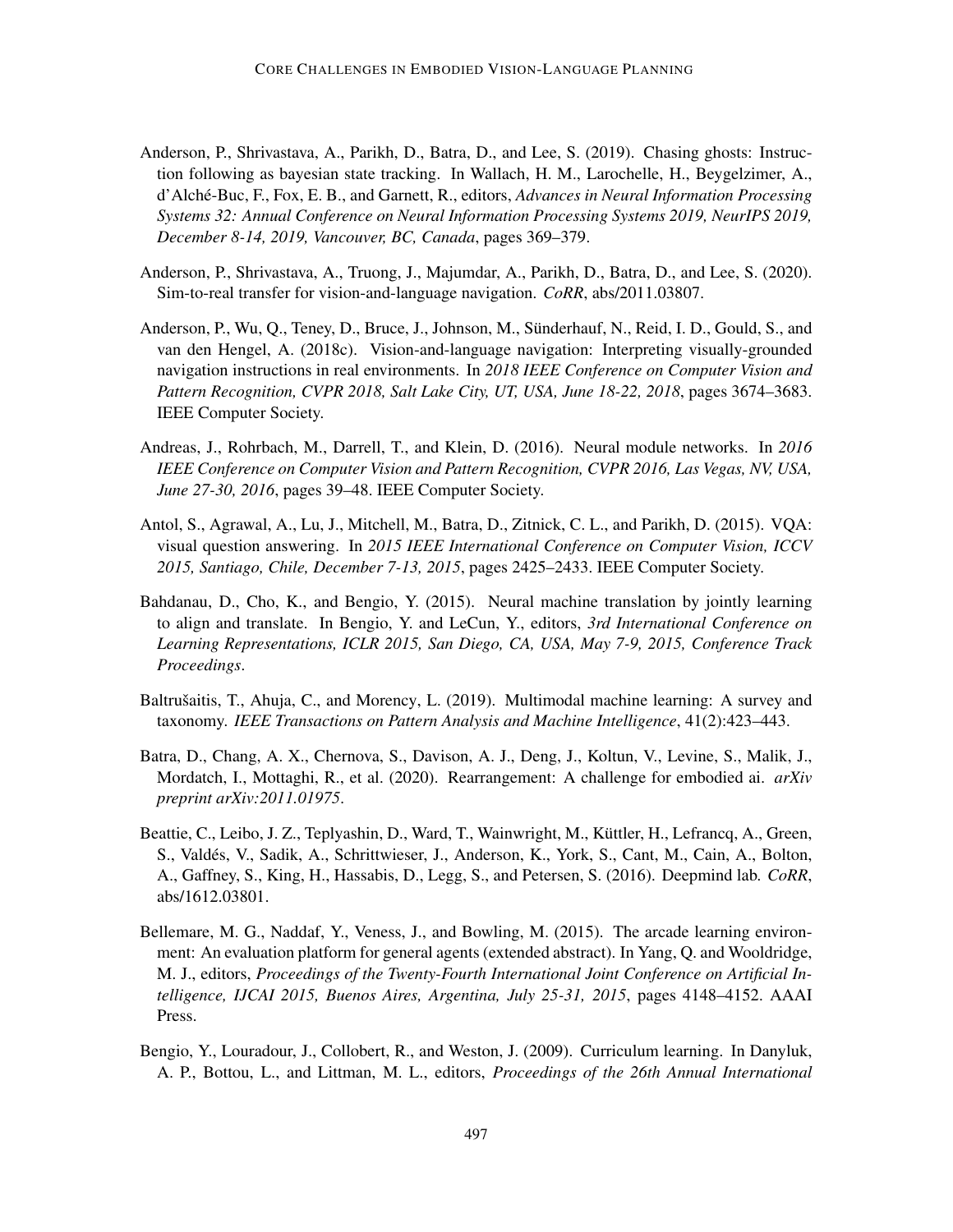Anderson, P., Shrivastava, A., Parikh, D., Batra, D., and Lee, S. (2019). Chasing ghosts: Instruction following as bayesian state tracking. In Wallach, H. M., Larochelle, H., Beygelzimer, A., d'Alché-Buc, F., Fox, E. B., and Garnett, R., editors, *Advances in Neural Information Processing Systems 32: Annual Conference on Neural Information Processing Systems 2019, NeurIPS 2019, December 8-14, 2019, Vancouver, BC, Canada*, pages 369–379.

Anderson, P., Shrivastava, A., Truong, J., Majumdar, A., Parikh, D., Batra, D., and Lee, S. (2020). Sim-to-real transfer for vision-and-language navigation. *CoRR*, abs/2011.03807.

Anderson, P., Wu, Q., Teney, D., Bruce, J., Johnson, M., Sünderhauf, N., Reid, I. D., Gould, S., and van den Hengel, A. (2018c). Vision-and-language navigation: Interpreting visually-grounded navigation instructions in real environments. In *2018 IEEE Conference on Computer Vision and Pattern Recognition, CVPR 2018, Salt Lake City, UT, USA, June 18-22, 2018*, pages 3674–3683. IEEE Computer Society.

Andreas, J., Rohrbach, M., Darrell, T., and Klein, D. (2016). Neural module networks. In *2016 IEEE Conference on Computer Vision and Pattern Recognition, CVPR 2016, Las Vegas, NV, USA, June 27-30, 2016*, pages 39–48. IEEE Computer Society.

Antol, S., Agrawal, A., Lu, J., Mitchell, M., Batra, D., Zitnick, C. L., and Parikh, D. (2015). VQA: visual question answering. In *2015 IEEE International Conference on Computer Vision, ICCV 2015, Santiago, Chile, December 7-13, 2015*, pages 2425–2433. IEEE Computer Society.

Bahdanau, D., Cho, K., and Bengio, Y. (2015). Neural machine translation by jointly learning to align and translate. In Bengio, Y. and LeCun, Y., editors, *3rd International Conference on Learning Representations, ICLR 2015, San Diego, CA, USA, May 7-9, 2015, Conference Track Proceedings*.

Baltrušaitis, T., Ahuja, C., and Morency, L. (2019). Multimodal machine learning: A survey and taxonomy. *IEEE Transactions on Pattern Analysis and Machine Intelligence*, 41(2):423–443.

Batra, D., Chang, A. X., Chernova, S., Davison, A. J., Deng, J., Koltun, V., Levine, S., Malik, J., Mordatch, I., Mottaghi, R., et al. (2020). Rearrangement: A challenge for embodied ai. *arXiv preprint arXiv:2011.01975*.

Beattie, C., Leibo, J. Z., Teplyashin, D., Ward, T., Wainwright, M., Küttler, H., Lefrancq, A., Green, S., Valdés, V., Sadik, A., Schrittwieser, J., Anderson, K., York, S., Cant, M., Cain, A., Bolton, A., Gaffney, S., King, H., Hassabis, D., Legg, S., and Petersen, S. (2016). Deepmind lab. *CoRR*, abs/1612.03801.

Bellemare, M. G., Naddaf, Y., Veness, J., and Bowling, M. (2015). The arcade learning environment: An evaluation platform for general agents (extended abstract). In Yang, Q. and Wooldridge, M. J., editors, *Proceedings of the Twenty-Fourth International Joint Conference on Artificial Intelligence, IJCAI 2015, Buenos Aires, Argentina, July 25-31, 2015*, pages 4148–4152. AAAI Press.

Bengio, Y., Louradour, J., Collobert, R., and Weston, J. (2009). Curriculum learning. In Danyluk, A. P., Bottou, L., and Littman, M. L., editors, *Proceedings of the 26th Annual International*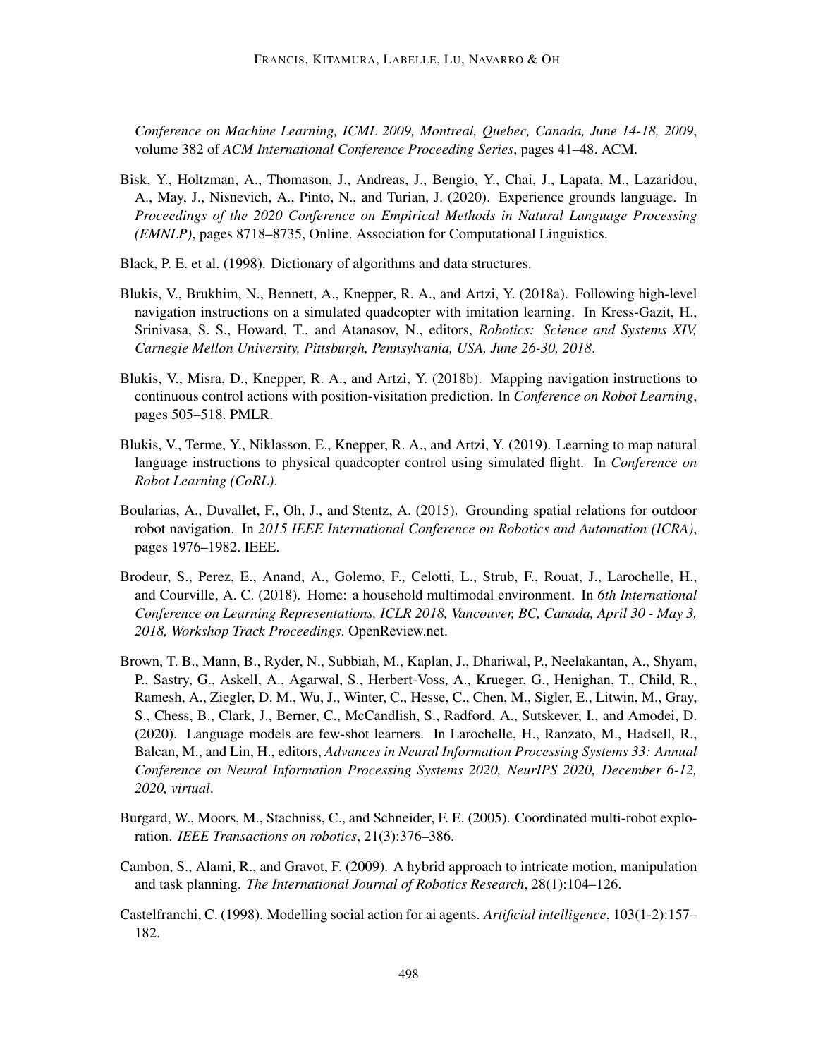*Conference on Machine Learning, ICML 2009, Montreal, Quebec, Canada, June 14-18, 2009*, volume 382 of *ACM International Conference Proceeding Series*, pages 41–48. ACM.

Bisk, Y., Holtzman, A., Thomason, J., Andreas, J., Bengio, Y., Chai, J., Lapata, M., Lazaridou, A., May, J., Nisnevich, A., Pinto, N., and Turian, J. (2020). Experience grounds language. In *Proceedings of the 2020 Conference on Empirical Methods in Natural Language Processing (EMNLP)*, pages 8718–8735, Online. Association for Computational Linguistics.

Black, P. E. et al. (1998). Dictionary of algorithms and data structures.

Blukis, V., Brukhim, N., Bennett, A., Knepper, R. A., and Artzi, Y. (2018a). Following high-level navigation instructions on a simulated quadcopter with imitation learning. In Kress-Gazit, H., Srinivasa, S. S., Howard, T., and Atanasov, N., editors, *Robotics: Science and Systems XIV, Carnegie Mellon University, Pittsburgh, Pennsylvania, USA, June 26-30, 2018*.

Blukis, V., Misra, D., Knepper, R. A., and Artzi, Y. (2018b). Mapping navigation instructions to continuous control actions with position-visitation prediction. In *Conference on Robot Learning*, pages 505–518. PMLR.

Blukis, V., Terme, Y., Niklasson, E., Knepper, R. A., and Artzi, Y. (2019). Learning to map natural language instructions to physical quadcopter control using simulated flight. In *Conference on Robot Learning (CoRL)*.

Boularias, A., Duvallet, F., Oh, J., and Stentz, A. (2015). Grounding spatial relations for outdoor robot navigation. In *2015 IEEE International Conference on Robotics and Automation (ICRA)*, pages 1976–1982. IEEE.

Brodeur, S., Perez, E., Anand, A., Golemo, F., Celotti, L., Strub, F., Rouat, J., Larochelle, H., and Courville, A. C. (2018). Home: a household multimodal environment. In *6th International Conference on Learning Representations, ICLR 2018, Vancouver, BC, Canada, April 30 - May 3, 2018, Workshop Track Proceedings*. OpenReview.net.

Brown, T. B., Mann, B., Ryder, N., Subbiah, M., Kaplan, J., Dhariwal, P., Neelakantan, A., Shyam, P., Sastry, G., Askell, A., Agarwal, S., Herbert-Voss, A., Krueger, G., Henighan, T., Child, R., Ramesh, A., Ziegler, D. M., Wu, J., Winter, C., Hesse, C., Chen, M., Sigler, E., Litwin, M., Gray, S., Chess, B., Clark, J., Berner, C., McCandlish, S., Radford, A., Sutskever, I., and Amodei, D. (2020). Language models are few-shot learners. In Larochelle, H., Ranzato, M., Hadsell, R., Balcan, M., and Lin, H., editors, *Advances in Neural Information Processing Systems 33: Annual Conference on Neural Information Processing Systems 2020, NeurIPS 2020, December 6-12, 2020, virtual*.

Burgard, W., Moors, M., Stachniss, C., and Schneider, F. E. (2005). Coordinated multi-robot exploration. *IEEE Transactions on robotics*, 21(3):376–386.

Cambon, S., Alami, R., and Gravot, F. (2009). A hybrid approach to intricate motion, manipulation and task planning. *The International Journal of Robotics Research*, 28(1):104–126.

Castelfranchi, C. (1998). Modelling social action for ai agents. *Artificial intelligence*, 103(1-2):157–182.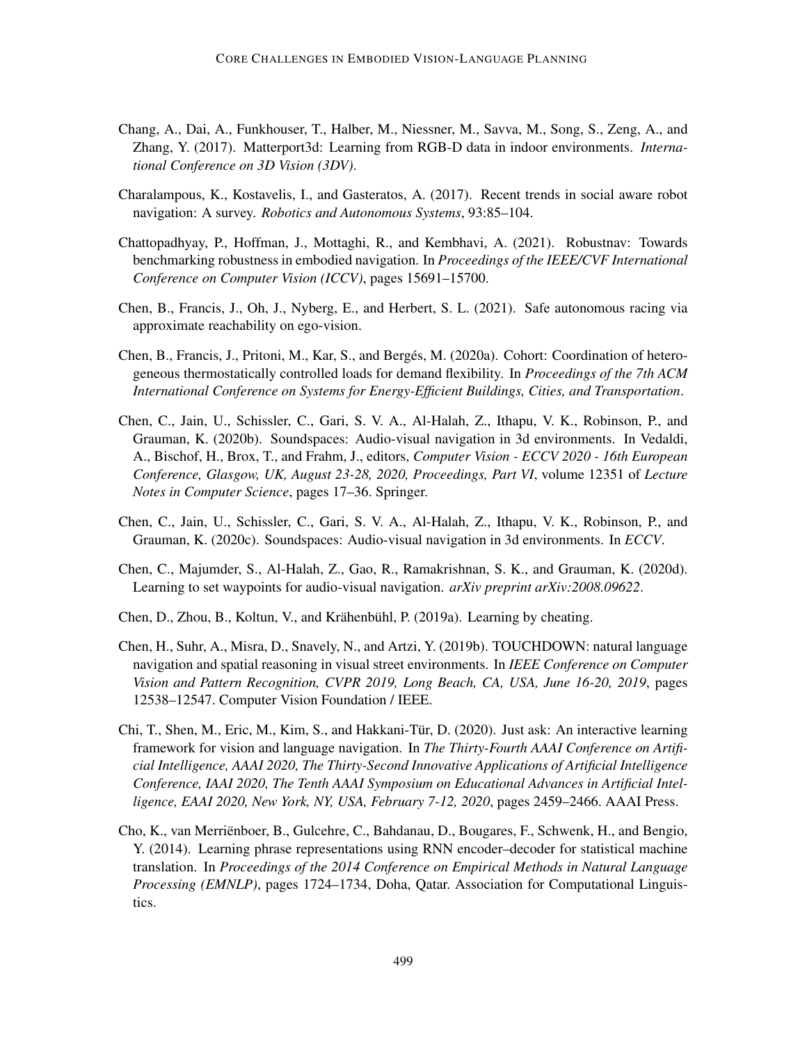Chang, A., Dai, A., Funkhouser, T., Halber, M., Niessner, M., Savva, M., Song, S., Zeng, A., and Zhang, Y. (2017). Matterport3d: Learning from RGB-D data in indoor environments. *International Conference on 3D Vision (3DV)*.

Charalampous, K., Kostavelis, I., and Gasteratos, A. (2017). Recent trends in social aware robot navigation: A survey. *Robotics and Autonomous Systems*, 93:85–104.

Chattopadhyay, P., Hoffman, J., Mottaghi, R., and Kembhavi, A. (2021). Robustnav: Towards benchmarking robustness in embodied navigation. In *Proceedings of the IEEE/CVF International Conference on Computer Vision (ICCV)*, pages 15691–15700.

Chen, B., Francis, J., Oh, J., Nyberg, E., and Herbert, S. L. (2021). Safe autonomous racing via approximate reachability on ego-vision.

Chen, B., Francis, J., Pritoni, M., Kar, S., and Bergés, M. (2020a). Cohort: Coordination of heterogeneous thermostatically controlled loads for demand flexibility. In *Proceedings of the 7th ACM International Conference on Systems for Energy-Efficient Buildings, Cities, and Transportation*.

Chen, C., Jain, U., Schissler, C., Gari, S. V. A., Al-Halah, Z., Ithapu, V. K., Robinson, P., and Grauman, K. (2020b). Soundspaces: Audio-visual navigation in 3d environments. In Vedaldi, A., Bischof, H., Brox, T., and Frahm, J., editors, *Computer Vision - ECCV 2020 - 16th European Conference, Glasgow, UK, August 23-28, 2020, Proceedings, Part VI*, volume 12351 of *Lecture Notes in Computer Science*, pages 17–36. Springer.

Chen, C., Jain, U., Schissler, C., Gari, S. V. A., Al-Halah, Z., Ithapu, V. K., Robinson, P., and Grauman, K. (2020c). Soundspaces: Audio-visual navigation in 3d environments. In *ECCV*.

Chen, C., Majumder, S., Al-Halah, Z., Gao, R., Ramakrishnan, S. K., and Grauman, K. (2020d). Learning to set waypoints for audio-visual navigation. *arXiv preprint arXiv:2008.09622*.

Chen, D., Zhou, B., Koltun, V., and Krähenbühl, P. (2019a). Learning by cheating.

Chen, H., Suhr, A., Misra, D., Snavely, N., and Artzi, Y. (2019b). TOUCHDOWN: natural language navigation and spatial reasoning in visual street environments. In *IEEE Conference on Computer Vision and Pattern Recognition, CVPR 2019, Long Beach, CA, USA, June 16-20, 2019*, pages 12538–12547. Computer Vision Foundation / IEEE.

Chi, T., Shen, M., Eric, M., Kim, S., and Hakkani-Tür, D. (2020). Just ask: An interactive learning framework for vision and language navigation. In *The Thirty-Fourth AAAI Conference on Artificial Intelligence, AAAI 2020, The Thirty-Second Innovative Applications of Artificial Intelligence Conference, IAAI 2020, The Tenth AAAI Symposium on Educational Advances in Artificial Intelligence, EAAI 2020, New York, NY, USA, February 7-12, 2020*, pages 2459–2466. AAAI Press.

Cho, K., van Merriënboer, B., Gulcehre, C., Bahdanau, D., Bougares, F., Schwenk, H., and Bengio, Y. (2014). Learning phrase representations using RNN encoder–decoder for statistical machine translation. In *Proceedings of the 2014 Conference on Empirical Methods in Natural Language Processing (EMNLP)*, pages 1724–1734, Doha, Qatar. Association for Computational Linguistics.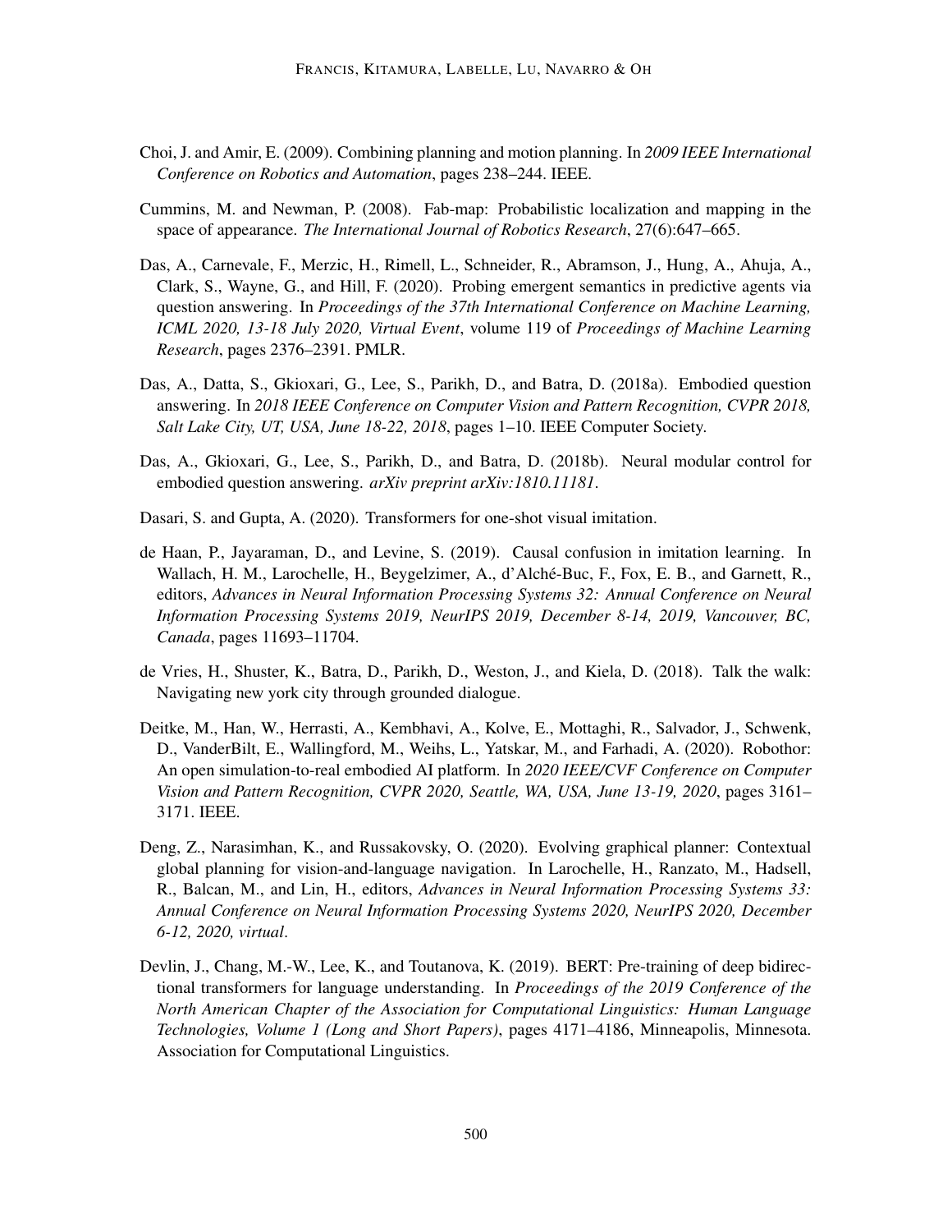Choi, J. and Amir, E. (2009). Combining planning and motion planning. In *2009 IEEE International Conference on Robotics and Automation*, pages 238–244. IEEE.

Cummins, M. and Newman, P. (2008). Fab-map: Probabilistic localization and mapping in the space of appearance. *The International Journal of Robotics Research*, 27(6):647–665.

Das, A., Carnevale, F., Merzic, H., Rimell, L., Schneider, R., Abramson, J., Hung, A., Ahuja, A., Clark, S., Wayne, G., and Hill, F. (2020). Probing emergent semantics in predictive agents via question answering. In *Proceedings of the 37th International Conference on Machine Learning, ICML 2020, 13-18 July 2020, Virtual Event*, volume 119 of *Proceedings of Machine Learning Research*, pages 2376–2391. PMLR.

Das, A., Datta, S., Gkioxari, G., Lee, S., Parikh, D., and Batra, D. (2018a). Embodied question answering. In *2018 IEEE Conference on Computer Vision and Pattern Recognition, CVPR 2018, Salt Lake City, UT, USA, June 18-22, 2018*, pages 1–10. IEEE Computer Society.

Das, A., Gkioxari, G., Lee, S., Parikh, D., and Batra, D. (2018b). Neural modular control for embodied question answering. *arXiv preprint arXiv:1810.11181*.

Dasari, S. and Gupta, A. (2020). Transformers for one-shot visual imitation.

de Haan, P., Jayaraman, D., and Levine, S. (2019). Causal confusion in imitation learning. In Wallach, H. M., Larochelle, H., Beygelzimer, A., d'Alché-Buc, F., Fox, E. B., and Garnett, R., editors, *Advances in Neural Information Processing Systems 32: Annual Conference on Neural Information Processing Systems 2019, NeurIPS 2019, December 8-14, 2019, Vancouver, BC, Canada*, pages 11693–11704.

de Vries, H., Shuster, K., Batra, D., Parikh, D., Weston, J., and Kiela, D. (2018). Talk the walk: Navigating new york city through grounded dialogue.

Deitke, M., Han, W., Herrasti, A., Kembhavi, A., Kolve, E., Mottaghi, R., Salvador, J., Schwenk, D., VanderBilt, E., Wallingford, M., Weihs, L., Yatskar, M., and Farhadi, A. (2020). Robothor: An open simulation-to-real embodied AI platform. In *2020 IEEE/CVF Conference on Computer Vision and Pattern Recognition, CVPR 2020, Seattle, WA, USA, June 13-19, 2020*, pages 3161–3171. IEEE.

Deng, Z., Narasimhan, K., and Russakovsky, O. (2020). Evolving graphical planner: Contextual global planning for vision-and-language navigation. In Larochelle, H., Ranzato, M., Hadsell, R., Balcan, M., and Lin, H., editors, *Advances in Neural Information Processing Systems 33: Annual Conference on Neural Information Processing Systems 2020, NeurIPS 2020, December 6-12, 2020, virtual*.

Devlin, J., Chang, M.-W., Lee, K., and Toutanova, K. (2019). BERT: Pre-training of deep bidirectional transformers for language understanding. In *Proceedings of the 2019 Conference of the North American Chapter of the Association for Computational Linguistics: Human Language Technologies, Volume 1 (Long and Short Papers)*, pages 4171–4186, Minneapolis, Minnesota. Association for Computational Linguistics.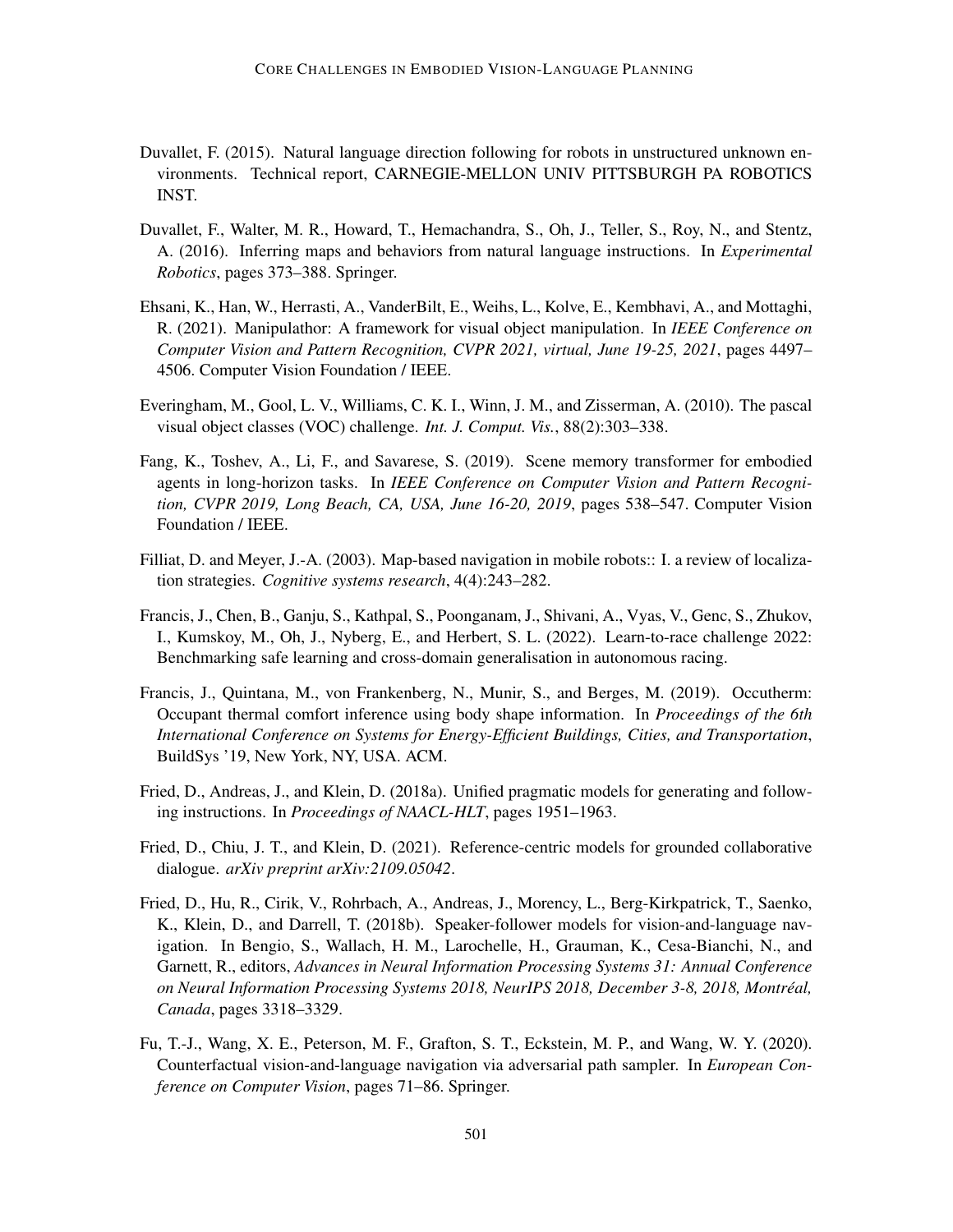Duvallet, F. (2015). Natural language direction following for robots in unstructured unknown environments. Technical report, CARNEGIE-MELLON UNIV PITTSBURGH PA ROBOTICS INST.

Duvallet, F., Walter, M. R., Howard, T., Hemachandra, S., Oh, J., Teller, S., Roy, N., and Stentz, A. (2016). Inferring maps and behaviors from natural language instructions. In *Experimental Robotics*, pages 373–388. Springer.

Ehsani, K., Han, W., Herrasti, A., VanderBilt, E., Weihs, L., Kolve, E., Kembhavi, A., and Mottaghi, R. (2021). Manipulathor: A framework for visual object manipulation. In *IEEE Conference on Computer Vision and Pattern Recognition, CVPR 2021, virtual, June 19-25, 2021*, pages 4497–4506. Computer Vision Foundation / IEEE.

Everingham, M., Gool, L. V., Williams, C. K. I., Winn, J. M., and Zisserman, A. (2010). The pascal visual object classes (VOC) challenge. *Int. J. Comput. Vis.*, 88(2):303–338.

Fang, K., Toshev, A., Li, F., and Savarese, S. (2019). Scene memory transformer for embodied agents in long-horizon tasks. In *IEEE Conference on Computer Vision and Pattern Recognition, CVPR 2019, Long Beach, CA, USA, June 16-20, 2019*, pages 538–547. Computer Vision Foundation / IEEE.

Filliat, D. and Meyer, J.-A. (2003). Map-based navigation in mobile robots:: I. a review of localization strategies. *Cognitive systems research*, 4(4):243–282.

Francis, J., Chen, B., Ganju, S., Kathpal, S., Poonganam, J., Shivani, A., Vyas, V., Genc, S., Zhukov, I., Kumskoy, M., Oh, J., Nyberg, E., and Herbert, S. L. (2022). Learn-to-race challenge 2022: Benchmarking safe learning and cross-domain generalisation in autonomous racing.

Francis, J., Quintana, M., von Frankenberg, N., Munir, S., and Berges, M. (2019). Occutherm: Occupant thermal comfort inference using body shape information. In *Proceedings of the 6th International Conference on Systems for Energy-Efficient Buildings, Cities, and Transportation*, BuildSys '19, New York, NY, USA. ACM.

Fried, D., Andreas, J., and Klein, D. (2018a). Unified pragmatic models for generating and following instructions. In *Proceedings of NAACL-HLT*, pages 1951–1963.

Fried, D., Chiu, J. T., and Klein, D. (2021). Reference-centric models for grounded collaborative dialogue. *arXiv preprint arXiv:2109.05042*.

Fried, D., Hu, R., Cirik, V., Rohrbach, A., Andreas, J., Morency, L., Berg-Kirkpatrick, T., Saenko, K., Klein, D., and Darrell, T. (2018b). Speaker-follower models for vision-and-language navigation. In Bengio, S., Wallach, H. M., Larochelle, H., Grauman, K., Cesa-Bianchi, N., and Garnett, R., editors, *Advances in Neural Information Processing Systems 31: Annual Conference on Neural Information Processing Systems 2018, NeurIPS 2018, December 3-8, 2018, Montréal, Canada*, pages 3318–3329.

Fu, T.-J., Wang, X. E., Peterson, M. F., Grafton, S. T., Eckstein, M. P., and Wang, W. Y. (2020). Counterfactual vision-and-language navigation via adversarial path sampler. In *European Conference on Computer Vision*, pages 71–86. Springer.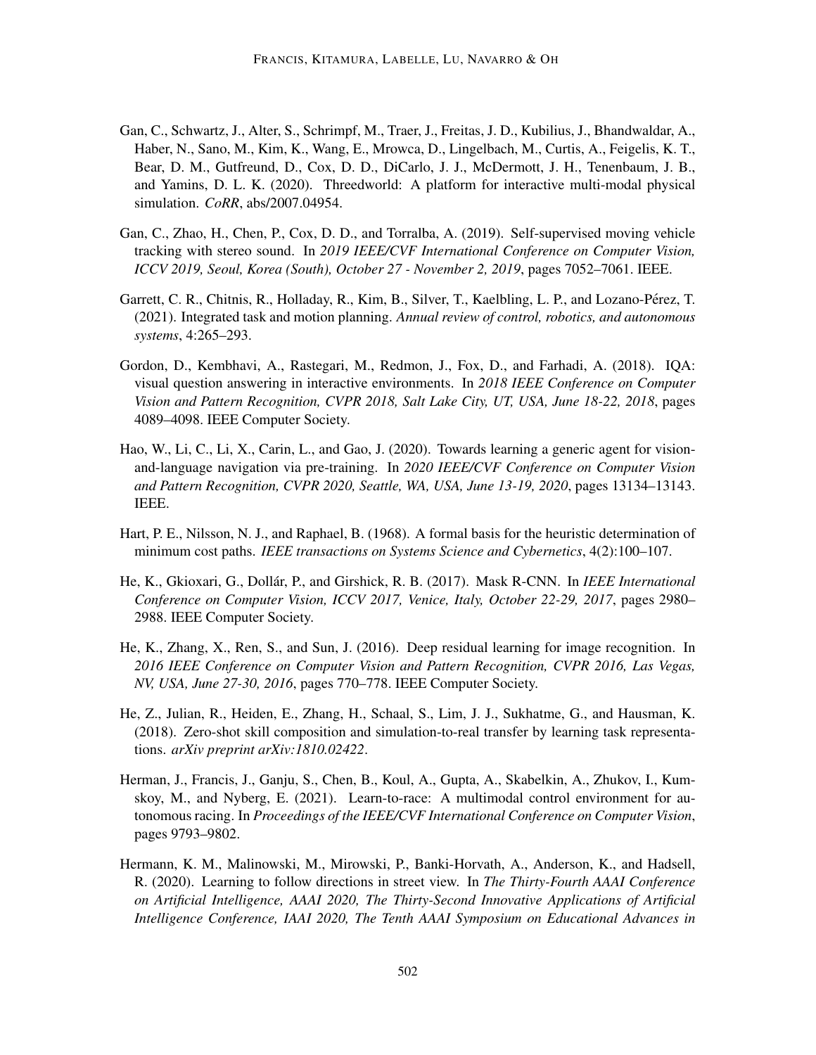Gan, C., Schwartz, J., Alter, S., Schrimpf, M., Traer, J., Freitas, J. D., Kubilius, J., Bhandwaldar, A., Haber, N., Sano, M., Kim, K., Wang, E., Mrowca, D., Lingelbach, M., Curtis, A., Feigelis, K. T., Bear, D. M., Gutfreund, D., Cox, D. D., DiCarlo, J. J., McDermott, J. H., Tenenbaum, J. B., and Yamins, D. L. K. (2020). Threedworld: A platform for interactive multi-modal physical simulation. *CoRR*, abs/2007.04954.

Gan, C., Zhao, H., Chen, P., Cox, D. D., and Torralba, A. (2019). Self-supervised moving vehicle tracking with stereo sound. In *2019 IEEE/CVF International Conference on Computer Vision, ICCV 2019, Seoul, Korea (South), October 27 - November 2, 2019*, pages 7052–7061. IEEE.

Garrett, C. R., Chitnis, R., Holladay, R., Kim, B., Silver, T., Kaelbling, L. P., and Lozano-Pérez, T. (2021). Integrated task and motion planning. *Annual review of control, robotics, and autonomous systems*, 4:265–293.

Gordon, D., Kembhavi, A., Rastegari, M., Redmon, J., Fox, D., and Farhadi, A. (2018). IQA: visual question answering in interactive environments. In *2018 IEEE Conference on Computer Vision and Pattern Recognition, CVPR 2018, Salt Lake City, UT, USA, June 18-22, 2018*, pages 4089–4098. IEEE Computer Society.

Hao, W., Li, C., Li, X., Carin, L., and Gao, J. (2020). Towards learning a generic agent for vision-and-language navigation via pre-training. In *2020 IEEE/CVF Conference on Computer Vision and Pattern Recognition, CVPR 2020, Seattle, WA, USA, June 13-19, 2020*, pages 13134–13143. IEEE.

Hart, P. E., Nilsson, N. J., and Raphael, B. (1968). A formal basis for the heuristic determination of minimum cost paths. *IEEE transactions on Systems Science and Cybernetics*, 4(2):100–107.

He, K., Gkioxari, G., Dollár, P., and Girshick, R. B. (2017). Mask R-CNN. In *IEEE International Conference on Computer Vision, ICCV 2017, Venice, Italy, October 22-29, 2017*, pages 2980–2988. IEEE Computer Society.

He, K., Zhang, X., Ren, S., and Sun, J. (2016). Deep residual learning for image recognition. In *2016 IEEE Conference on Computer Vision and Pattern Recognition, CVPR 2016, Las Vegas, NV, USA, June 27-30, 2016*, pages 770–778. IEEE Computer Society.

He, Z., Julian, R., Heiden, E., Zhang, H., Schaal, S., Lim, J. J., Sukhatme, G., and Hausman, K. (2018). Zero-shot skill composition and simulation-to-real transfer by learning task representations. *arXiv preprint arXiv:1810.02422*.

Herman, J., Francis, J., Ganju, S., Chen, B., Koul, A., Gupta, A., Skabelkin, A., Zhukov, I., Kumskoy, M., and Nyberg, E. (2021). Learn-to-race: A multimodal control environment for autonomous racing. In *Proceedings of the IEEE/CVF International Conference on Computer Vision*, pages 9793–9802.

Hermann, K. M., Malinowski, M., Mirowski, P., Banki-Horvath, A., Anderson, K., and Hadsell, R. (2020). Learning to follow directions in street view. In *The Thirty-Fourth AAAI Conference on Artificial Intelligence, AAAI 2020, The Thirty-Second Innovative Applications of Artificial Intelligence Conference, IAAI 2020, The Tenth AAAI Symposium on Educational Advances in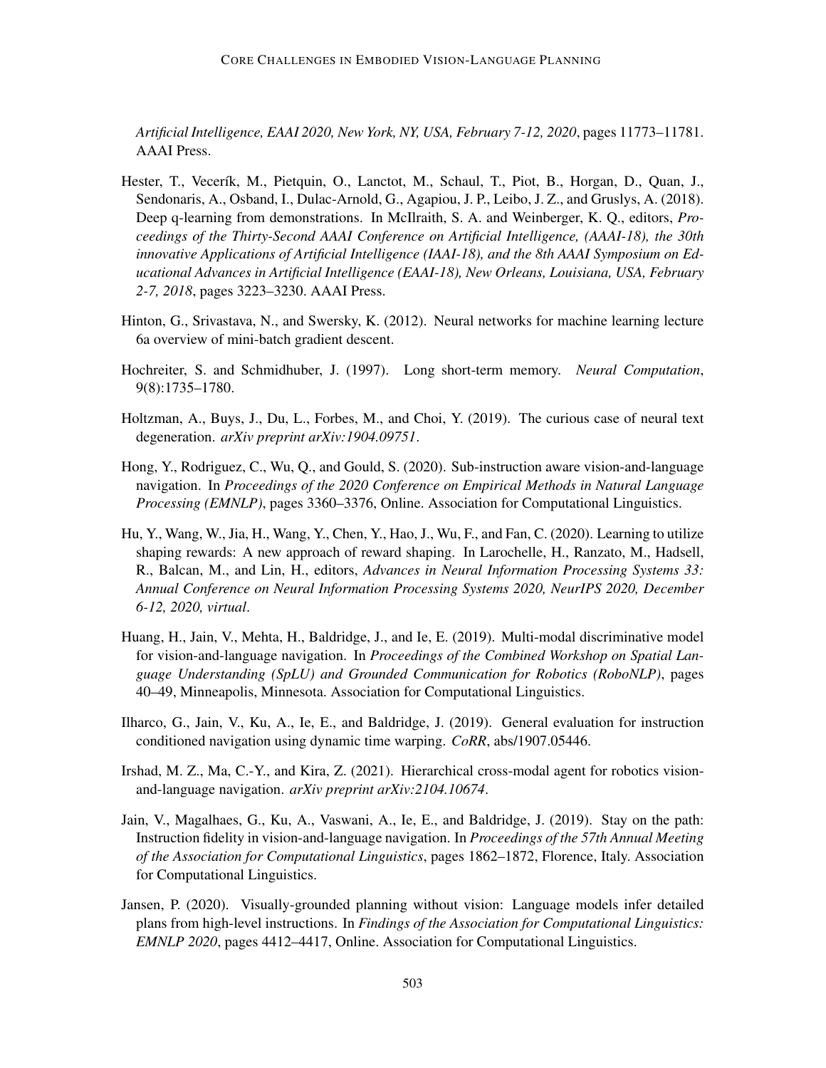*Artificial Intelligence, EAAI 2020, New York, NY, USA, February 7-12, 2020*, pages 11773–11781. AAAI Press.

Hester, T., Vecerík, M., Pietquin, O., Lanctot, M., Schaul, T., Piot, B., Horgan, D., Quan, J., Sendonaris, A., Osband, I., Dulac-Arnold, G., Agapiou, J. P., Leibo, J. Z., and Gruslys, A. (2018). Deep q-learning from demonstrations. In McIlraith, S. A. and Weinberger, K. Q., editors, *Proceedings of the Thirty-Second AAAI Conference on Artificial Intelligence, (AAAI-18), the 30th innovative Applications of Artificial Intelligence (IAAI-18), and the 8th AAAI Symposium on Educational Advances in Artificial Intelligence (EAAI-18), New Orleans, Louisiana, USA, February 2-7, 2018*, pages 3223–3230. AAAI Press.

Hinton, G., Srivastava, N., and Swersky, K. (2012). Neural networks for machine learning lecture 6a overview of mini-batch gradient descent.

Hochreiter, S. and Schmidhuber, J. (1997). Long short-term memory. *Neural Computation*, 9(8):1735–1780.

Holtzman, A., Buys, J., Du, L., Forbes, M., and Choi, Y. (2019). The curious case of neural text degeneration. *arXiv preprint arXiv:1904.09751*.

Hong, Y., Rodriguez, C., Wu, Q., and Gould, S. (2020). Sub-instruction aware vision-and-language navigation. In *Proceedings of the 2020 Conference on Empirical Methods in Natural Language Processing (EMNLP)*, pages 3360–3376, Online. Association for Computational Linguistics.

Hu, Y., Wang, W., Jia, H., Wang, Y., Chen, Y., Hao, J., Wu, F., and Fan, C. (2020). Learning to utilize shaping rewards: A new approach of reward shaping. In Larochelle, H., Ranzato, M., Hadsell, R., Balcan, M., and Lin, H., editors, *Advances in Neural Information Processing Systems 33: Annual Conference on Neural Information Processing Systems 2020, NeurIPS 2020, December 6-12, 2020, virtual*.

Huang, H., Jain, V., Mehta, H., Baldridge, J., and Ie, E. (2019). Multi-modal discriminative model for vision-and-language navigation. In *Proceedings of the Combined Workshop on Spatial Language Understanding (SpLU) and Grounded Communication for Robotics (RoboNLP)*, pages 40–49, Minneapolis, Minnesota. Association for Computational Linguistics.

Ilharco, G., Jain, V., Ku, A., Ie, E., and Baldridge, J. (2019). General evaluation for instruction conditioned navigation using dynamic time warping. *CoRR*, abs/1907.05446.

Irshad, M. Z., Ma, C.-Y., and Kira, Z. (2021). Hierarchical cross-modal agent for robotics vision-and-language navigation. *arXiv preprint arXiv:2104.10674*.

Jain, V., Magalhaes, G., Ku, A., Vaswani, A., Ie, E., and Baldridge, J. (2019). Stay on the path: Instruction fidelity in vision-and-language navigation. In *Proceedings of the 57th Annual Meeting of the Association for Computational Linguistics*, pages 1862–1872, Florence, Italy. Association for Computational Linguistics.

Jansen, P. (2020). Visually-grounded planning without vision: Language models infer detailed plans from high-level instructions. In *Findings of the Association for Computational Linguistics: EMNLP 2020*, pages 4412–4417, Online. Association for Computational Linguistics.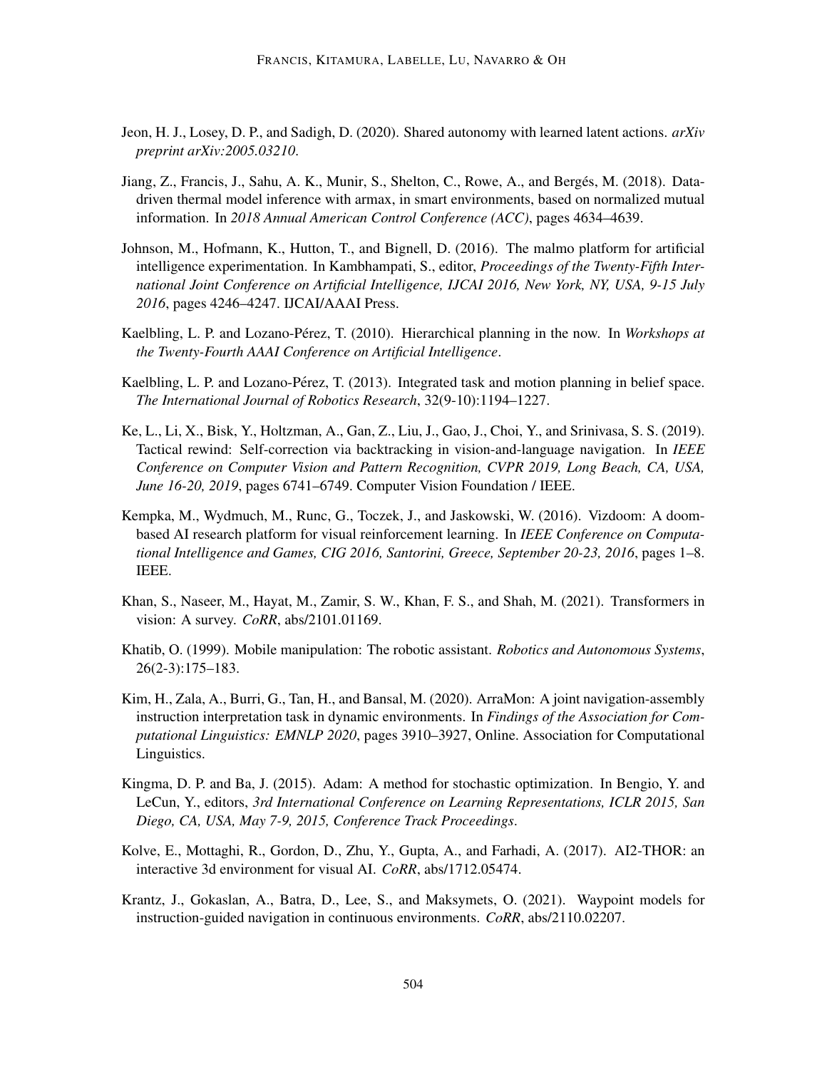Jeon, H. J., Losey, D. P., and Sadigh, D. (2020). Shared autonomy with learned latent actions. *arXiv preprint arXiv:2005.03210*.

Jiang, Z., Francis, J., Sahu, A. K., Munir, S., Shelton, C., Rowe, A., and Bergés, M. (2018). Data-driven thermal model inference with armax, in smart environments, based on normalized mutual information. In *2018 Annual American Control Conference (ACC)*, pages 4634–4639.

Johnson, M., Hofmann, K., Hutton, T., and Bignell, D. (2016). The malmo platform for artificial intelligence experimentation. In Kambhampati, S., editor, *Proceedings of the Twenty-Fifth International Joint Conference on Artificial Intelligence, IJCAI 2016, New York, NY, USA, 9-15 July 2016*, pages 4246–4247. IJCAI/AAAI Press.

Kaelbling, L. P. and Lozano-Pérez, T. (2010). Hierarchical planning in the now. In *Workshops at the Twenty-Fourth AAAI Conference on Artificial Intelligence*.

Kaelbling, L. P. and Lozano-Pérez, T. (2013). Integrated task and motion planning in belief space. *The International Journal of Robotics Research*, 32(9-10):1194–1227.

Ke, L., Li, X., Bisk, Y., Holtzman, A., Gan, Z., Liu, J., Gao, J., Choi, Y., and Srinivasa, S. S. (2019). Tactical rewind: Self-correction via backtracking in vision-and-language navigation. In *IEEE Conference on Computer Vision and Pattern Recognition, CVPR 2019, Long Beach, CA, USA, June 16-20, 2019*, pages 6741–6749. Computer Vision Foundation / IEEE.

Kempka, M., Wydmuch, M., Runc, G., Toczek, J., and Jaskowski, W. (2016). Vizdoom: A doom-based AI research platform for visual reinforcement learning. In *IEEE Conference on Computational Intelligence and Games, CIG 2016, Santorini, Greece, September 20-23, 2016*, pages 1–8. IEEE.

Khan, S., Naseer, M., Hayat, M., Zamir, S. W., Khan, F. S., and Shah, M. (2021). Transformers in vision: A survey. *CoRR*, abs/2101.01169.

Khatib, O. (1999). Mobile manipulation: The robotic assistant. *Robotics and Autonomous Systems*, 26(2-3):175–183.

Kim, H., Zala, A., Burri, G., Tan, H., and Bansal, M. (2020). ArraMon: A joint navigation-assembly instruction interpretation task in dynamic environments. In *Findings of the Association for Computational Linguistics: EMNLP 2020*, pages 3910–3927, Online. Association for Computational Linguistics.

Kingma, D. P. and Ba, J. (2015). Adam: A method for stochastic optimization. In Bengio, Y. and LeCun, Y., editors, *3rd International Conference on Learning Representations, ICLR 2015, San Diego, CA, USA, May 7-9, 2015, Conference Track Proceedings*.

Kolve, E., Mottaghi, R., Gordon, D., Zhu, Y., Gupta, A., and Farhadi, A. (2017). AI2-THOR: an interactive 3d environment for visual AI. *CoRR*, abs/1712.05474.

Krantz, J., Gokaslan, A., Batra, D., Lee, S., and Maksymets, O. (2021). Waypoint models for instruction-guided navigation in continuous environments. *CoRR*, abs/2110.02207.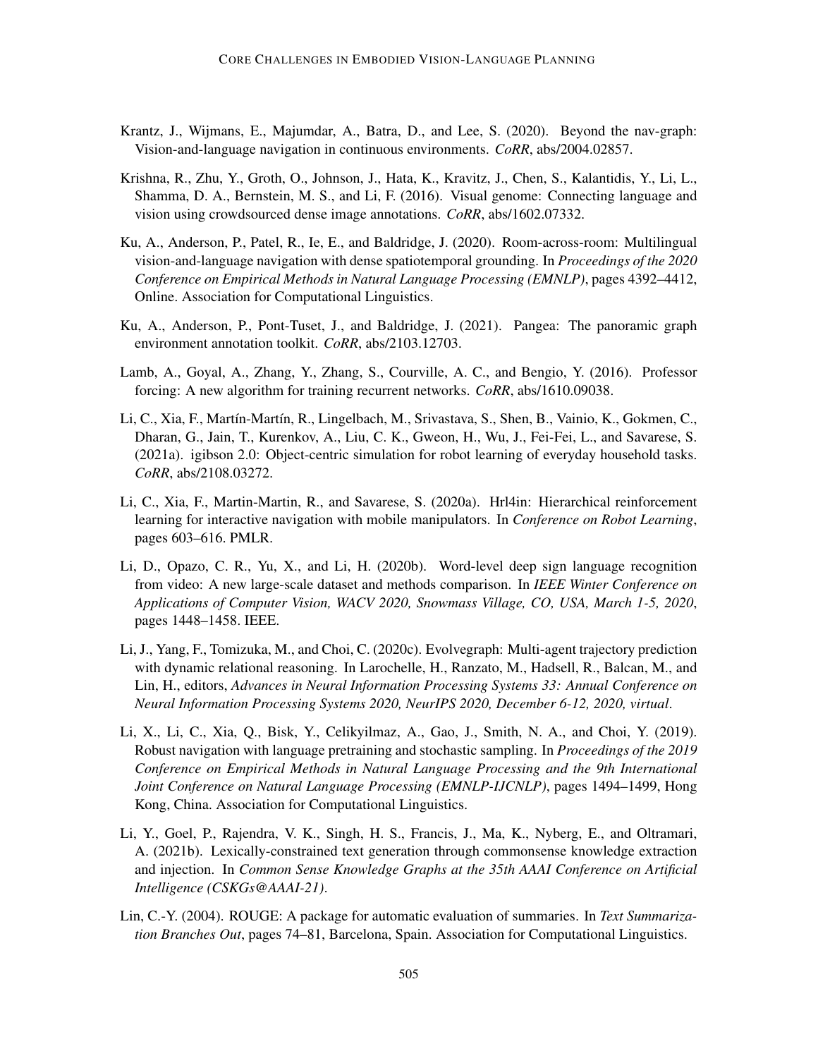Krantz, J., Wijmans, E., Majumdar, A., Batra, D., and Lee, S. (2020). Beyond the nav-graph: Vision-and-language navigation in continuous environments. *CoRR*, abs/2004.02857.

Krishna, R., Zhu, Y., Groth, O., Johnson, J., Hata, K., Kravitz, J., Chen, S., Kalantidis, Y., Li, L., Shamma, D. A., Bernstein, M. S., and Li, F. (2016). Visual genome: Connecting language and vision using crowdsourced dense image annotations. *CoRR*, abs/1602.07332.

Ku, A., Anderson, P., Patel, R., Ie, E., and Baldridge, J. (2020). Room-across-room: Multilingual vision-and-language navigation with dense spatiotemporal grounding. In *Proceedings of the 2020 Conference on Empirical Methods in Natural Language Processing (EMNLP)*, pages 4392–4412, Online. Association for Computational Linguistics.

Ku, A., Anderson, P., Pont-Tuset, J., and Baldridge, J. (2021). Pangea: The panoramic graph environment annotation toolkit. *CoRR*, abs/2103.12703.

Lamb, A., Goyal, A., Zhang, Y., Zhang, S., Courville, A. C., and Bengio, Y. (2016). Professor forcing: A new algorithm for training recurrent networks. *CoRR*, abs/1610.09038.

Li, C., Xia, F., Martín-Martín, R., Lingelbach, M., Srivastava, S., Shen, B., Vainio, K., Gokmen, C., Dharan, G., Jain, T., Kurenkov, A., Liu, C. K., Gweon, H., Wu, J., Fei-Fei, L., and Savarese, S. (2021a). igibson 2.0: Object-centric simulation for robot learning of everyday household tasks. *CoRR*, abs/2108.03272.

Li, C., Xia, F., Martin-Martin, R., and Savarese, S. (2020a). Hrl4in: Hierarchical reinforcement learning for interactive navigation with mobile manipulators. In *Conference on Robot Learning*, pages 603–616. PMLR.

Li, D., Opazo, C. R., Yu, X., and Li, H. (2020b). Word-level deep sign language recognition from video: A new large-scale dataset and methods comparison. In *IEEE Winter Conference on Applications of Computer Vision, WACV 2020, Snowmass Village, CO, USA, March 1-5, 2020*, pages 1448–1458. IEEE.

Li, J., Yang, F., Tomizuka, M., and Choi, C. (2020c). Evolvegraph: Multi-agent trajectory prediction with dynamic relational reasoning. In Larochelle, H., Ranzato, M., Hadsell, R., Balcan, M., and Lin, H., editors, *Advances in Neural Information Processing Systems 33: Annual Conference on Neural Information Processing Systems 2020, NeurIPS 2020, December 6-12, 2020, virtual*.

Li, X., Li, C., Xia, Q., Bisk, Y., Celikyilmaz, A., Gao, J., Smith, N. A., and Choi, Y. (2019). Robust navigation with language pretraining and stochastic sampling. In *Proceedings of the 2019 Conference on Empirical Methods in Natural Language Processing and the 9th International Joint Conference on Natural Language Processing (EMNLP-IJCNLP)*, pages 1494–1499, Hong Kong, China. Association for Computational Linguistics.

Li, Y., Goel, P., Rajendra, V. K., Singh, H. S., Francis, J., Ma, K., Nyberg, E., and Oltramari, A. (2021b). Lexically-constrained text generation through commonsense knowledge extraction and injection. In *Common Sense Knowledge Graphs at the 35th AAAI Conference on Artificial Intelligence (CSKGs@AAAI-21)*.

Lin, C.-Y. (2004). ROUGE: A package for automatic evaluation of summaries. In *Text Summarization Branches Out*, pages 74–81, Barcelona, Spain. Association for Computational Linguistics.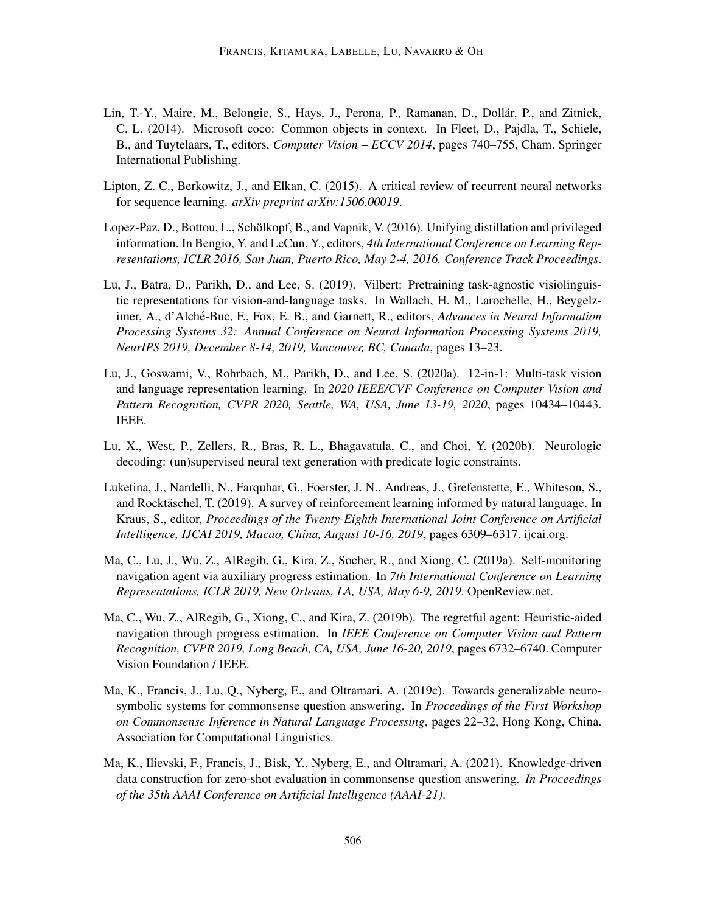Lin, T.-Y., Maire, M., Belongie, S., Hays, J., Perona, P., Ramanan, D., Dollár, P., and Zitnick, C. L. (2014). Microsoft coco: Common objects in context. In Fleet, D., Pajdla, T., Schiele, B., and Tuytelaars, T., editors, *Computer Vision – ECCV 2014*, pages 740–755, Cham. Springer International Publishing.

Lipton, Z. C., Berkowitz, J., and Elkan, C. (2015). A critical review of recurrent neural networks for sequence learning. *arXiv preprint arXiv:1506.00019*.

Lopez-Paz, D., Bottou, L., Schölkopf, B., and Vapnik, V. (2016). Unifying distillation and privileged information. In Bengio, Y. and LeCun, Y., editors, *4th International Conference on Learning Representations, ICLR 2016, San Juan, Puerto Rico, May 2-4, 2016, Conference Track Proceedings*.

Lu, J., Batra, D., Parikh, D., and Lee, S. (2019). Vilbert: Pretraining task-agnostic visiolinguistic representations for vision-and-language tasks. In Wallach, H. M., Larochelle, H., Beygelzimer, A., d'Alché-Buc, F., Fox, E. B., and Garnett, R., editors, *Advances in Neural Information Processing Systems 32: Annual Conference on Neural Information Processing Systems 2019, NeurIPS 2019, December 8-14, 2019, Vancouver, BC, Canada*, pages 13–23.

Lu, J., Goswami, V., Rohrbach, M., Parikh, D., and Lee, S. (2020a). 12-in-1: Multi-task vision and language representation learning. In *2020 IEEE/CVF Conference on Computer Vision and Pattern Recognition, CVPR 2020, Seattle, WA, USA, June 13-19, 2020*, pages 10434–10443. IEEE.

Lu, X., West, P., Zellers, R., Bras, R. L., Bhagavatula, C., and Choi, Y. (2020b). Neurologic decoding: (un)supervised neural text generation with predicate logic constraints.

Luketina, J., Nardelli, N., Farquhar, G., Foerster, J. N., Andreas, J., Grefenstette, E., Whiteson, S., and Rocktäschel, T. (2019). A survey of reinforcement learning informed by natural language. In Kraus, S., editor, *Proceedings of the Twenty-Eighth International Joint Conference on Artificial Intelligence, IJCAI 2019, Macao, China, August 10-16, 2019*, pages 6309–6317. ijcai.org.

Ma, C., Lu, J., Wu, Z., AlRegib, G., Kira, Z., Socher, R., and Xiong, C. (2019a). Self-monitoring navigation agent via auxiliary progress estimation. In *7th International Conference on Learning Representations, ICLR 2019, New Orleans, LA, USA, May 6-9, 2019*. OpenReview.net.

Ma, C., Wu, Z., AlRegib, G., Xiong, C., and Kira, Z. (2019b). The regretful agent: Heuristic-aided navigation through progress estimation. In *IEEE Conference on Computer Vision and Pattern Recognition, CVPR 2019, Long Beach, CA, USA, June 16-20, 2019*, pages 6732–6740. Computer Vision Foundation / IEEE.

Ma, K., Francis, J., Lu, Q., Nyberg, E., and Oltramari, A. (2019c). Towards generalizable neuro-symbolic systems for commonsense question answering. In *Proceedings of the First Workshop on Commonsense Inference in Natural Language Processing*, pages 22–32, Hong Kong, China. Association for Computational Linguistics.

Ma, K., Ilievski, F., Francis, J., Bisk, Y., Nyberg, E., and Oltramari, A. (2021). Knowledge-driven data construction for zero-shot evaluation in commonsense question answering. *In Proceedings of the 35th AAAI Conference on Artificial Intelligence (AAAI-21)*.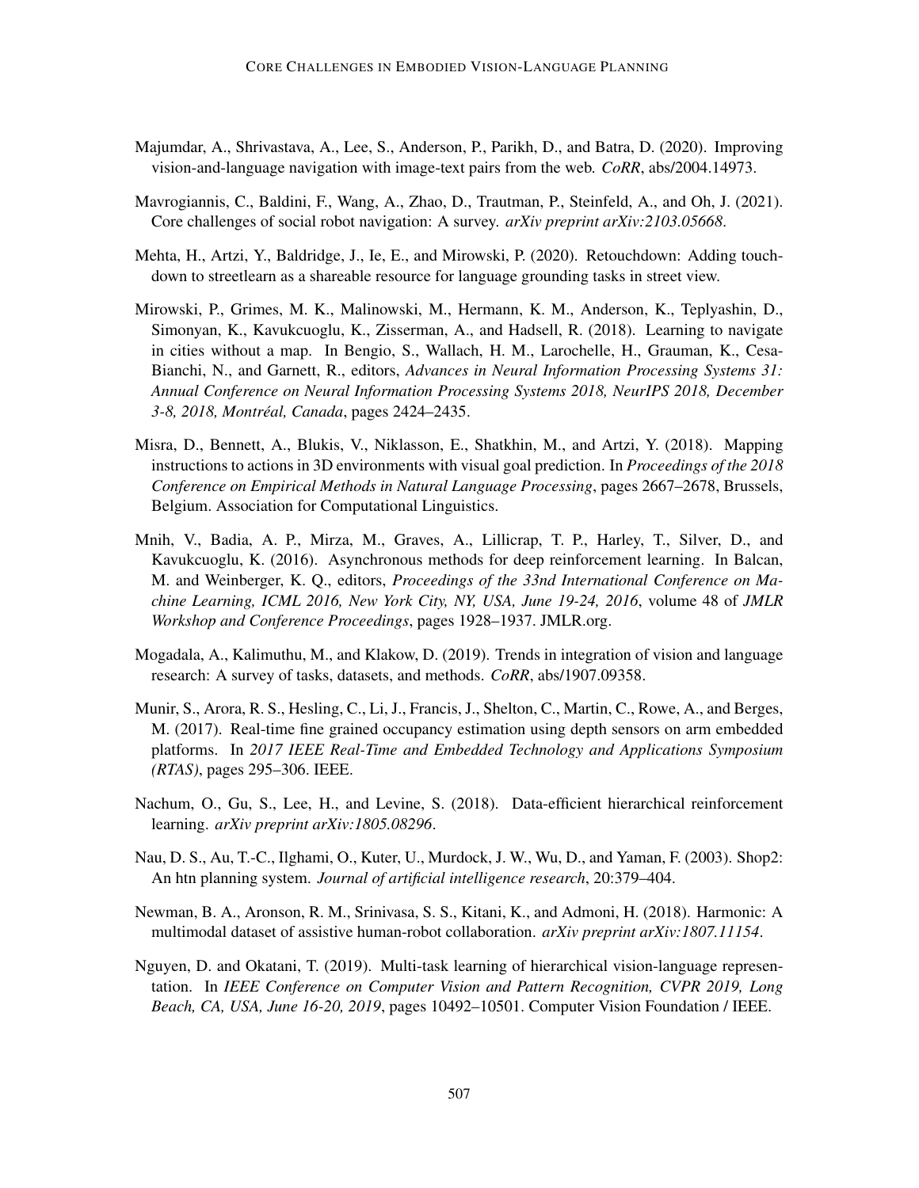Majumdar, A., Shrivastava, A., Lee, S., Anderson, P., Parikh, D., and Batra, D. (2020). Improving vision-and-language navigation with image-text pairs from the web. *CoRR*, abs/2004.14973.

Mavrogiannis, C., Baldini, F., Wang, A., Zhao, D., Trautman, P., Steinfeld, A., and Oh, J. (2021). Core challenges of social robot navigation: A survey. *arXiv preprint arXiv:2103.05668*.

Mehta, H., Artzi, Y., Baldridge, J., Ie, E., and Mirowski, P. (2020). Retouchdown: Adding touchdown to streetlearn as a shareable resource for language grounding tasks in street view.

Mirowski, P., Grimes, M. K., Malinowski, M., Hermann, K. M., Anderson, K., Teplyashin, D., Simonyan, K., Kavukcuoglu, K., Zisserman, A., and Hadsell, R. (2018). Learning to navigate in cities without a map. In Bengio, S., Wallach, H. M., Larochelle, H., Grauman, K., Cesa-Bianchi, N., and Garnett, R., editors, *Advances in Neural Information Processing Systems 31: Annual Conference on Neural Information Processing Systems 2018, NeurIPS 2018, December 3-8, 2018, Montréal, Canada*, pages 2424–2435.

Misra, D., Bennett, A., Blukis, V., Niklasson, E., Shatkhin, M., and Artzi, Y. (2018). Mapping instructions to actions in 3D environments with visual goal prediction. In *Proceedings of the 2018 Conference on Empirical Methods in Natural Language Processing*, pages 2667–2678, Brussels, Belgium. Association for Computational Linguistics.

Mnih, V., Badia, A. P., Mirza, M., Graves, A., Lillicrap, T. P., Harley, T., Silver, D., and Kavukcuoglu, K. (2016). Asynchronous methods for deep reinforcement learning. In Balcan, M. and Weinberger, K. Q., editors, *Proceedings of the 33nd International Conference on Machine Learning, ICML 2016, New York City, NY, USA, June 19-24, 2016*, volume 48 of *JMLR Workshop and Conference Proceedings*, pages 1928–1937. JMLR.org.

Mogadala, A., Kalimuthu, M., and Klakow, D. (2019). Trends in integration of vision and language research: A survey of tasks, datasets, and methods. *CoRR*, abs/1907.09358.

Munir, S., Arora, R. S., Hesling, C., Li, J., Francis, J., Shelton, C., Martin, C., Rowe, A., and Berges, M. (2017). Real-time fine grained occupancy estimation using depth sensors on arm embedded platforms. In *2017 IEEE Real-Time and Embedded Technology and Applications Symposium (RTAS)*, pages 295–306. IEEE.

Nachum, O., Gu, S., Lee, H., and Levine, S. (2018). Data-efficient hierarchical reinforcement learning. *arXiv preprint arXiv:1805.08296*.

Nau, D. S., Au, T.-C., Ilghami, O., Kuter, U., Murdock, J. W., Wu, D., and Yaman, F. (2003). Shop2: An htn planning system. *Journal of artificial intelligence research*, 20:379–404.

Newman, B. A., Aronson, R. M., Srinivasa, S. S., Kitani, K., and Admoni, H. (2018). Harmonic: A multimodal dataset of assistive human-robot collaboration. *arXiv preprint arXiv:1807.11154*.

Nguyen, D. and Okatani, T. (2019). Multi-task learning of hierarchical vision-language representation. In *IEEE Conference on Computer Vision and Pattern Recognition, CVPR 2019, Long Beach, CA, USA, June 16-20, 2019*, pages 10492–10501. Computer Vision Foundation / IEEE.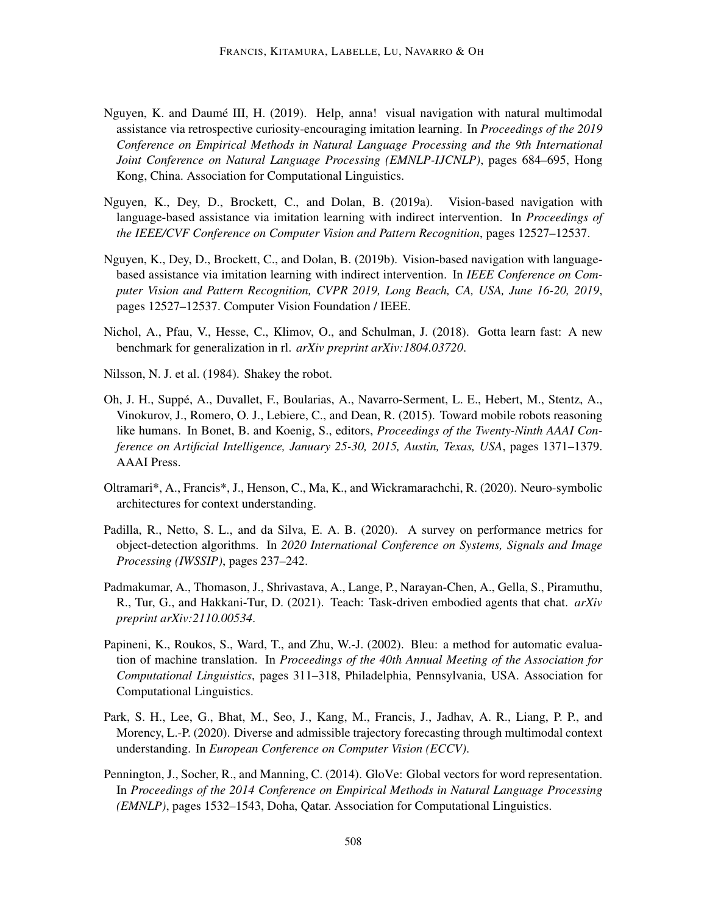Nguyen, K. and Daumé III, H. (2019). Help, anna! visual navigation with natural multimodal assistance via retrospective curiosity-encouraging imitation learning. In *Proceedings of the 2019 Conference on Empirical Methods in Natural Language Processing and the 9th International Joint Conference on Natural Language Processing (EMNLP-IJCNLP)*, pages 684–695, Hong Kong, China. Association for Computational Linguistics.

Nguyen, K., Dey, D., Brockett, C., and Dolan, B. (2019a). Vision-based navigation with language-based assistance via imitation learning with indirect intervention. In *Proceedings of the IEEE/CVF Conference on Computer Vision and Pattern Recognition*, pages 12527–12537.

Nguyen, K., Dey, D., Brockett, C., and Dolan, B. (2019b). Vision-based navigation with language-based assistance via imitation learning with indirect intervention. In *IEEE Conference on Computer Vision and Pattern Recognition, CVPR 2019, Long Beach, CA, USA, June 16-20, 2019*, pages 12527–12537. Computer Vision Foundation / IEEE.

Nichol, A., Pfau, V., Hesse, C., Klimov, O., and Schulman, J. (2018). Gotta learn fast: A new benchmark for generalization in rl. *arXiv preprint arXiv:1804.03720*.

Nilsson, N. J. et al. (1984). Shakey the robot.

Oh, J. H., Suppé, A., Duvallet, F., Boularias, A., Navarro-Serment, L. E., Hebert, M., Stentz, A., Vinokurov, J., Romero, O. J., Lebiere, C., and Dean, R. (2015). Toward mobile robots reasoning like humans. In Bonet, B. and Koenig, S., editors, *Proceedings of the Twenty-Ninth AAAI Conference on Artificial Intelligence, January 25-30, 2015, Austin, Texas, USA*, pages 1371–1379. AAAI Press.

Oltramari*, A., Francis*, J., Henson, C., Ma, K., and Wickramarachchi, R. (2020). Neuro-symbolic architectures for context understanding.

Padilla, R., Netto, S. L., and da Silva, E. A. B. (2020). A survey on performance metrics for object-detection algorithms. In *2020 International Conference on Systems, Signals and Image Processing (IWSSIP)*, pages 237–242.

Padmakumar, A., Thomason, J., Shrivastava, A., Lange, P., Narayan-Chen, A., Gella, S., Piramuthu, R., Tur, G., and Hakkani-Tur, D. (2021). Teach: Task-driven embodied agents that chat. *arXiv preprint arXiv:2110.00534*.

Papineni, K., Roukos, S., Ward, T., and Zhu, W.-J. (2002). Bleu: a method for automatic evaluation of machine translation. In *Proceedings of the 40th Annual Meeting of the Association for Computational Linguistics*, pages 311–318, Philadelphia, Pennsylvania, USA. Association for Computational Linguistics.

Park, S. H., Lee, G., Bhat, M., Seo, J., Kang, M., Francis, J., Jadhav, A. R., Liang, P. P., and Morency, L.-P. (2020). Diverse and admissible trajectory forecasting through multimodal context understanding. In *European Conference on Computer Vision (ECCV)*.

Pennington, J., Socher, R., and Manning, C. (2014). GloVe: Global vectors for word representation. In *Proceedings of the 2014 Conference on Empirical Methods in Natural Language Processing (EMNLP)*, pages 1532–1543, Doha, Qatar. Association for Computational Linguistics.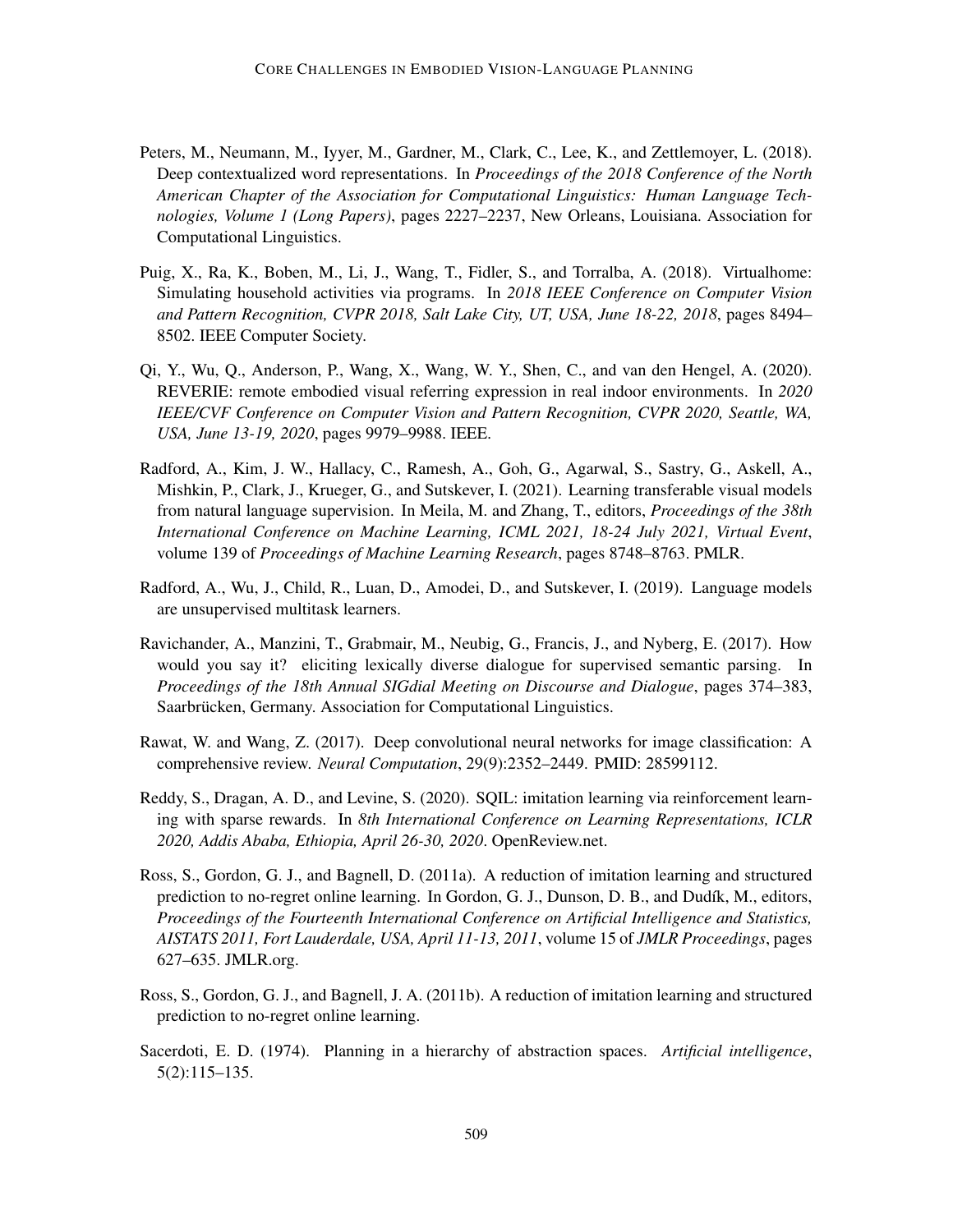Peters, M., Neumann, M., Iyyer, M., Gardner, M., Clark, C., Lee, K., and Zettlemoyer, L. (2018). Deep contextualized word representations. In *Proceedings of the 2018 Conference of the North American Chapter of the Association for Computational Linguistics: Human Language Technologies, Volume 1 (Long Papers)*, pages 2227–2237, New Orleans, Louisiana. Association for Computational Linguistics.

Puig, X., Ra, K., Boben, M., Li, J., Wang, T., Fidler, S., and Torralba, A. (2018). Virtualhome: Simulating household activities via programs. In *2018 IEEE Conference on Computer Vision and Pattern Recognition, CVPR 2018, Salt Lake City, UT, USA, June 18-22, 2018*, pages 8494–8502. IEEE Computer Society.

Qi, Y., Wu, Q., Anderson, P., Wang, X., Wang, W. Y., Shen, C., and van den Hengel, A. (2020). REVERIE: remote embodied visual referring expression in real indoor environments. In *2020 IEEE/CVF Conference on Computer Vision and Pattern Recognition, CVPR 2020, Seattle, WA, USA, June 13-19, 2020*, pages 9979–9988. IEEE.

Radford, A., Kim, J. W., Hallacy, C., Ramesh, A., Goh, G., Agarwal, S., Sastry, G., Askell, A., Mishkin, P., Clark, J., Krueger, G., and Sutskever, I. (2021). Learning transferable visual models from natural language supervision. In Meila, M. and Zhang, T., editors, *Proceedings of the 38th International Conference on Machine Learning, ICML 2021, 18-24 July 2021, Virtual Event*, volume 139 of *Proceedings of Machine Learning Research*, pages 8748–8763. PMLR.

Radford, A., Wu, J., Child, R., Luan, D., Amodei, D., and Sutskever, I. (2019). Language models are unsupervised multitask learners.

Ravichander, A., Manzini, T., Grabmair, M., Neubig, G., Francis, J., and Nyberg, E. (2017). How would you say it? eliciting lexically diverse dialogue for supervised semantic parsing. In *Proceedings of the 18th Annual SIGdial Meeting on Discourse and Dialogue*, pages 374–383, Saarbrücken, Germany. Association for Computational Linguistics.

Rawat, W. and Wang, Z. (2017). Deep convolutional neural networks for image classification: A comprehensive review. *Neural Computation*, 29(9):2352–2449. PMID: 28599112.

Reddy, S., Dragan, A. D., and Levine, S. (2020). SQIL: imitation learning via reinforcement learning with sparse rewards. In *8th International Conference on Learning Representations, ICLR 2020, Addis Ababa, Ethiopia, April 26-30, 2020*. OpenReview.net.

Ross, S., Gordon, G. J., and Bagnell, D. (2011a). A reduction of imitation learning and structured prediction to no-regret online learning. In Gordon, G. J., Dunson, D. B., and Dudík, M., editors, *Proceedings of the Fourteenth International Conference on Artificial Intelligence and Statistics, AISTATS 2011, Fort Lauderdale, USA, April 11-13, 2011*, volume 15 of *JMLR Proceedings*, pages 627–635. JMLR.org.

Ross, S., Gordon, G. J., and Bagnell, J. A. (2011b). A reduction of imitation learning and structured prediction to no-regret online learning.

Sacerdoti, E. D. (1974). Planning in a hierarchy of abstraction spaces. *Artificial intelligence*, 5(2):115–135.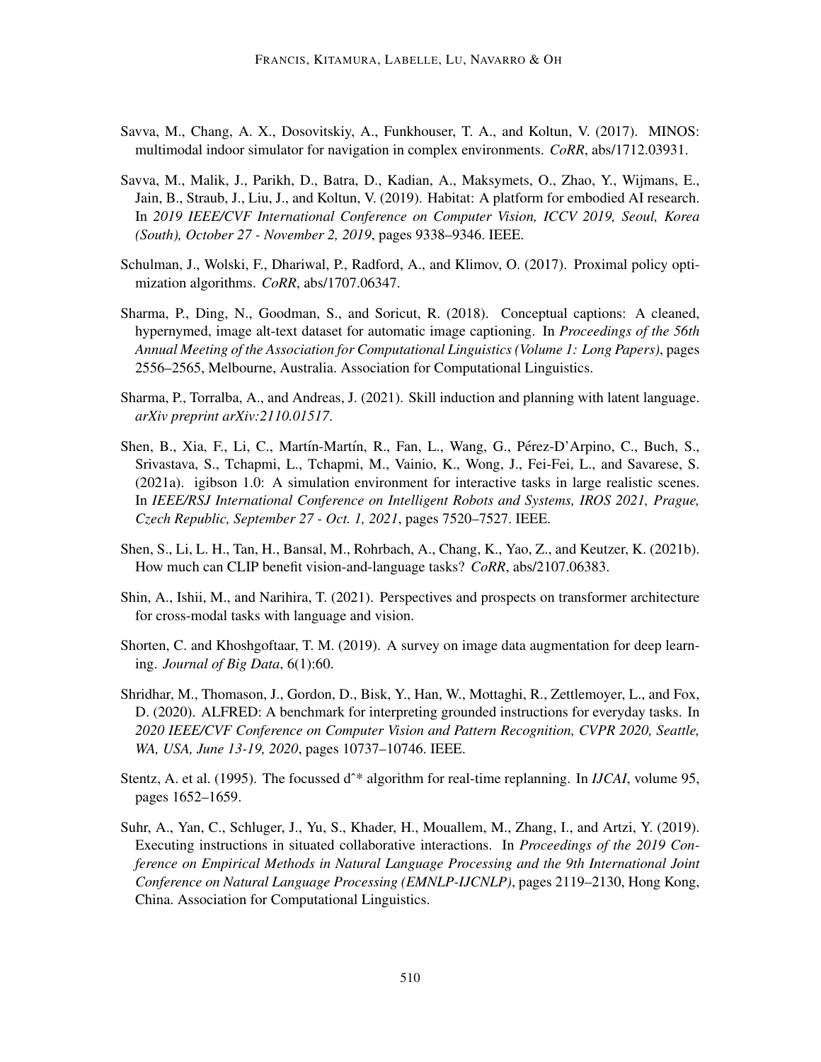Savva, M., Chang, A. X., Dosovitskiy, A., Funkhouser, T. A., and Koltun, V. (2017). MINOS: multimodal indoor simulator for navigation in complex environments. *CoRR*, abs/1712.03931.

Savva, M., Malik, J., Parikh, D., Batra, D., Kadian, A., Maksymets, O., Zhao, Y., Wijmans, E., Jain, B., Straub, J., Liu, J., and Koltun, V. (2019). Habitat: A platform for embodied AI research. In *2019 IEEE/CVF International Conference on Computer Vision, ICCV 2019, Seoul, Korea (South), October 27 - November 2, 2019*, pages 9338–9346. IEEE.

Schulman, J., Wolski, F., Dhariwal, P., Radford, A., and Klimov, O. (2017). Proximal policy optimization algorithms. *CoRR*, abs/1707.06347.

Sharma, P., Ding, N., Goodman, S., and Soricut, R. (2018). Conceptual captions: A cleaned, hypernymed, image alt-text dataset for automatic image captioning. In *Proceedings of the 56th Annual Meeting of the Association for Computational Linguistics (Volume 1: Long Papers)*, pages 2556–2565, Melbourne, Australia. Association for Computational Linguistics.

Sharma, P., Torralba, A., and Andreas, J. (2021). Skill induction and planning with latent language. *arXiv preprint arXiv:2110.01517*.

Shen, B., Xia, F., Li, C., Martín-Martín, R., Fan, L., Wang, G., Pérez-D'Arpino, C., Buch, S., Srivastava, S., Tchapmi, L., Tchapmi, M., Vainio, K., Wong, J., Fei-Fei, L., and Savarese, S. (2021a). igibson 1.0: A simulation environment for interactive tasks in large realistic scenes. In *IEEE/RSJ International Conference on Intelligent Robots and Systems, IROS 2021, Prague, Czech Republic, September 27 - Oct. 1, 2021*, pages 7520–7527. IEEE.

Shen, S., Li, L. H., Tan, H., Bansal, M., Rohrbach, A., Chang, K., Yao, Z., and Keutzer, K. (2021b). How much can CLIP benefit vision-and-language tasks? *CoRR*, abs/2107.06383.

Shin, A., Ishii, M., and Narihira, T. (2021). Perspectives and prospects on transformer architecture for cross-modal tasks with language and vision.

Shorten, C. and Khoshgoftaar, T. M. (2019). A survey on image data augmentation for deep learning. *Journal of Big Data*, 6(1):60.

Shridhar, M., Thomason, J., Gordon, D., Bisk, Y., Han, W., Mottaghi, R., Zettlemoyer, L., and Fox, D. (2020). ALFRED: A benchmark for interpreting grounded instructions for everyday tasks. In *2020 IEEE/CVF Conference on Computer Vision and Pattern Recognition, CVPR 2020, Seattle, WA, USA, June 13-19, 2020*, pages 10737–10746. IEEE.

Stentz, A. et al. (1995). The focussed dˆ* algorithm for real-time replanning. In *IJCAI*, volume 95, pages 1652–1659.

Suhr, A., Yan, C., Schluger, J., Yu, S., Khader, H., Mouallem, M., Zhang, I., and Artzi, Y. (2019). Executing instructions in situated collaborative interactions. In *Proceedings of the 2019 Conference on Empirical Methods in Natural Language Processing and the 9th International Joint Conference on Natural Language Processing (EMNLP-IJCNLP)*, pages 2119–2130, Hong Kong, China. Association for Computational Linguistics.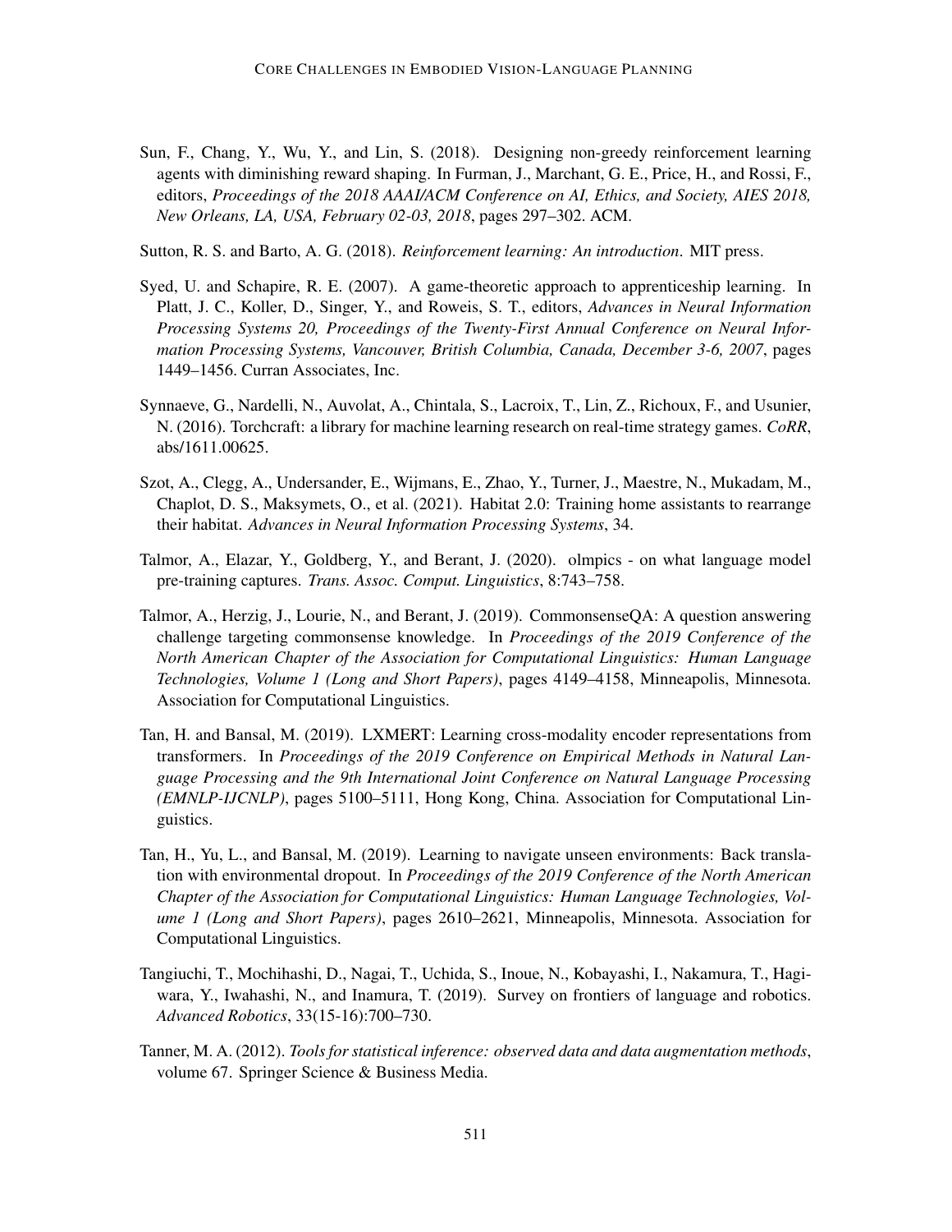Sun, F., Chang, Y., Wu, Y., and Lin, S. (2018). Designing non-greedy reinforcement learning agents with diminishing reward shaping. In Furman, J., Marchant, G. E., Price, H., and Rossi, F., editors, *Proceedings of the 2018 AAAI/ACM Conference on AI, Ethics, and Society, AIES 2018, New Orleans, LA, USA, February 02-03, 2018*, pages 297–302. ACM.

Sutton, R. S. and Barto, A. G. (2018). *Reinforcement learning: An introduction*. MIT press.

Syed, U. and Schapire, R. E. (2007). A game-theoretic approach to apprenticeship learning. In Platt, J. C., Koller, D., Singer, Y., and Roweis, S. T., editors, *Advances in Neural Information Processing Systems 20, Proceedings of the Twenty-First Annual Conference on Neural Information Processing Systems, Vancouver, British Columbia, Canada, December 3-6, 2007*, pages 1449–1456. Curran Associates, Inc.

Synnaeve, G., Nardelli, N., Auvolat, A., Chintala, S., Lacroix, T., Lin, Z., Richoux, F., and Usunier, N. (2016). Torchcraft: a library for machine learning research on real-time strategy games. *CoRR*, abs/1611.00625.

Szot, A., Clegg, A., Undersander, E., Wijmans, E., Zhao, Y., Turner, J., Maestre, N., Mukadam, M., Chaplot, D. S., Maksymets, O., et al. (2021). Habitat 2.0: Training home assistants to rearrange their habitat. *Advances in Neural Information Processing Systems*, 34.

Talmor, A., Elazar, Y., Goldberg, Y., and Berant, J. (2020). olmpics - on what language model pre-training captures. *Trans. Assoc. Comput. Linguistics*, 8:743–758.

Talmor, A., Herzig, J., Lourie, N., and Berant, J. (2019). CommonsenseQA: A question answering challenge targeting commonsense knowledge. In *Proceedings of the 2019 Conference of the North American Chapter of the Association for Computational Linguistics: Human Language Technologies, Volume 1 (Long and Short Papers)*, pages 4149–4158, Minneapolis, Minnesota. Association for Computational Linguistics.

Tan, H. and Bansal, M. (2019). LXMERT: Learning cross-modality encoder representations from transformers. In *Proceedings of the 2019 Conference on Empirical Methods in Natural Language Processing and the 9th International Joint Conference on Natural Language Processing (EMNLP-IJCNLP)*, pages 5100–5111, Hong Kong, China. Association for Computational Linguistics.

Tan, H., Yu, L., and Bansal, M. (2019). Learning to navigate unseen environments: Back translation with environmental dropout. In *Proceedings of the 2019 Conference of the North American Chapter of the Association for Computational Linguistics: Human Language Technologies, Volume 1 (Long and Short Papers)*, pages 2610–2621, Minneapolis, Minnesota. Association for Computational Linguistics.

Tangiuchi, T., Mochihashi, D., Nagai, T., Uchida, S., Inoue, N., Kobayashi, I., Nakamura, T., Hagiwara, Y., Iwahashi, N., and Inamura, T. (2019). Survey on frontiers of language and robotics. *Advanced Robotics*, 33(15-16):700–730.

Tanner, M. A. (2012). *Tools for statistical inference: observed data and data augmentation methods*, volume 67. Springer Science & Business Media.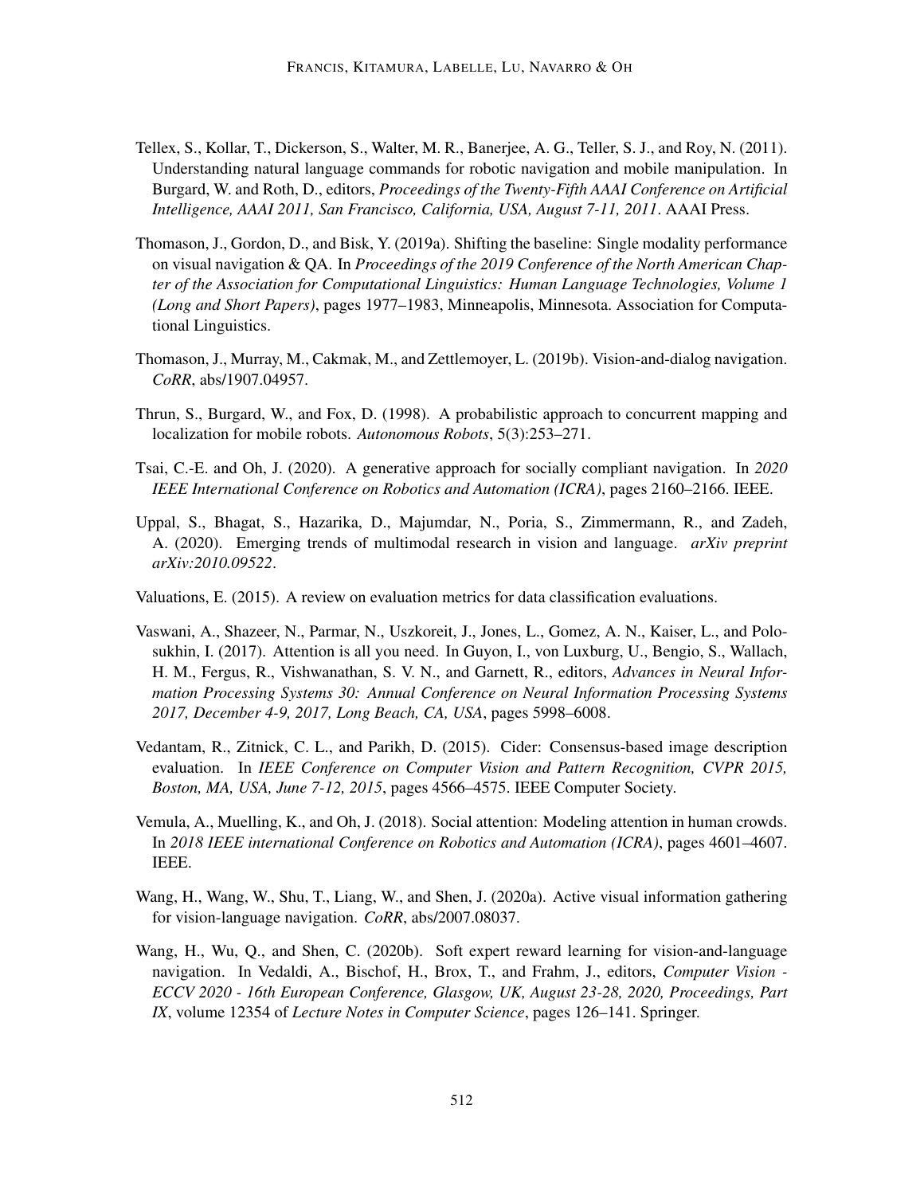Tellex, S., Kollar, T., Dickerson, S., Walter, M. R., Banerjee, A. G., Teller, S. J., and Roy, N. (2011). Understanding natural language commands for robotic navigation and mobile manipulation. In Burgard, W. and Roth, D., editors, *Proceedings of the Twenty-Fifth AAAI Conference on Artificial Intelligence, AAAI 2011, San Francisco, California, USA, August 7-11, 2011*. AAAI Press.

Thomason, J., Gordon, D., and Bisk, Y. (2019a). Shifting the baseline: Single modality performance on visual navigation & QA. In *Proceedings of the 2019 Conference of the North American Chapter of the Association for Computational Linguistics: Human Language Technologies, Volume 1 (Long and Short Papers)*, pages 1977–1983, Minneapolis, Minnesota. Association for Computational Linguistics.

Thomason, J., Murray, M., Cakmak, M., and Zettlemoyer, L. (2019b). Vision-and-dialog navigation. *CoRR*, abs/1907.04957.

Thrun, S., Burgard, W., and Fox, D. (1998). A probabilistic approach to concurrent mapping and localization for mobile robots. *Autonomous Robots*, 5(3):253–271.

Tsai, C.-E. and Oh, J. (2020). A generative approach for socially compliant navigation. In *2020 IEEE International Conference on Robotics and Automation (ICRA)*, pages 2160–2166. IEEE.

Uppal, S., Bhagat, S., Hazarika, D., Majumdar, N., Poria, S., Zimmermann, R., and Zadeh, A. (2020). Emerging trends of multimodal research in vision and language. *arXiv preprint arXiv:2010.09522*.

Valuations, E. (2015). A review on evaluation metrics for data classification evaluations.

Vaswani, A., Shazeer, N., Parmar, N., Uszkoreit, J., Jones, L., Gomez, A. N., Kaiser, L., and Polosukhin, I. (2017). Attention is all you need. In Guyon, I., von Luxburg, U., Bengio, S., Wallach, H. M., Fergus, R., Vishwanathan, S. V. N., and Garnett, R., editors, *Advances in Neural Information Processing Systems 30: Annual Conference on Neural Information Processing Systems 2017, December 4-9, 2017, Long Beach, CA, USA*, pages 5998–6008.

Vedantam, R., Zitnick, C. L., and Parikh, D. (2015). Cider: Consensus-based image description evaluation. In *IEEE Conference on Computer Vision and Pattern Recognition, CVPR 2015, Boston, MA, USA, June 7-12, 2015*, pages 4566–4575. IEEE Computer Society.

Vemula, A., Muelling, K., and Oh, J. (2018). Social attention: Modeling attention in human crowds. In *2018 IEEE international Conference on Robotics and Automation (ICRA)*, pages 4601–4607. IEEE.

Wang, H., Wang, W., Shu, T., Liang, W., and Shen, J. (2020a). Active visual information gathering for vision-language navigation. *CoRR*, abs/2007.08037.

Wang, H., Wu, Q., and Shen, C. (2020b). Soft expert reward learning for vision-and-language navigation. In Vedaldi, A., Bischof, H., Brox, T., and Frahm, J., editors, *Computer Vision - ECCV 2020 - 16th European Conference, Glasgow, UK, August 23-28, 2020, Proceedings, Part IX*, volume 12354 of *Lecture Notes in Computer Science*, pages 126–141. Springer.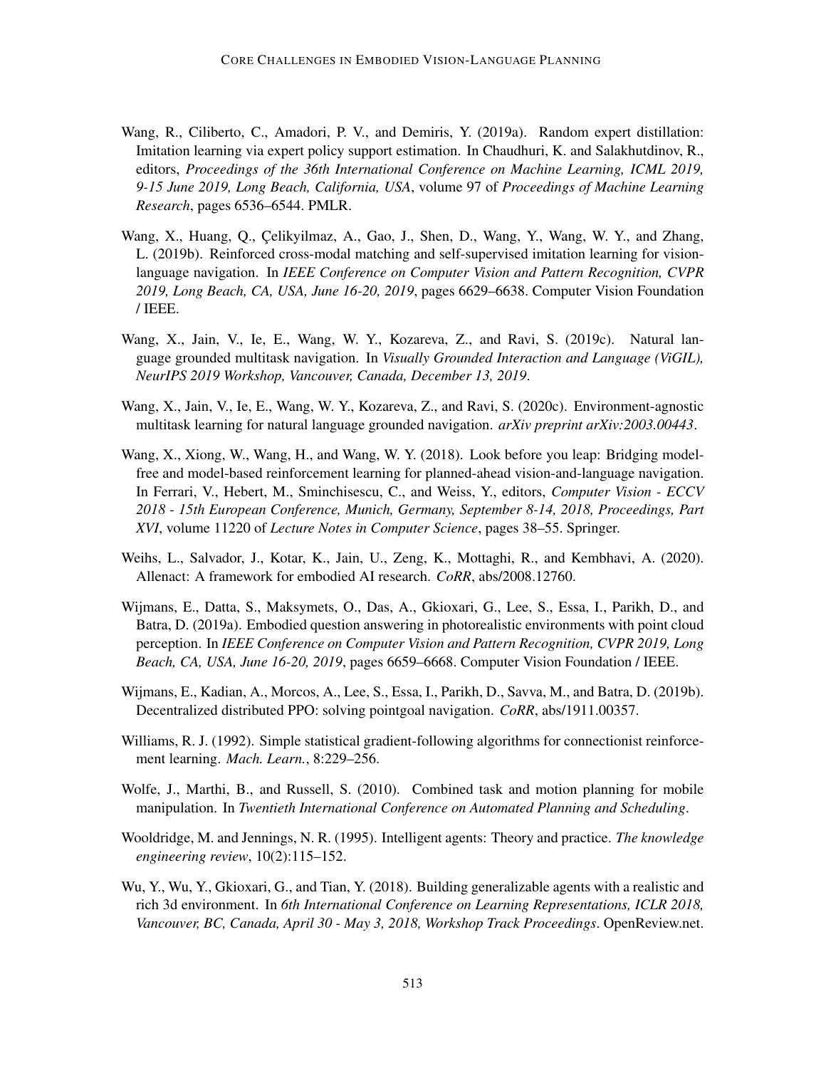Wang, R., Ciliberto, C., Amadori, P. V., and Demiris, Y. (2019a). Random expert distillation: Imitation learning via expert policy support estimation. In Chaudhuri, K. and Salakhutdinov, R., editors, *Proceedings of the 36th International Conference on Machine Learning, ICML 2019, 9-15 June 2019, Long Beach, California, USA*, volume 97 of *Proceedings of Machine Learning Research*, pages 6536–6544. PMLR.

Wang, X., Huang, Q., Çelikyilmaz, A., Gao, J., Shen, D., Wang, Y., Wang, W. Y., and Zhang, L. (2019b). Reinforced cross-modal matching and self-supervised imitation learning for vision-language navigation. In *IEEE Conference on Computer Vision and Pattern Recognition, CVPR 2019, Long Beach, CA, USA, June 16-20, 2019*, pages 6629–6638. Computer Vision Foundation / IEEE.

Wang, X., Jain, V., Ie, E., Wang, W. Y., Kozareva, Z., and Ravi, S. (2019c). Natural language grounded multitask navigation. In *Visually Grounded Interaction and Language (ViGIL), NeurIPS 2019 Workshop, Vancouver, Canada, December 13, 2019*.

Wang, X., Jain, V., Ie, E., Wang, W. Y., Kozareva, Z., and Ravi, S. (2020c). Environment-agnostic multitask learning for natural language grounded navigation. *arXiv preprint arXiv:2003.00443*.

Wang, X., Xiong, W., Wang, H., and Wang, W. Y. (2018). Look before you leap: Bridging model-free and model-based reinforcement learning for planned-ahead vision-and-language navigation. In Ferrari, V., Hebert, M., Sminchisescu, C., and Weiss, Y., editors, *Computer Vision - ECCV 2018 - 15th European Conference, Munich, Germany, September 8-14, 2018, Proceedings, Part XVI*, volume 11220 of *Lecture Notes in Computer Science*, pages 38–55. Springer.

Weihs, L., Salvador, J., Kotar, K., Jain, U., Zeng, K., Mottaghi, R., and Kembhavi, A. (2020). Allenact: A framework for embodied AI research. *CoRR*, abs/2008.12760.

Wijmans, E., Datta, S., Maksymets, O., Das, A., Gkioxari, G., Lee, S., Essa, I., Parikh, D., and Batra, D. (2019a). Embodied question answering in photorealistic environments with point cloud perception. In *IEEE Conference on Computer Vision and Pattern Recognition, CVPR 2019, Long Beach, CA, USA, June 16-20, 2019*, pages 6659–6668. Computer Vision Foundation / IEEE.

Wijmans, E., Kadian, A., Morcos, A., Lee, S., Essa, I., Parikh, D., Savva, M., and Batra, D. (2019b). Decentralized distributed PPO: solving pointgoal navigation. *CoRR*, abs/1911.00357.

Williams, R. J. (1992). Simple statistical gradient-following algorithms for connectionist reinforcement learning. *Mach. Learn.*, 8:229–256.

Wolfe, J., Marthi, B., and Russell, S. (2010). Combined task and motion planning for mobile manipulation. In *Twentieth International Conference on Automated Planning and Scheduling*.

Wooldridge, M. and Jennings, N. R. (1995). Intelligent agents: Theory and practice. *The knowledge engineering review*, 10(2):115–152.

Wu, Y., Wu, Y., Gkioxari, G., and Tian, Y. (2018). Building generalizable agents with a realistic and rich 3d environment. In *6th International Conference on Learning Representations, ICLR 2018, Vancouver, BC, Canada, April 30 - May 3, 2018, Workshop Track Proceedings*. OpenReview.net.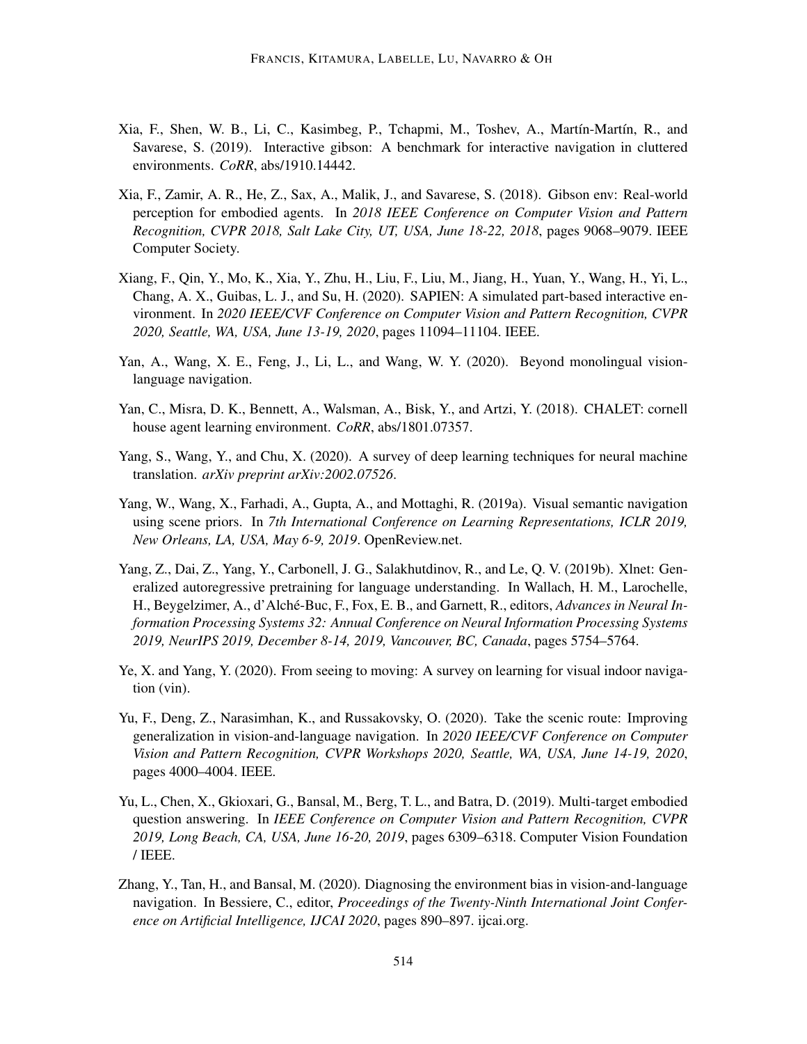Xia, F., Shen, W. B., Li, C., Kasimbeg, P., Tchapmi, M., Toshev, A., Martín-Martín, R., and Savarese, S. (2019). Interactive gibson: A benchmark for interactive navigation in cluttered environments. *CoRR*, abs/1910.14442.

Xia, F., Zamir, A. R., He, Z., Sax, A., Malik, J., and Savarese, S. (2018). Gibson env: Real-world perception for embodied agents. In *2018 IEEE Conference on Computer Vision and Pattern Recognition, CVPR 2018, Salt Lake City, UT, USA, June 18-22, 2018*, pages 9068–9079. IEEE Computer Society.

Xiang, F., Qin, Y., Mo, K., Xia, Y., Zhu, H., Liu, F., Liu, M., Jiang, H., Yuan, Y., Wang, H., Yi, L., Chang, A. X., Guibas, L. J., and Su, H. (2020). SAPIEN: A simulated part-based interactive environment. In *2020 IEEE/CVF Conference on Computer Vision and Pattern Recognition, CVPR 2020, Seattle, WA, USA, June 13-19, 2020*, pages 11094–11104. IEEE.

Yan, A., Wang, X. E., Feng, J., Li, L., and Wang, W. Y. (2020). Beyond monolingual vision-language navigation.

Yan, C., Misra, D. K., Bennett, A., Walsman, A., Bisk, Y., and Artzi, Y. (2018). CHALET: cornell house agent learning environment. *CoRR*, abs/1801.07357.

Yang, S., Wang, Y., and Chu, X. (2020). A survey of deep learning techniques for neural machine translation. *arXiv preprint arXiv:2002.07526*.

Yang, W., Wang, X., Farhadi, A., Gupta, A., and Mottaghi, R. (2019a). Visual semantic navigation using scene priors. In *7th International Conference on Learning Representations, ICLR 2019, New Orleans, LA, USA, May 6-9, 2019*. OpenReview.net.

Yang, Z., Dai, Z., Yang, Y., Carbonell, J. G., Salakhutdinov, R., and Le, Q. V. (2019b). Xlnet: Generalized autoregressive pretraining for language understanding. In Wallach, H. M., Larochelle, H., Beygelzimer, A., d'Alché-Buc, F., Fox, E. B., and Garnett, R., editors, *Advances in Neural Information Processing Systems 32: Annual Conference on Neural Information Processing Systems 2019, NeurIPS 2019, December 8-14, 2019, Vancouver, BC, Canada*, pages 5754–5764.

Ye, X. and Yang, Y. (2020). From seeing to moving: A survey on learning for visual indoor navigation (vin).

Yu, F., Deng, Z., Narasimhan, K., and Russakovsky, O. (2020). Take the scenic route: Improving generalization in vision-and-language navigation. In *2020 IEEE/CVF Conference on Computer Vision and Pattern Recognition, CVPR Workshops 2020, Seattle, WA, USA, June 14-19, 2020*, pages 4000–4004. IEEE.

Yu, L., Chen, X., Gkioxari, G., Bansal, M., Berg, T. L., and Batra, D. (2019). Multi-target embodied question answering. In *IEEE Conference on Computer Vision and Pattern Recognition, CVPR 2019, Long Beach, CA, USA, June 16-20, 2019*, pages 6309–6318. Computer Vision Foundation / IEEE.

Zhang, Y., Tan, H., and Bansal, M. (2020). Diagnosing the environment bias in vision-and-language navigation. In Bessiere, C., editor, *Proceedings of the Twenty-Ninth International Joint Conference on Artificial Intelligence, IJCAI 2020*, pages 890–897. ijcai.org.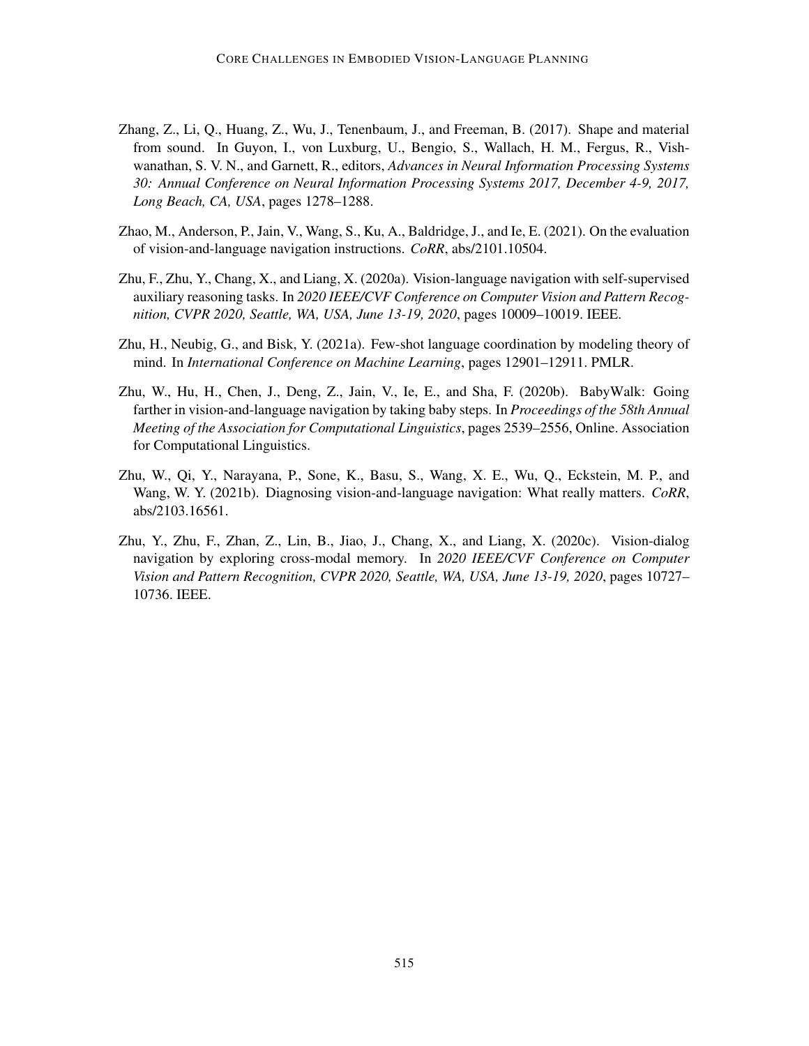Zhang, Z., Li, Q., Huang, Z., Wu, J., Tenenbaum, J., and Freeman, B. (2017). Shape and material from sound. In Guyon, I., von Luxburg, U., Bengio, S., Wallach, H. M., Fergus, R., Vishwanathan, S. V. N., and Garnett, R., editors, *Advances in Neural Information Processing Systems 30: Annual Conference on Neural Information Processing Systems 2017, December 4-9, 2017, Long Beach, CA, USA*, pages 1278–1288.

Zhao, M., Anderson, P., Jain, V., Wang, S., Ku, A., Baldridge, J., and Ie, E. (2021). On the evaluation of vision-and-language navigation instructions. *CoRR*, abs/2101.10504.

Zhu, F., Zhu, Y., Chang, X., and Liang, X. (2020a). Vision-language navigation with self-supervised auxiliary reasoning tasks. In *2020 IEEE/CVF Conference on Computer Vision and Pattern Recognition, CVPR 2020, Seattle, WA, USA, June 13-19, 2020*, pages 10009–10019. IEEE.

Zhu, H., Neubig, G., and Bisk, Y. (2021a). Few-shot language coordination by modeling theory of mind. In *International Conference on Machine Learning*, pages 12901–12911. PMLR.

Zhu, W., Hu, H., Chen, J., Deng, Z., Jain, V., Ie, E., and Sha, F. (2020b). BabyWalk: Going farther in vision-and-language navigation by taking baby steps. In *Proceedings of the 58th Annual Meeting of the Association for Computational Linguistics*, pages 2539–2556, Online. Association for Computational Linguistics.

Zhu, W., Qi, Y., Narayana, P., Sone, K., Basu, S., Wang, X. E., Wu, Q., Eckstein, M. P., and Wang, W. Y. (2021b). Diagnosing vision-and-language navigation: What really matters. *CoRR*, abs/2103.16561.

Zhu, Y., Zhu, F., Zhan, Z., Lin, B., Jiao, J., Chang, X., and Liang, X. (2020c). Vision-dialog navigation by exploring cross-modal memory. In *2020 IEEE/CVF Conference on Computer Vision and Pattern Recognition, CVPR 2020, Seattle, WA, USA, June 13-19, 2020*, pages 10727–10736. IEEE.